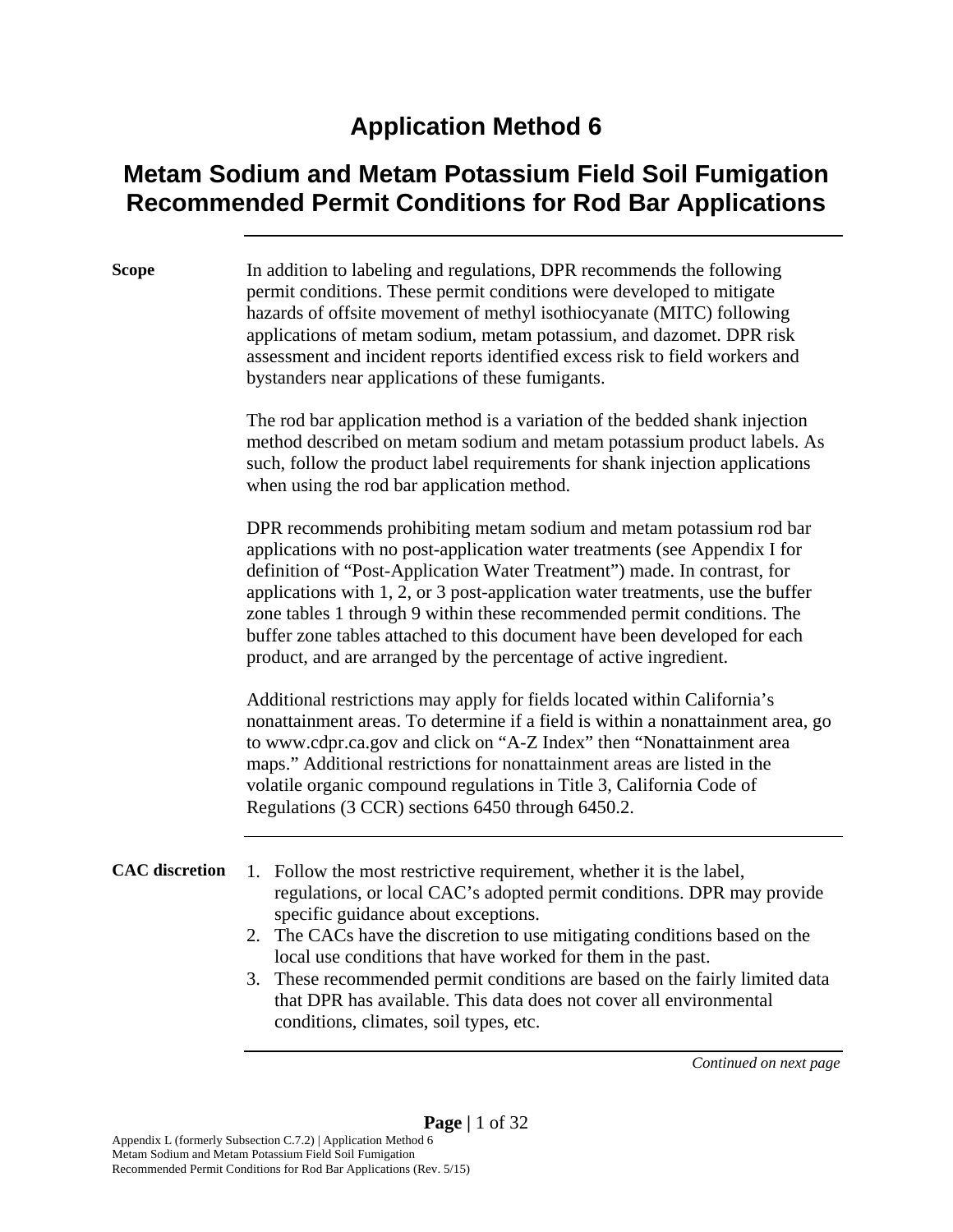# Application Method 6

## Metam Sodium and Metam Potassium Field Soil Fumigation Recommended Permit Conditions for Rod Bar Applications

**Scope**

In addition to labeling and regulations, DPR recommends the following permit conditions. These permit conditions were developed to mitigate hazards of offsite movement of methyl isothiocyanate (MITC) following applications of metam sodium, metam potassium, and dazomet. DPR risk assessment and incident reports identified excess risk to field workers and bystanders near applications of these fumigants.

The rod bar application method is a variation of the bedded shank injection method described on metam sodium and metam potassium product labels. As such, follow the product label requirements for shank injection applications when using the rod bar application method.

DPR recommends prohibiting metam sodium and metam potassium rod bar applications with no post-application water treatments (see Appendix I for definition of "Post-Application Water Treatment") made. In contrast, for applications with 1, 2, or 3 post-application water treatments, use the buffer zone tables 1 through 9 within these recommended permit conditions. The buffer zone tables attached to this document have been developed for each product, and are arranged by the percentage of active ingredient.

Additional restrictions may apply for fields located within California's nonattainment areas. To determine if a field is within a nonattainment area, go to www.cdpr.ca.gov and click on "A-Z Index" then "Nonattainment area maps." Additional restrictions for nonattainment areas are listed in the volatile organic compound regulations in Title 3, California Code of Regulations (3 CCR) sections 6450 through 6450.2.

**CAC discretion**

1. Follow the most restrictive requirement, whether it is the label, regulations, or local CAC's adopted permit conditions. DPR may provide specific guidance about exceptions.
2. The CACs have the discretion to use mitigating conditions based on the local use conditions that have worked for them in the past.
3. These recommended permit conditions are based on the fairly limited data that DPR has available. This data does not cover all environmental conditions, climates, soil types, etc.

*Continued on next page*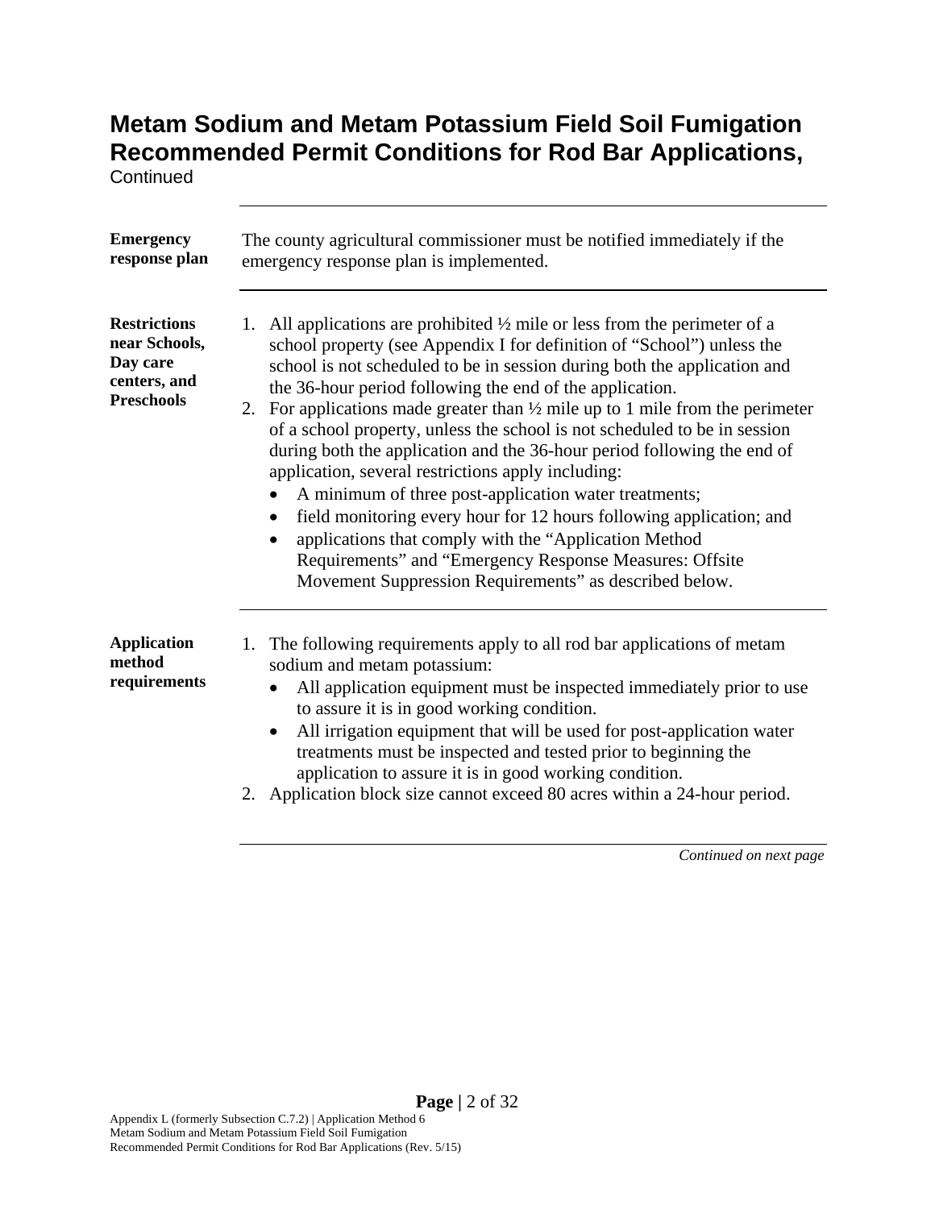# Metam Sodium and Metam Potassium Field Soil Fumigation Recommended Permit Conditions for Rod Bar Applications,

Continued

**Emergency response plan**

The county agricultural commissioner must be notified immediately if the emergency response plan is implemented.

**Restrictions near Schools, Day care centers, and Preschools**

1. All applications are prohibited ½ mile or less from the perimeter of a school property (see Appendix I for definition of "School") unless the school is not scheduled to be in session during both the application and the 36-hour period following the end of the application.
2. For applications made greater than ½ mile up to 1 mile from the perimeter of a school property, unless the school is not scheduled to be in session during both the application and the 36-hour period following the end of application, several restrictions apply including:
   - A minimum of three post-application water treatments;
   - field monitoring every hour for 12 hours following application; and
   - applications that comply with the "Application Method Requirements" and "Emergency Response Measures: Offsite Movement Suppression Requirements" as described below.

**Application method requirements**

1. The following requirements apply to all rod bar applications of metam sodium and metam potassium:
   - All application equipment must be inspected immediately prior to use to assure it is in good working condition.
   - All irrigation equipment that will be used for post-application water treatments must be inspected and tested prior to beginning the application to assure it is in good working condition.
2. Application block size cannot exceed 80 acres within a 24-hour period.

*Continued on next page*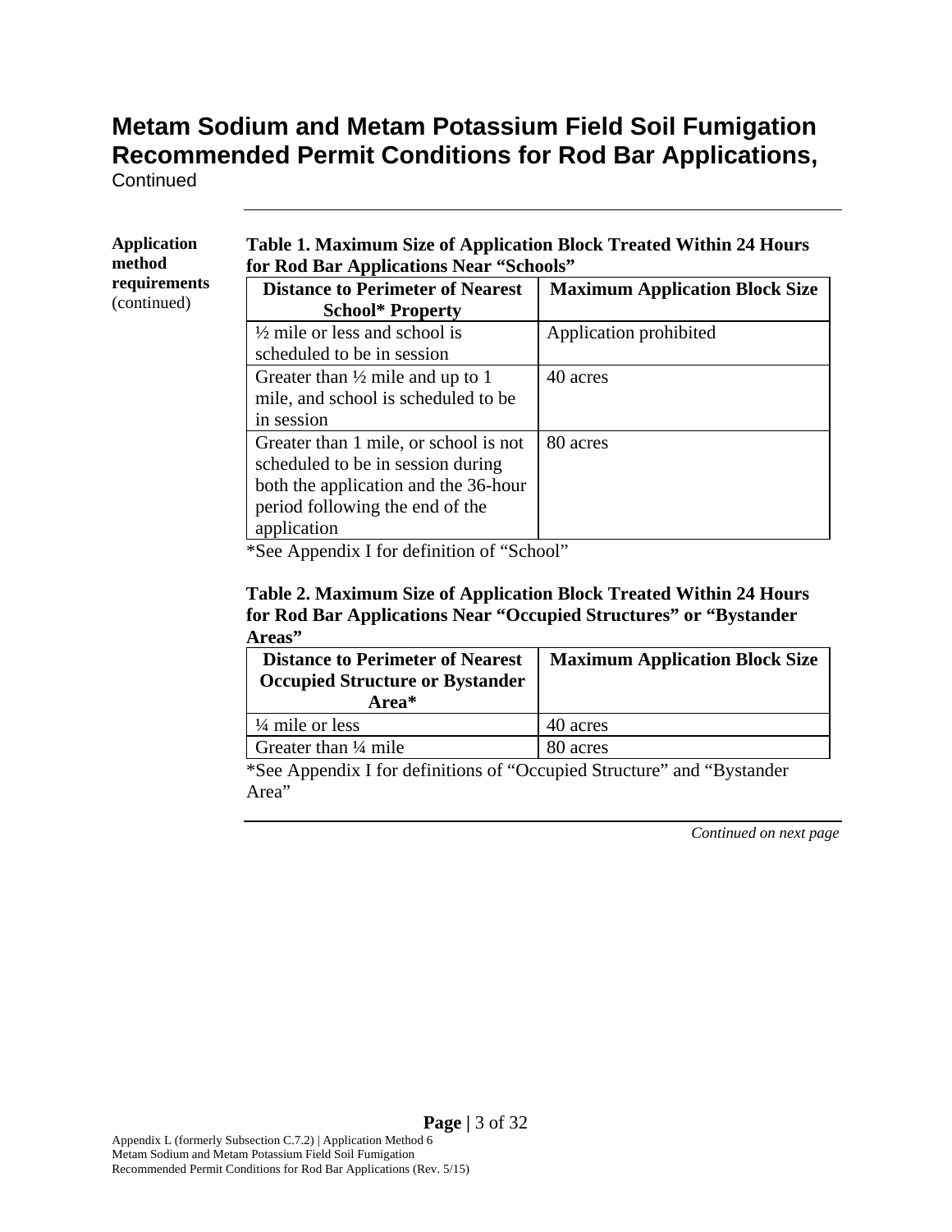# Metam Sodium and Metam Potassium Field Soil Fumigation Recommended Permit Conditions for Rod Bar Applications,

Continued

---

**Application method requirements** (continued)

**Table 1. Maximum Size of Application Block Treated Within 24 Hours for Rod Bar Applications Near "Schools"**

| Distance to Perimeter of Nearest School* Property | Maximum Application Block Size |
|---|---|
| ½ mile or less and school is scheduled to be in session | Application prohibited |
| Greater than ½ mile and up to 1 mile, and school is scheduled to be in session | 40 acres |
| Greater than 1 mile, or school is not scheduled to be in session during both the application and the 36-hour period following the end of the application | 80 acres |

*See Appendix I for definition of "School"

**Table 2. Maximum Size of Application Block Treated Within 24 Hours for Rod Bar Applications Near "Occupied Structures" or "Bystander Areas"**

| Distance to Perimeter of Nearest Occupied Structure or Bystander Area* | Maximum Application Block Size |
|---|---|
| ¼ mile or less | 40 acres |
| Greater than ¼ mile | 80 acres |

*See Appendix I for definitions of "Occupied Structure" and "Bystander Area"

*Continued on next page*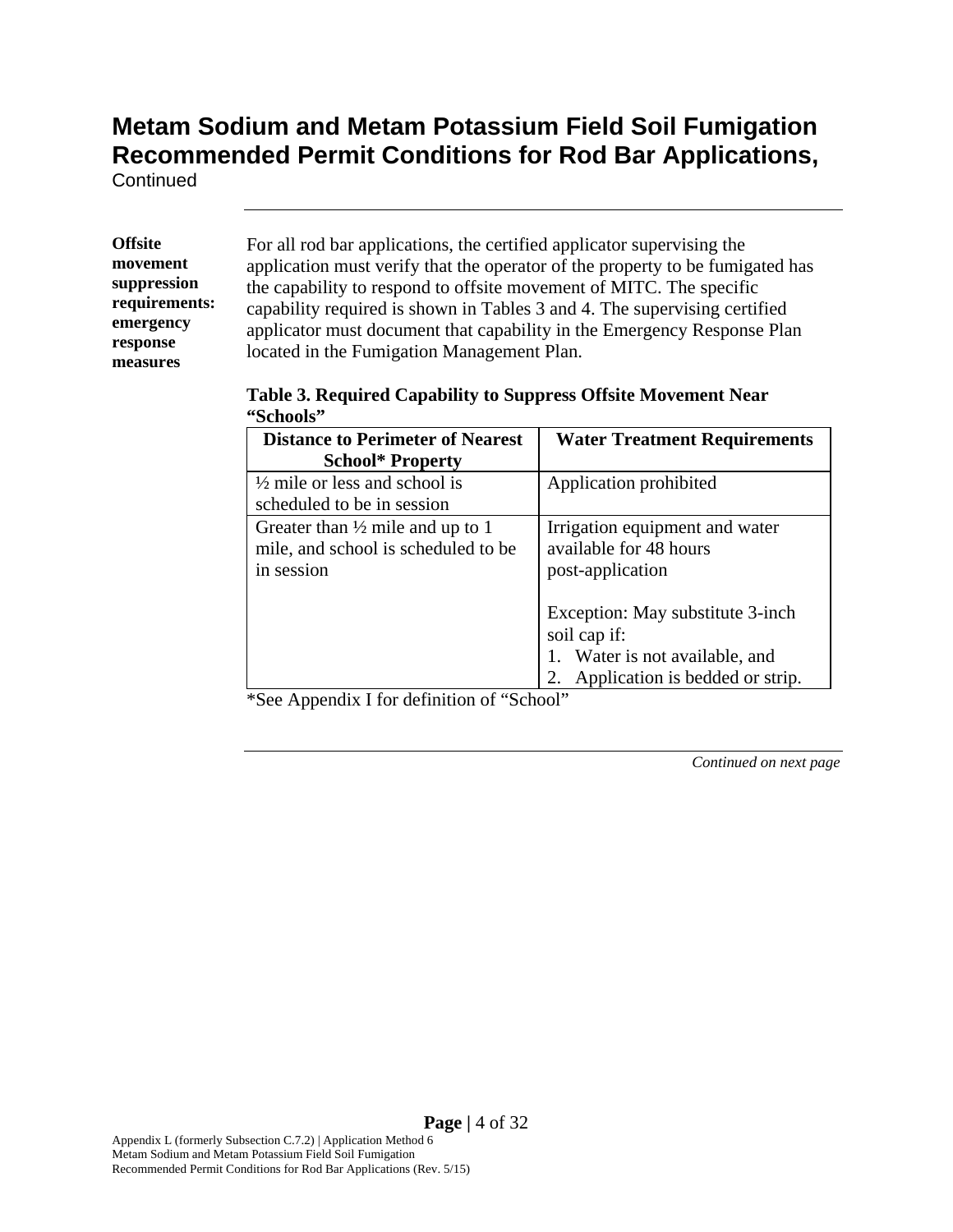# Metam Sodium and Metam Potassium Field Soil Fumigation Recommended Permit Conditions for Rod Bar Applications,

Continued

**Offsite movement suppression requirements: emergency response measures**

For all rod bar applications, the certified applicator supervising the application must verify that the operator of the property to be fumigated has the capability to respond to offsite movement of MITC. The specific capability required is shown in Tables 3 and 4. The supervising certified applicator must document that capability in the Emergency Response Plan located in the Fumigation Management Plan.

**Table 3. Required Capability to Suppress Offsite Movement Near "Schools"**

| Distance to Perimeter of Nearest School* Property | Water Treatment Requirements |
| --- | --- |
| ½ mile or less and school is scheduled to be in session | Application prohibited |
| Greater than ½ mile and up to 1 mile, and school is scheduled to be in session | Irrigation equipment and water available for 48 hours post-application<br><br>Exception: May substitute 3-inch soil cap if:<br>1. Water is not available, and<br>2. Application is bedded or strip. |

*See Appendix I for definition of "School"

*Continued on next page*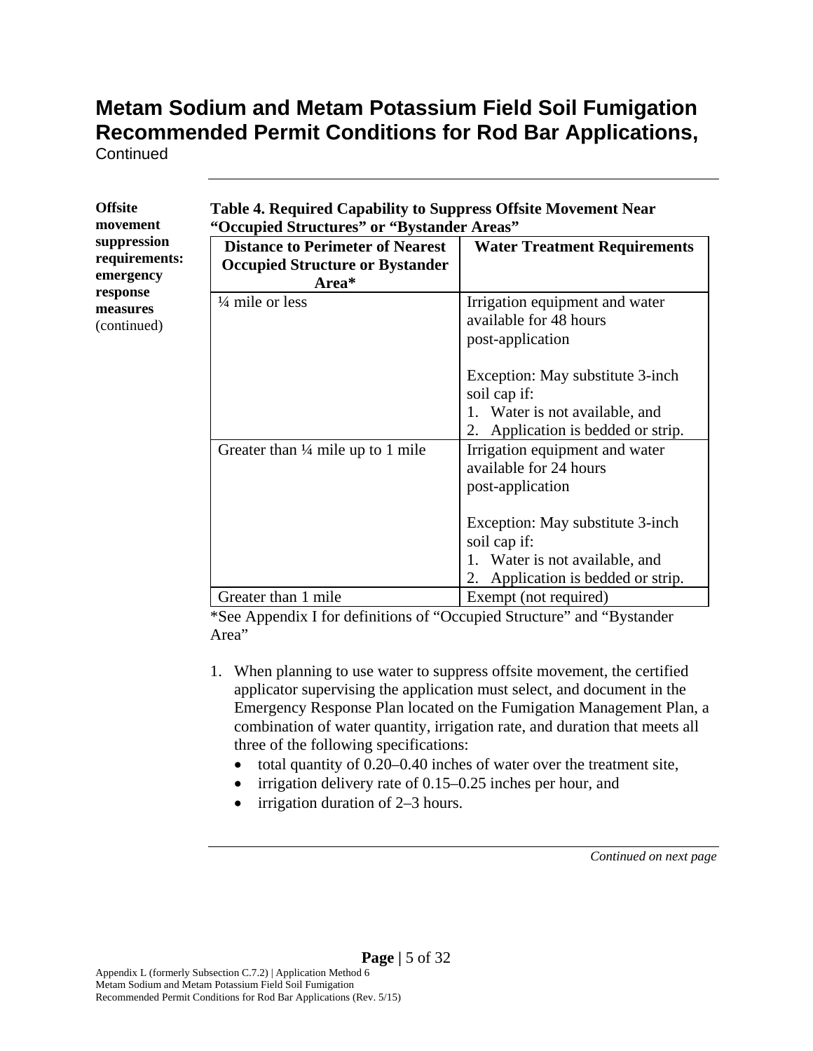# Metam Sodium and Metam Potassium Field Soil Fumigation Recommended Permit Conditions for Rod Bar Applications,

Continued

**Offsite movement suppression requirements: emergency response measures** (continued)

**Table 4. Required Capability to Suppress Offsite Movement Near "Occupied Structures" or "Bystander Areas"**

| Distance to Perimeter of Nearest Occupied Structure or Bystander Area* | Water Treatment Requirements |
|---|---|
| ¼ mile or less | Irrigation equipment and water available for 48 hours post-application<br><br>Exception: May substitute 3-inch soil cap if:<br>1. Water is not available, and<br>2. Application is bedded or strip. |
| Greater than ¼ mile up to 1 mile | Irrigation equipment and water available for 24 hours post-application<br><br>Exception: May substitute 3-inch soil cap if:<br>1. Water is not available, and<br>2. Application is bedded or strip. |
| Greater than 1 mile | Exempt (not required) |

*See Appendix I for definitions of "Occupied Structure" and "Bystander Area"

1. When planning to use water to suppress offsite movement, the certified applicator supervising the application must select, and document in the Emergency Response Plan located on the Fumigation Management Plan, a combination of water quantity, irrigation rate, and duration that meets all three of the following specifications:
   - total quantity of 0.20–0.40 inches of water over the treatment site,
   - irrigation delivery rate of 0.15–0.25 inches per hour, and
   - irrigation duration of 2–3 hours.

*Continued on next page*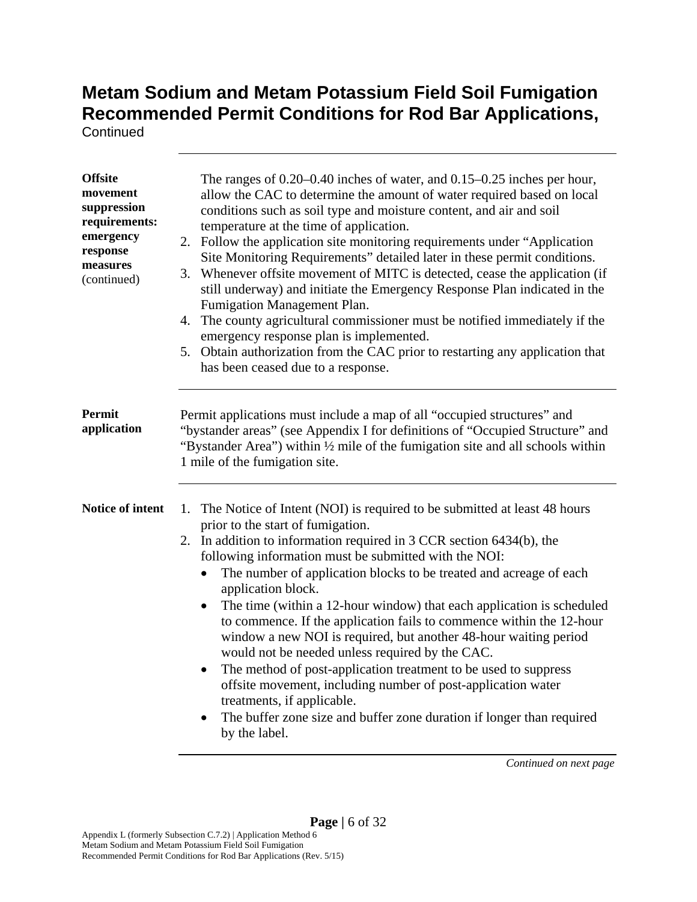# Metam Sodium and Metam Potassium Field Soil Fumigation Recommended Permit Conditions for Rod Bar Applications,

Continued

---

**Offsite movement suppression requirements: emergency response measures** (continued)

The ranges of 0.20–0.40 inches of water, and 0.15–0.25 inches per hour, allow the CAC to determine the amount of water required based on local conditions such as soil type and moisture content, and air and soil temperature at the time of application.

2. Follow the application site monitoring requirements under "Application Site Monitoring Requirements" detailed later in these permit conditions.
3. Whenever offsite movement of MITC is detected, cease the application (if still underway) and initiate the Emergency Response Plan indicated in the Fumigation Management Plan.
4. The county agricultural commissioner must be notified immediately if the emergency response plan is implemented.
5. Obtain authorization from the CAC prior to restarting any application that has been ceased due to a response.

---

**Permit application**

Permit applications must include a map of all "occupied structures" and "bystander areas" (see Appendix I for definitions of "Occupied Structure" and "Bystander Area") within ½ mile of the fumigation site and all schools within 1 mile of the fumigation site.

---

**Notice of intent**

1. The Notice of Intent (NOI) is required to be submitted at least 48 hours prior to the start of fumigation.
2. In addition to information required in 3 CCR section 6434(b), the following information must be submitted with the NOI:
   - The number of application blocks to be treated and acreage of each application block.
   - The time (within a 12-hour window) that each application is scheduled to commence. If the application fails to commence within the 12-hour window a new NOI is required, but another 48-hour waiting period would not be needed unless required by the CAC.
   - The method of post-application treatment to be used to suppress offsite movement, including number of post-application water treatments, if applicable.
   - The buffer zone size and buffer zone duration if longer than required by the label.

*Continued on next page*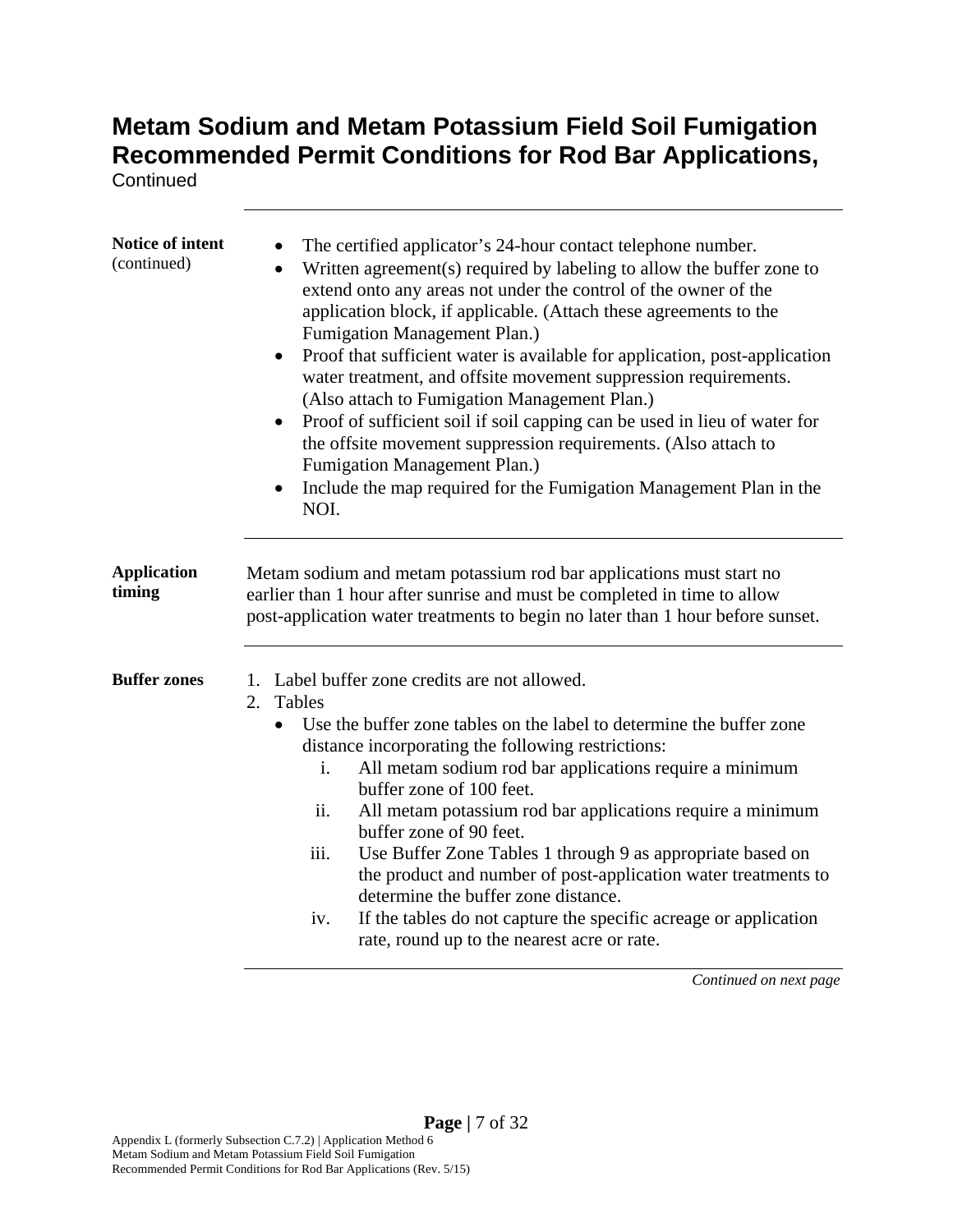# Metam Sodium and Metam Potassium Field Soil Fumigation Recommended Permit Conditions for Rod Bar Applications, Continued

**Notice of intent** (continued)

- The certified applicator's 24-hour contact telephone number.
- Written agreement(s) required by labeling to allow the buffer zone to extend onto any areas not under the control of the owner of the application block, if applicable. (Attach these agreements to the Fumigation Management Plan.)
- Proof that sufficient water is available for application, post-application water treatment, and offsite movement suppression requirements. (Also attach to Fumigation Management Plan.)
- Proof of sufficient soil if soil capping can be used in lieu of water for the offsite movement suppression requirements. (Also attach to Fumigation Management Plan.)
- Include the map required for the Fumigation Management Plan in the NOI.

**Application timing**

Metam sodium and metam potassium rod bar applications must start no earlier than 1 hour after sunrise and must be completed in time to allow post-application water treatments to begin no later than 1 hour before sunset.

**Buffer zones**

1. Label buffer zone credits are not allowed.
2. Tables
   - Use the buffer zone tables on the label to determine the buffer zone distance incorporating the following restrictions:
     - i. All metam sodium rod bar applications require a minimum buffer zone of 100 feet.
     - ii. All metam potassium rod bar applications require a minimum buffer zone of 90 feet.
     - iii. Use Buffer Zone Tables 1 through 9 as appropriate based on the product and number of post-application water treatments to determine the buffer zone distance.
     - iv. If the tables do not capture the specific acreage or application rate, round up to the nearest acre or rate.

*Continued on next page*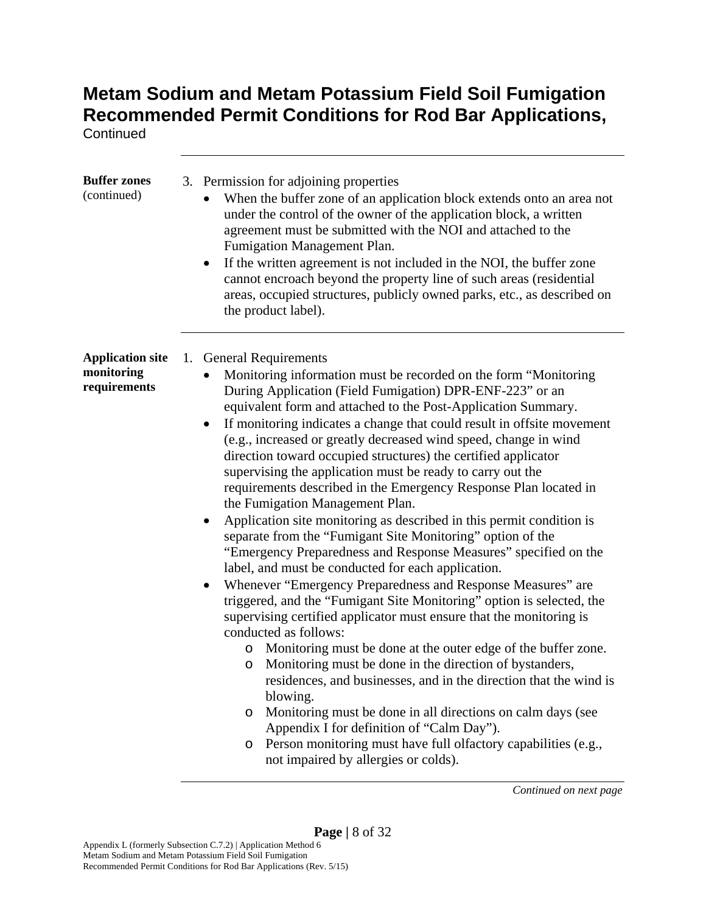# Metam Sodium and Metam Potassium Field Soil Fumigation Recommended Permit Conditions for Rod Bar Applications,

Continued

---

**Buffer zones** (continued)

3. Permission for adjoining properties
   - When the buffer zone of an application block extends onto an area not under the control of the owner of the application block, a written agreement must be submitted with the NOI and attached to the Fumigation Management Plan.
   - If the written agreement is not included in the NOI, the buffer zone cannot encroach beyond the property line of such areas (residential areas, occupied structures, publicly owned parks, etc., as described on the product label).

---

**Application site monitoring requirements**

1. General Requirements
   - Monitoring information must be recorded on the form "Monitoring During Application (Field Fumigation) DPR-ENF-223" or an equivalent form and attached to the Post-Application Summary.
   - If monitoring indicates a change that could result in offsite movement (e.g., increased or greatly decreased wind speed, change in wind direction toward occupied structures) the certified applicator supervising the application must be ready to carry out the requirements described in the Emergency Response Plan located in the Fumigation Management Plan.
   - Application site monitoring as described in this permit condition is separate from the "Fumigant Site Monitoring" option of the "Emergency Preparedness and Response Measures" specified on the label, and must be conducted for each application.
   - Whenever "Emergency Preparedness and Response Measures" are triggered, and the "Fumigant Site Monitoring" option is selected, the supervising certified applicator must ensure that the monitoring is conducted as follows:
     - Monitoring must be done at the outer edge of the buffer zone.
     - Monitoring must be done in the direction of bystanders, residences, and businesses, and in the direction that the wind is blowing.
     - Monitoring must be done in all directions on calm days (see Appendix I for definition of "Calm Day").
     - Person monitoring must have full olfactory capabilities (e.g., not impaired by allergies or colds).

*Continued on next page*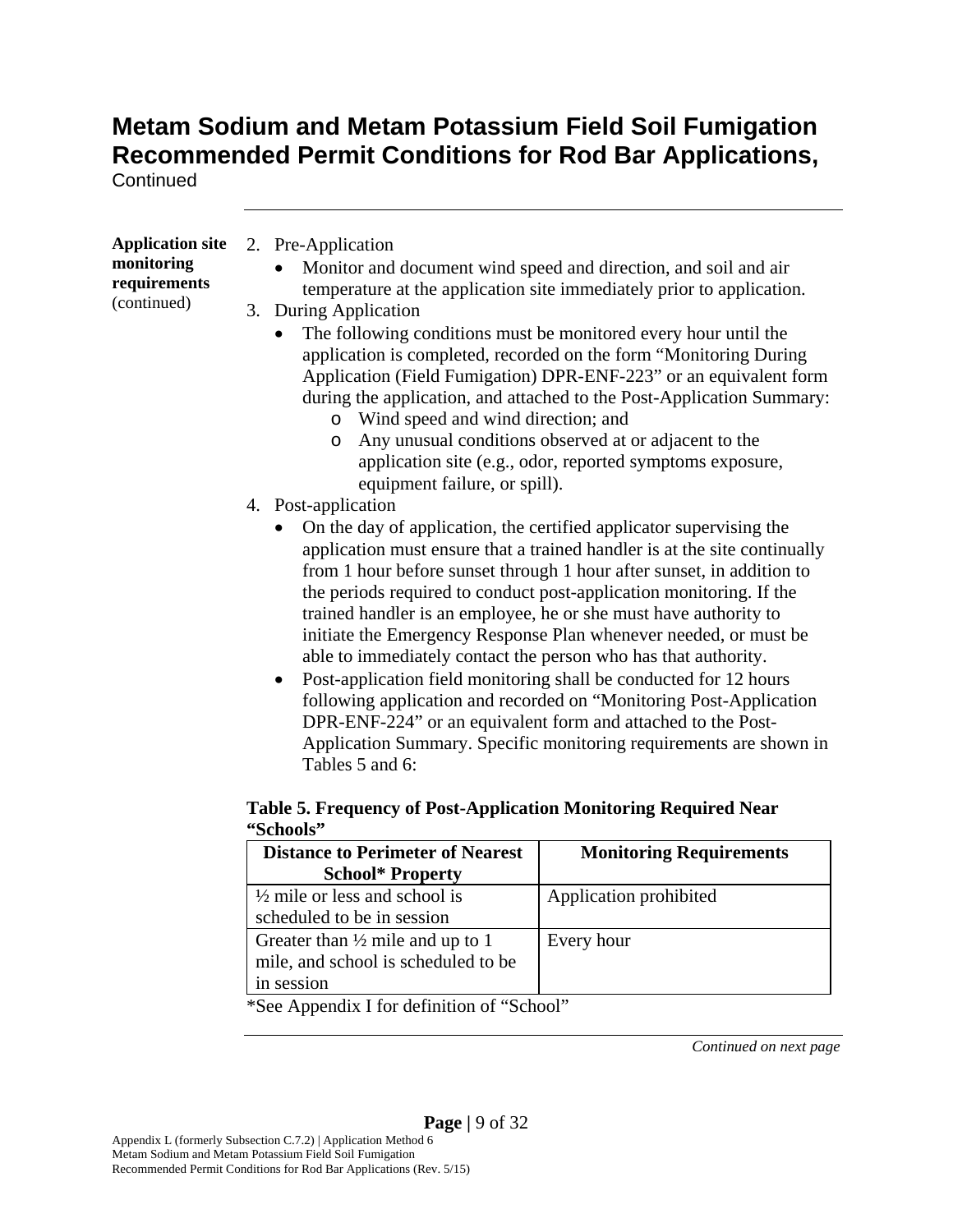# Metam Sodium and Metam Potassium Field Soil Fumigation Recommended Permit Conditions for Rod Bar Applications,

Continued

**Application site monitoring requirements** (continued)

2. Pre-Application
   - Monitor and document wind speed and direction, and soil and air temperature at the application site immediately prior to application.
3. During Application
   - The following conditions must be monitored every hour until the application is completed, recorded on the form "Monitoring During Application (Field Fumigation) DPR-ENF-223" or an equivalent form during the application, and attached to the Post-Application Summary:
     - Wind speed and wind direction; and
     - Any unusual conditions observed at or adjacent to the application site (e.g., odor, reported symptoms exposure, equipment failure, or spill).
4. Post-application
   - On the day of application, the certified applicator supervising the application must ensure that a trained handler is at the site continually from 1 hour before sunset through 1 hour after sunset, in addition to the periods required to conduct post-application monitoring. If the trained handler is an employee, he or she must have authority to initiate the Emergency Response Plan whenever needed, or must be able to immediately contact the person who has that authority.
   - Post-application field monitoring shall be conducted for 12 hours following application and recorded on "Monitoring Post-Application DPR-ENF-224" or an equivalent form and attached to the Post-Application Summary. Specific monitoring requirements are shown in Tables 5 and 6:

**Table 5. Frequency of Post-Application Monitoring Required Near "Schools"**

| Distance to Perimeter of Nearest School* Property | Monitoring Requirements |
|---|---|
| ½ mile or less and school is scheduled to be in session | Application prohibited |
| Greater than ½ mile and up to 1 mile, and school is scheduled to be in session | Every hour |

*See Appendix I for definition of "School"

*Continued on next page*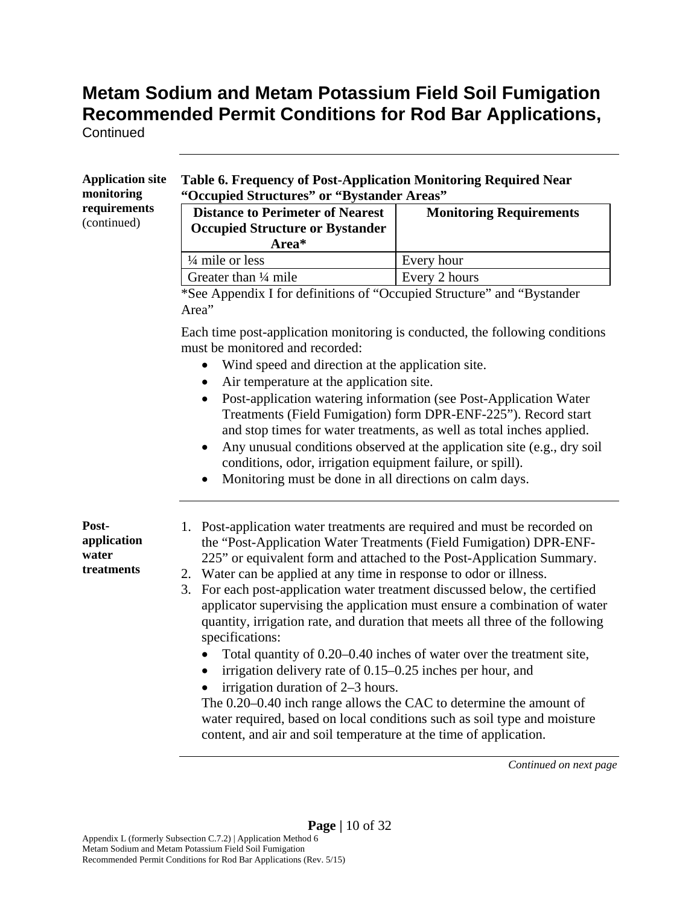# Metam Sodium and Metam Potassium Field Soil Fumigation Recommended Permit Conditions for Rod Bar Applications,
Continued

**Application site monitoring requirements** (continued)

**Table 6. Frequency of Post-Application Monitoring Required Near "Occupied Structures" or "Bystander Areas"**

| Distance to Perimeter of Nearest Occupied Structure or Bystander Area* | Monitoring Requirements |
|---|---|
| ¼ mile or less | Every hour |
| Greater than ¼ mile | Every 2 hours |

*See Appendix I for definitions of "Occupied Structure" and "Bystander Area"

Each time post-application monitoring is conducted, the following conditions must be monitored and recorded:

- Wind speed and direction at the application site.
- Air temperature at the application site.
- Post-application watering information (see Post-Application Water Treatments (Field Fumigation) form DPR-ENF-225"). Record start and stop times for water treatments, as well as total inches applied.
- Any unusual conditions observed at the application site (e.g., dry soil conditions, odor, irrigation equipment failure, or spill).
- Monitoring must be done in all directions on calm days.

---

**Post-application water treatments**

1. Post-application water treatments are required and must be recorded on the "Post-Application Water Treatments (Field Fumigation) DPR-ENF-225" or equivalent form and attached to the Post-Application Summary.
2. Water can be applied at any time in response to odor or illness.
3. For each post-application water treatment discussed below, the certified applicator supervising the application must ensure a combination of water quantity, irrigation rate, and duration that meets all three of the following specifications:
   - Total quantity of 0.20–0.40 inches of water over the treatment site,
   - irrigation delivery rate of 0.15–0.25 inches per hour, and
   - irrigation duration of 2–3 hours.

   The 0.20–0.40 inch range allows the CAC to determine the amount of water required, based on local conditions such as soil type and moisture content, and air and soil temperature at the time of application.

*Continued on next page*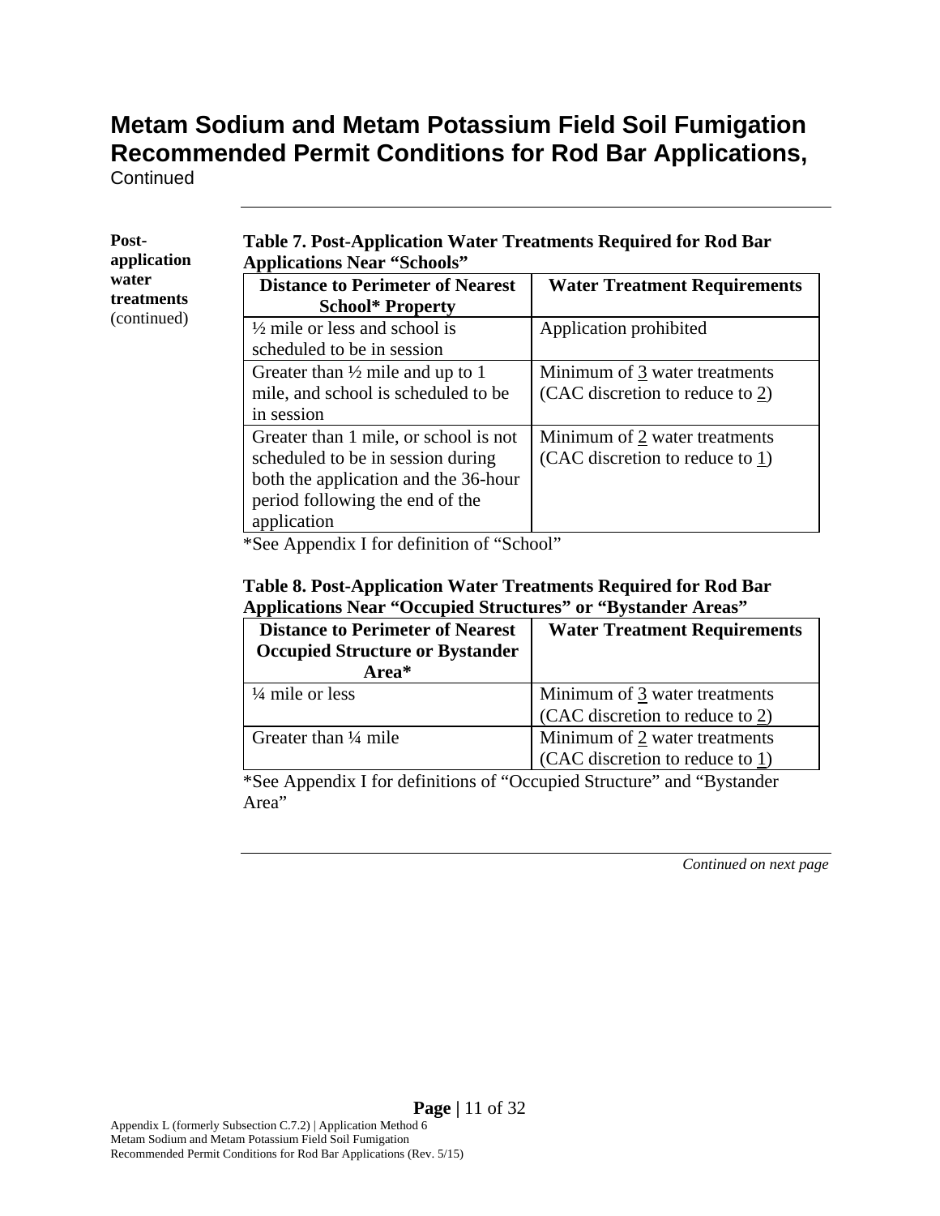# Metam Sodium and Metam Potassium Field Soil Fumigation Recommended Permit Conditions for Rod Bar Applications,

Continued

**Post-application water treatments** (continued)

**Table 7. Post-Application Water Treatments Required for Rod Bar Applications Near "Schools"**

| Distance to Perimeter of Nearest School* Property | Water Treatment Requirements |
| --- | --- |
| ½ mile or less and school is scheduled to be in session | Application prohibited |
| Greater than ½ mile and up to 1 mile, and school is scheduled to be in session | Minimum of 3 water treatments (CAC discretion to reduce to 2) |
| Greater than 1 mile, or school is not scheduled to be in session during both the application and the 36-hour period following the end of the application | Minimum of 2 water treatments (CAC discretion to reduce to 1) |

*See Appendix I for definition of "School"

**Table 8. Post-Application Water Treatments Required for Rod Bar Applications Near "Occupied Structures" or "Bystander Areas"**

| Distance to Perimeter of Nearest Occupied Structure or Bystander Area* | Water Treatment Requirements |
| --- | --- |
| ¼ mile or less | Minimum of 3 water treatments (CAC discretion to reduce to 2) |
| Greater than ¼ mile | Minimum of 2 water treatments (CAC discretion to reduce to 1) |

*See Appendix I for definitions of "Occupied Structure" and "Bystander Area"

*Continued on next page*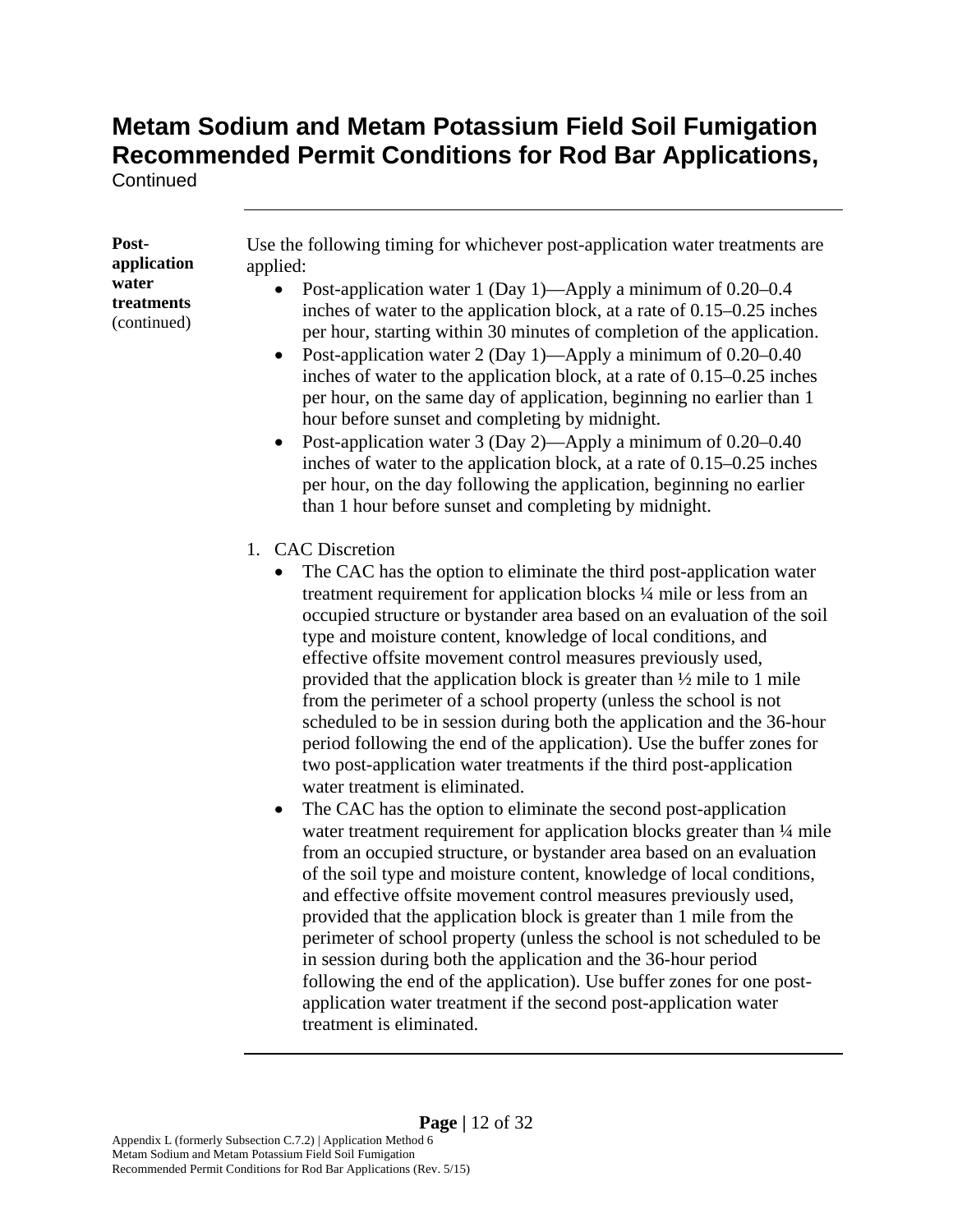# Metam Sodium and Metam Potassium Field Soil Fumigation Recommended Permit Conditions for Rod Bar Applications,

Continued

**Post-application water treatments** (continued)

Use the following timing for whichever post-application water treatments are applied:

- Post-application water 1 (Day 1)—Apply a minimum of 0.20–0.4 inches of water to the application block, at a rate of 0.15–0.25 inches per hour, starting within 30 minutes of completion of the application.
- Post-application water 2 (Day 1)—Apply a minimum of 0.20–0.40 inches of water to the application block, at a rate of 0.15–0.25 inches per hour, on the same day of application, beginning no earlier than 1 hour before sunset and completing by midnight.
- Post-application water 3 (Day 2)—Apply a minimum of 0.20–0.40 inches of water to the application block, at a rate of 0.15–0.25 inches per hour, on the day following the application, beginning no earlier than 1 hour before sunset and completing by midnight.

1. CAC Discretion
   - The CAC has the option to eliminate the third post-application water treatment requirement for application blocks ¼ mile or less from an occupied structure or bystander area based on an evaluation of the soil type and moisture content, knowledge of local conditions, and effective offsite movement control measures previously used, provided that the application block is greater than ½ mile to 1 mile from the perimeter of a school property (unless the school is not scheduled to be in session during both the application and the 36-hour period following the end of the application). Use the buffer zones for two post-application water treatments if the third post-application water treatment is eliminated.
   - The CAC has the option to eliminate the second post-application water treatment requirement for application blocks greater than ¼ mile from an occupied structure, or bystander area based on an evaluation of the soil type and moisture content, knowledge of local conditions, and effective offsite movement control measures previously used, provided that the application block is greater than 1 mile from the perimeter of school property (unless the school is not scheduled to be in session during both the application and the 36-hour period following the end of the application). Use buffer zones for one post-application water treatment if the second post-application water treatment is eliminated.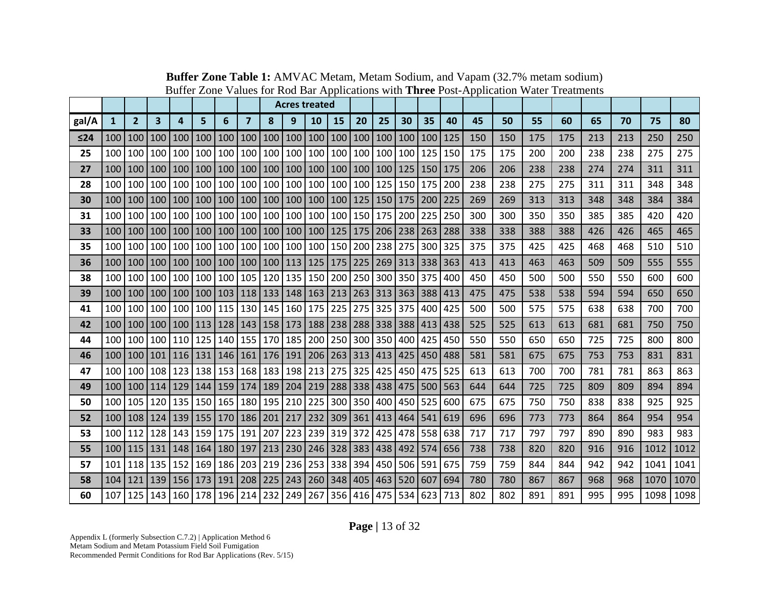**Buffer Zone Table 1:** AMVAC Metam, Metam Sodium, and Vapam (32.7% metam sodium)
Buffer Zone Values for Rod Bar Applications with **Three** Post-Application Water Treatments

| | Acres treated | | | | | | | | | | | | | | | | | | | | | | | |
|---|---|---|---|---|---|---|---|---|---|---|---|---|---|---|---|---|---|---|---|---|---|---|---|---|
| **gal/A** | **1** | **2** | **3** | **4** | **5** | **6** | **7** | **8** | **9** | **10** | **15** | **20** | **25** | **30** | **35** | **40** | **45** | **50** | **55** | **60** | **65** | **70** | **75** | **80** |
| **≤24** | 100 | 100 | 100 | 100 | 100 | 100 | 100 | 100 | 100 | 100 | 100 | 100 | 100 | 100 | 100 | 125 | 150 | 150 | 175 | 175 | 213 | 213 | 250 | 250 |
| **25** | 100 | 100 | 100 | 100 | 100 | 100 | 100 | 100 | 100 | 100 | 100 | 100 | 100 | 100 | 125 | 150 | 175 | 175 | 200 | 200 | 238 | 238 | 275 | 275 |
| **27** | 100 | 100 | 100 | 100 | 100 | 100 | 100 | 100 | 100 | 100 | 100 | 100 | 100 | 125 | 150 | 175 | 206 | 206 | 238 | 238 | 274 | 274 | 311 | 311 |
| **28** | 100 | 100 | 100 | 100 | 100 | 100 | 100 | 100 | 100 | 100 | 100 | 100 | 125 | 150 | 175 | 200 | 238 | 238 | 275 | 275 | 311 | 311 | 348 | 348 |
| **30** | 100 | 100 | 100 | 100 | 100 | 100 | 100 | 100 | 100 | 100 | 100 | 125 | 150 | 175 | 200 | 225 | 269 | 269 | 313 | 313 | 348 | 348 | 384 | 384 |
| **31** | 100 | 100 | 100 | 100 | 100 | 100 | 100 | 100 | 100 | 100 | 100 | 150 | 175 | 200 | 225 | 250 | 300 | 300 | 350 | 350 | 385 | 385 | 420 | 420 |
| **33** | 100 | 100 | 100 | 100 | 100 | 100 | 100 | 100 | 100 | 100 | 125 | 175 | 206 | 238 | 263 | 288 | 338 | 338 | 388 | 388 | 426 | 426 | 465 | 465 |
| **35** | 100 | 100 | 100 | 100 | 100 | 100 | 100 | 100 | 100 | 100 | 150 | 200 | 238 | 275 | 300 | 325 | 375 | 375 | 425 | 425 | 468 | 468 | 510 | 510 |
| **36** | 100 | 100 | 100 | 100 | 100 | 100 | 100 | 100 | 113 | 125 | 175 | 225 | 269 | 313 | 338 | 363 | 413 | 413 | 463 | 463 | 509 | 509 | 555 | 555 |
| **38** | 100 | 100 | 100 | 100 | 100 | 100 | 105 | 120 | 135 | 150 | 200 | 250 | 300 | 350 | 375 | 400 | 450 | 450 | 500 | 500 | 550 | 550 | 600 | 600 |
| **39** | 100 | 100 | 100 | 100 | 100 | 103 | 118 | 133 | 148 | 163 | 213 | 263 | 313 | 363 | 388 | 413 | 475 | 475 | 538 | 538 | 594 | 594 | 650 | 650 |
| **41** | 100 | 100 | 100 | 100 | 100 | 115 | 130 | 145 | 160 | 175 | 225 | 275 | 325 | 375 | 400 | 425 | 500 | 500 | 575 | 575 | 638 | 638 | 700 | 700 |
| **42** | 100 | 100 | 100 | 100 | 113 | 128 | 143 | 158 | 173 | 188 | 238 | 288 | 338 | 388 | 413 | 438 | 525 | 525 | 613 | 613 | 681 | 681 | 750 | 750 |
| **44** | 100 | 100 | 100 | 110 | 125 | 140 | 155 | 170 | 185 | 200 | 250 | 300 | 350 | 400 | 425 | 450 | 550 | 550 | 650 | 650 | 725 | 725 | 800 | 800 |
| **46** | 100 | 100 | 101 | 116 | 131 | 146 | 161 | 176 | 191 | 206 | 263 | 313 | 413 | 425 | 450 | 488 | 581 | 581 | 675 | 675 | 753 | 753 | 831 | 831 |
| **47** | 100 | 100 | 108 | 123 | 138 | 153 | 168 | 183 | 198 | 213 | 275 | 325 | 425 | 450 | 475 | 525 | 613 | 613 | 700 | 700 | 781 | 781 | 863 | 863 |
| **49** | 100 | 100 | 114 | 129 | 144 | 159 | 174 | 189 | 204 | 219 | 288 | 338 | 438 | 475 | 500 | 563 | 644 | 644 | 725 | 725 | 809 | 809 | 894 | 894 |
| **50** | 100 | 105 | 120 | 135 | 150 | 165 | 180 | 195 | 210 | 225 | 300 | 350 | 400 | 450 | 525 | 600 | 675 | 675 | 750 | 750 | 838 | 838 | 925 | 925 |
| **52** | 100 | 108 | 124 | 139 | 155 | 170 | 186 | 201 | 217 | 232 | 309 | 361 | 413 | 464 | 541 | 619 | 696 | 696 | 773 | 773 | 864 | 864 | 954 | 954 |
| **53** | 100 | 112 | 128 | 143 | 159 | 175 | 191 | 207 | 223 | 239 | 319 | 372 | 425 | 478 | 558 | 638 | 717 | 717 | 797 | 797 | 890 | 890 | 983 | 983 |
| **55** | 100 | 115 | 131 | 148 | 164 | 180 | 197 | 213 | 230 | 246 | 328 | 383 | 438 | 492 | 574 | 656 | 738 | 738 | 820 | 820 | 916 | 916 | 1012 | 1012 |
| **57** | 101 | 118 | 135 | 152 | 169 | 186 | 203 | 219 | 236 | 253 | 338 | 394 | 450 | 506 | 591 | 675 | 759 | 759 | 844 | 844 | 942 | 942 | 1041 | 1041 |
| **58** | 104 | 121 | 139 | 156 | 173 | 191 | 208 | 225 | 243 | 260 | 348 | 405 | 463 | 520 | 607 | 694 | 780 | 780 | 867 | 867 | 968 | 968 | 1070 | 1070 |
| **60** | 107 | 125 | 143 | 160 | 178 | 196 | 214 | 232 | 249 | 267 | 356 | 416 | 475 | 534 | 623 | 713 | 802 | 802 | 891 | 891 | 995 | 995 | 1098 | 1098 |

Appendix L (formerly Subsection C.7.2) | Application Method 6
Metam Sodium and Metam Potassium Field Soil Fumigation
Recommended Permit Conditions for Rod Bar Applications (Rev. 5/15)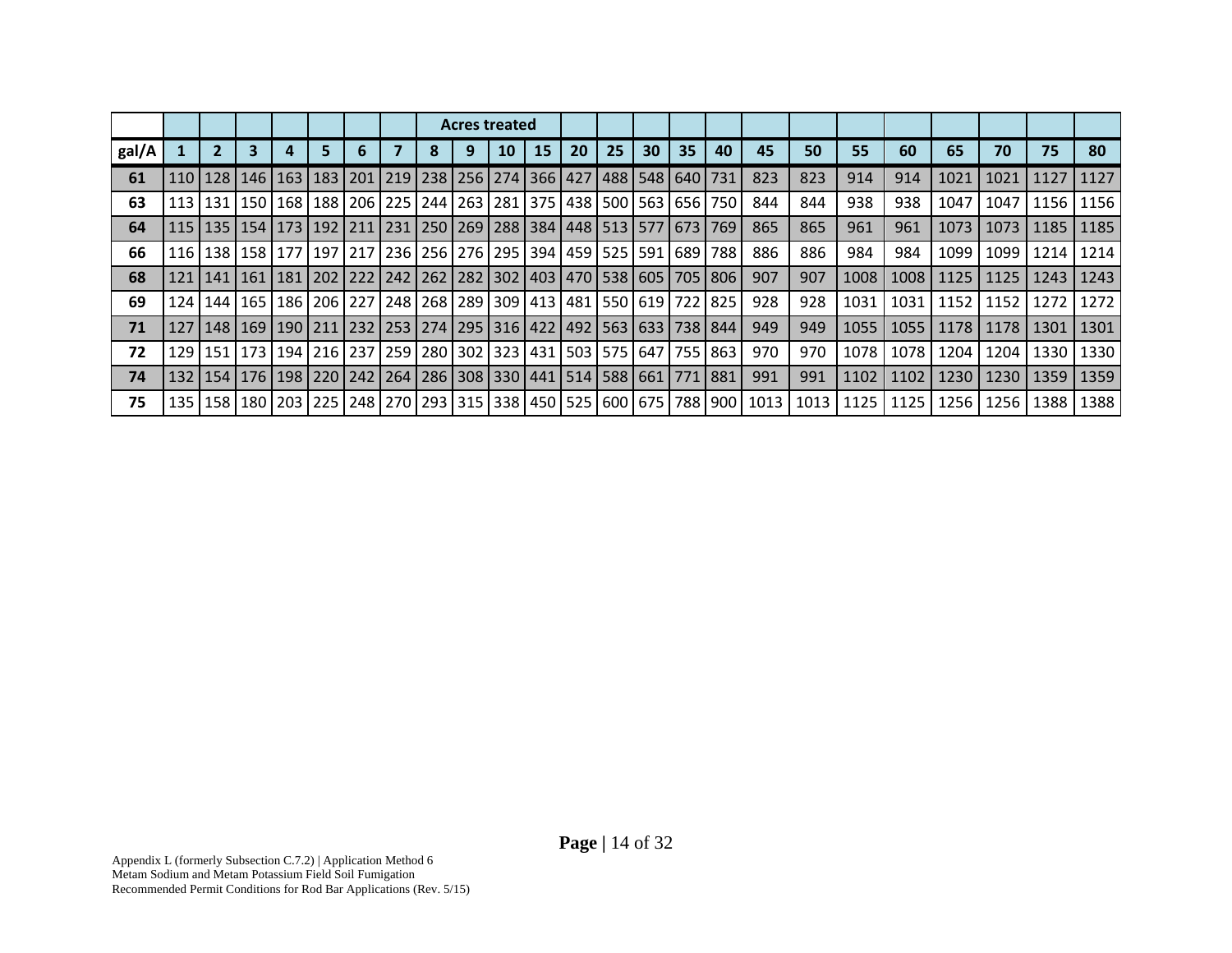| | Acres treated | | | | | | | | | | | | | | | | | | | | | | | |
|---|---|---|---|---|---|---|---|---|---|---|---|---|---|---|---|---|---|---|---|---|---|---|---|---|
| **gal/A** | **1** | **2** | **3** | **4** | **5** | **6** | **7** | **8** | **9** | **10** | **15** | **20** | **25** | **30** | **35** | **40** | **45** | **50** | **55** | **60** | **65** | **70** | **75** | **80** |
| **61** | 110 | 128 | 146 | 163 | 183 | 201 | 219 | 238 | 256 | 274 | 366 | 427 | 488 | 548 | 640 | 731 | 823 | 823 | 914 | 914 | 1021 | 1021 | 1127 | 1127 |
| **63** | 113 | 131 | 150 | 168 | 188 | 206 | 225 | 244 | 263 | 281 | 375 | 438 | 500 | 563 | 656 | 750 | 844 | 844 | 938 | 938 | 1047 | 1047 | 1156 | 1156 |
| **64** | 115 | 135 | 154 | 173 | 192 | 211 | 231 | 250 | 269 | 288 | 384 | 448 | 513 | 577 | 673 | 769 | 865 | 865 | 961 | 961 | 1073 | 1073 | 1185 | 1185 |
| **66** | 116 | 138 | 158 | 177 | 197 | 217 | 236 | 256 | 276 | 295 | 394 | 459 | 525 | 591 | 689 | 788 | 886 | 886 | 984 | 984 | 1099 | 1099 | 1214 | 1214 |
| **68** | 121 | 141 | 161 | 181 | 202 | 222 | 242 | 262 | 282 | 302 | 403 | 470 | 538 | 605 | 705 | 806 | 907 | 907 | 1008 | 1008 | 1125 | 1125 | 1243 | 1243 |
| **69** | 124 | 144 | 165 | 186 | 206 | 227 | 248 | 268 | 289 | 309 | 413 | 481 | 550 | 619 | 722 | 825 | 928 | 928 | 1031 | 1031 | 1152 | 1152 | 1272 | 1272 |
| **71** | 127 | 148 | 169 | 190 | 211 | 232 | 253 | 274 | 295 | 316 | 422 | 492 | 563 | 633 | 738 | 844 | 949 | 949 | 1055 | 1055 | 1178 | 1178 | 1301 | 1301 |
| **72** | 129 | 151 | 173 | 194 | 216 | 237 | 259 | 280 | 302 | 323 | 431 | 503 | 575 | 647 | 755 | 863 | 970 | 970 | 1078 | 1078 | 1204 | 1204 | 1330 | 1330 |
| **74** | 132 | 154 | 176 | 198 | 220 | 242 | 264 | 286 | 308 | 330 | 441 | 514 | 588 | 661 | 771 | 881 | 991 | 991 | 1102 | 1102 | 1230 | 1230 | 1359 | 1359 |
| **75** | 135 | 158 | 180 | 203 | 225 | 248 | 270 | 293 | 315 | 338 | 450 | 525 | 600 | 675 | 788 | 900 | 1013 | 1013 | 1125 | 1125 | 1256 | 1256 | 1388 | 1388 |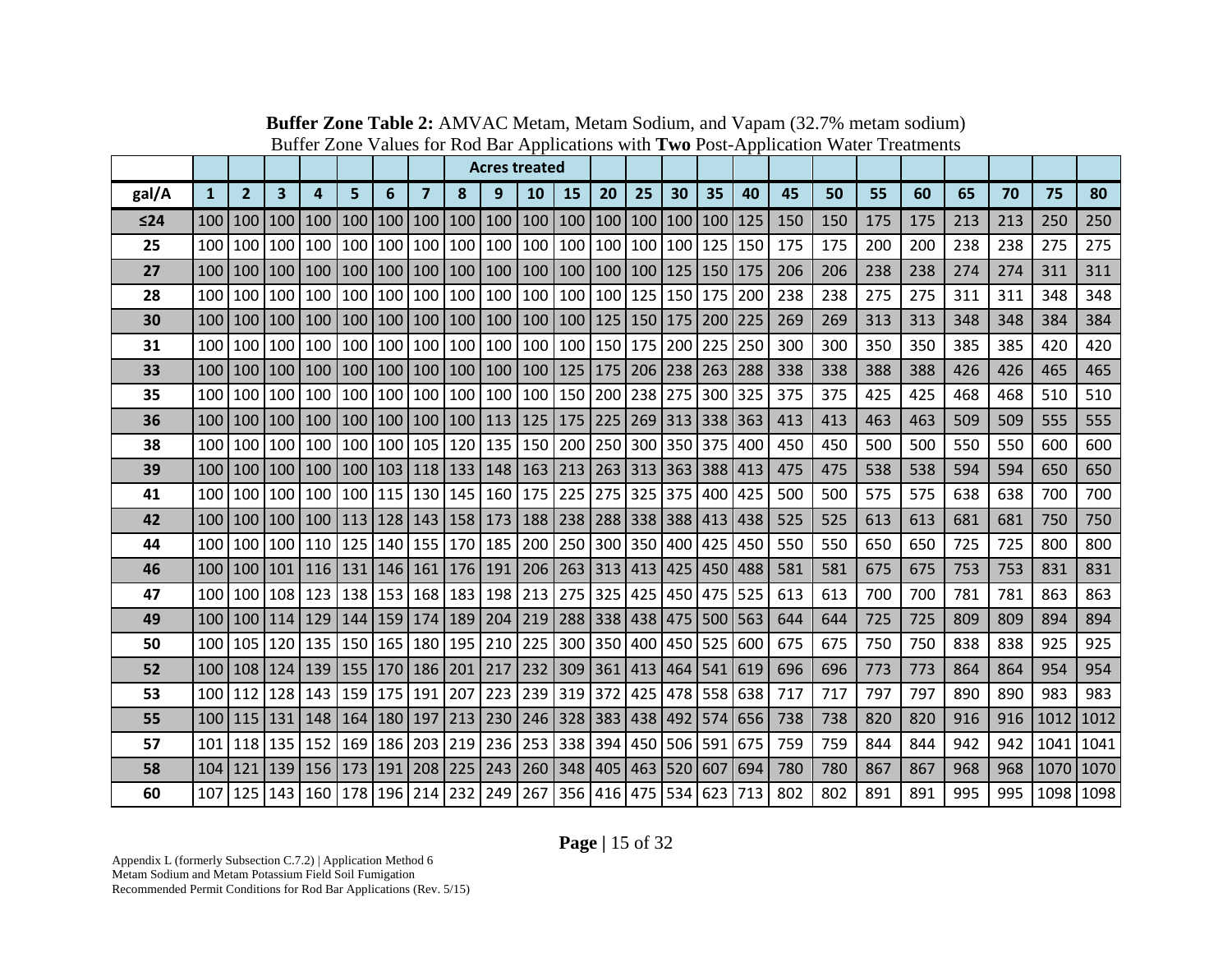**Buffer Zone Table 2:** AMVAC Metam, Metam Sodium, and Vapam (32.7% metam sodium)
Buffer Zone Values for Rod Bar Applications with **Two** Post-Application Water Treatments

| | Acres treated | | | | | | | | | | | | | | | | | | | | | | | |
|---|---|---|---|---|---|---|---|---|---|---|---|---|---|---|---|---|---|---|---|---|---|---|---|---|
| **gal/A** | **1** | **2** | **3** | **4** | **5** | **6** | **7** | **8** | **9** | **10** | **15** | **20** | **25** | **30** | **35** | **40** | **45** | **50** | **55** | **60** | **65** | **70** | **75** | **80** |
| **≤24** | 100 | 100 | 100 | 100 | 100 | 100 | 100 | 100 | 100 | 100 | 100 | 100 | 100 | 100 | 100 | 125 | 150 | 150 | 175 | 175 | 213 | 213 | 250 | 250 |
| **25** | 100 | 100 | 100 | 100 | 100 | 100 | 100 | 100 | 100 | 100 | 100 | 100 | 100 | 100 | 125 | 150 | 175 | 175 | 200 | 200 | 238 | 238 | 275 | 275 |
| **27** | 100 | 100 | 100 | 100 | 100 | 100 | 100 | 100 | 100 | 100 | 100 | 100 | 100 | 125 | 150 | 175 | 206 | 206 | 238 | 238 | 274 | 274 | 311 | 311 |
| **28** | 100 | 100 | 100 | 100 | 100 | 100 | 100 | 100 | 100 | 100 | 100 | 100 | 125 | 150 | 175 | 200 | 238 | 238 | 275 | 275 | 311 | 311 | 348 | 348 |
| **30** | 100 | 100 | 100 | 100 | 100 | 100 | 100 | 100 | 100 | 100 | 100 | 125 | 150 | 175 | 200 | 225 | 269 | 269 | 313 | 313 | 348 | 348 | 384 | 384 |
| **31** | 100 | 100 | 100 | 100 | 100 | 100 | 100 | 100 | 100 | 100 | 100 | 150 | 175 | 200 | 225 | 250 | 300 | 300 | 350 | 350 | 385 | 385 | 420 | 420 |
| **33** | 100 | 100 | 100 | 100 | 100 | 100 | 100 | 100 | 100 | 100 | 125 | 175 | 206 | 238 | 263 | 288 | 338 | 338 | 388 | 388 | 426 | 426 | 465 | 465 |
| **35** | 100 | 100 | 100 | 100 | 100 | 100 | 100 | 100 | 100 | 100 | 150 | 200 | 238 | 275 | 300 | 325 | 375 | 375 | 425 | 425 | 468 | 468 | 510 | 510 |
| **36** | 100 | 100 | 100 | 100 | 100 | 100 | 100 | 100 | 113 | 125 | 175 | 225 | 269 | 313 | 338 | 363 | 413 | 413 | 463 | 463 | 509 | 509 | 555 | 555 |
| **38** | 100 | 100 | 100 | 100 | 100 | 100 | 105 | 120 | 135 | 150 | 200 | 250 | 300 | 350 | 375 | 400 | 450 | 450 | 500 | 500 | 550 | 550 | 600 | 600 |
| **39** | 100 | 100 | 100 | 100 | 100 | 103 | 118 | 133 | 148 | 163 | 213 | 263 | 313 | 363 | 388 | 413 | 475 | 475 | 538 | 538 | 594 | 594 | 650 | 650 |
| **41** | 100 | 100 | 100 | 100 | 100 | 115 | 130 | 145 | 160 | 175 | 225 | 275 | 325 | 375 | 400 | 425 | 500 | 500 | 575 | 575 | 638 | 638 | 700 | 700 |
| **42** | 100 | 100 | 100 | 100 | 113 | 128 | 143 | 158 | 173 | 188 | 238 | 288 | 338 | 388 | 413 | 438 | 525 | 525 | 613 | 613 | 681 | 681 | 750 | 750 |
| **44** | 100 | 100 | 100 | 110 | 125 | 140 | 155 | 170 | 185 | 200 | 250 | 300 | 350 | 400 | 425 | 450 | 550 | 550 | 650 | 650 | 725 | 725 | 800 | 800 |
| **46** | 100 | 100 | 101 | 116 | 131 | 146 | 161 | 176 | 191 | 206 | 263 | 313 | 413 | 425 | 450 | 488 | 581 | 581 | 675 | 675 | 753 | 753 | 831 | 831 |
| **47** | 100 | 100 | 108 | 123 | 138 | 153 | 168 | 183 | 198 | 213 | 275 | 325 | 425 | 450 | 475 | 525 | 613 | 613 | 700 | 700 | 781 | 781 | 863 | 863 |
| **49** | 100 | 100 | 114 | 129 | 144 | 159 | 174 | 189 | 204 | 219 | 288 | 338 | 438 | 475 | 500 | 563 | 644 | 644 | 725 | 725 | 809 | 809 | 894 | 894 |
| **50** | 100 | 105 | 120 | 135 | 150 | 165 | 180 | 195 | 210 | 225 | 300 | 350 | 400 | 450 | 525 | 600 | 675 | 675 | 750 | 750 | 838 | 838 | 925 | 925 |
| **52** | 100 | 108 | 124 | 139 | 155 | 170 | 186 | 201 | 217 | 232 | 309 | 361 | 413 | 464 | 541 | 619 | 696 | 696 | 773 | 773 | 864 | 864 | 954 | 954 |
| **53** | 100 | 112 | 128 | 143 | 159 | 175 | 191 | 207 | 223 | 239 | 319 | 372 | 425 | 478 | 558 | 638 | 717 | 717 | 797 | 797 | 890 | 890 | 983 | 983 |
| **55** | 100 | 115 | 131 | 148 | 164 | 180 | 197 | 213 | 230 | 246 | 328 | 383 | 438 | 492 | 574 | 656 | 738 | 738 | 820 | 820 | 916 | 916 | 1012 | 1012 |
| **57** | 101 | 118 | 135 | 152 | 169 | 186 | 203 | 219 | 236 | 253 | 338 | 394 | 450 | 506 | 591 | 675 | 759 | 759 | 844 | 844 | 942 | 942 | 1041 | 1041 |
| **58** | 104 | 121 | 139 | 156 | 173 | 191 | 208 | 225 | 243 | 260 | 348 | 405 | 463 | 520 | 607 | 694 | 780 | 780 | 867 | 867 | 968 | 968 | 1070 | 1070 |
| **60** | 107 | 125 | 143 | 160 | 178 | 196 | 214 | 232 | 249 | 267 | 356 | 416 | 475 | 534 | 623 | 713 | 802 | 802 | 891 | 891 | 995 | 995 | 1098 | 1098 |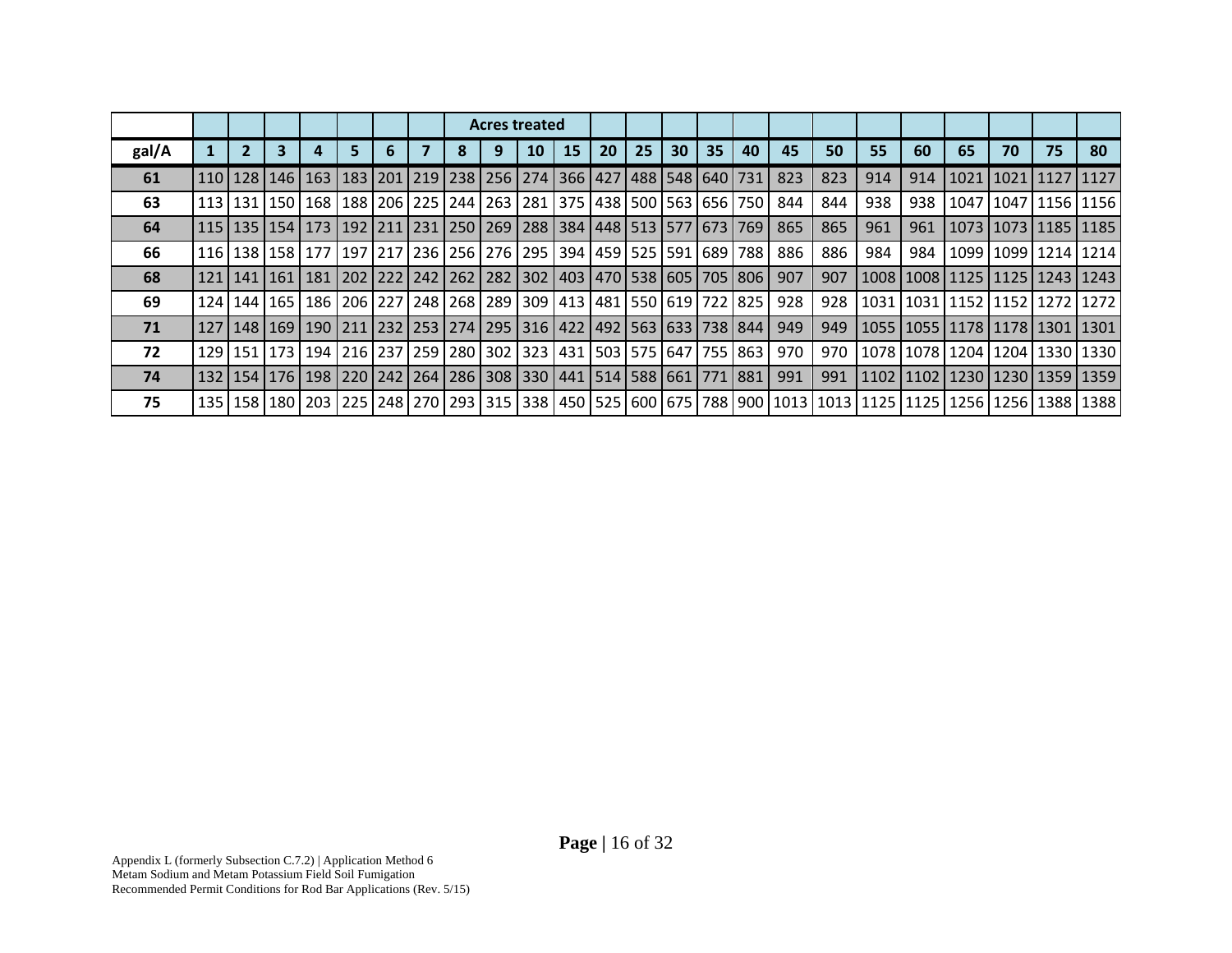| | | | | | | | | Acres treated | | | | | | | | | | | | | | | | |
|---|---|---|---|---|---|---|---|---|---|---|---|---|---|---|---|---|---|---|---|---|---|---|---|---|
| **gal/A** | **1** | **2** | **3** | **4** | **5** | **6** | **7** | **8** | **9** | **10** | **15** | **20** | **25** | **30** | **35** | **40** | **45** | **50** | **55** | **60** | **65** | **70** | **75** | **80** |
| **61** | 110 | 128 | 146 | 163 | 183 | 201 | 219 | 238 | 256 | 274 | 366 | 427 | 488 | 548 | 640 | 731 | 823 | 823 | 914 | 914 | 1021 | 1021 | 1127 | 1127 |
| **63** | 113 | 131 | 150 | 168 | 188 | 206 | 225 | 244 | 263 | 281 | 375 | 438 | 500 | 563 | 656 | 750 | 844 | 844 | 938 | 938 | 1047 | 1047 | 1156 | 1156 |
| **64** | 115 | 135 | 154 | 173 | 192 | 211 | 231 | 250 | 269 | 288 | 384 | 448 | 513 | 577 | 673 | 769 | 865 | 865 | 961 | 961 | 1073 | 1073 | 1185 | 1185 |
| **66** | 116 | 138 | 158 | 177 | 197 | 217 | 236 | 256 | 276 | 295 | 394 | 459 | 525 | 591 | 689 | 788 | 886 | 886 | 984 | 984 | 1099 | 1099 | 1214 | 1214 |
| **68** | 121 | 141 | 161 | 181 | 202 | 222 | 242 | 262 | 282 | 302 | 403 | 470 | 538 | 605 | 705 | 806 | 907 | 907 | 1008 | 1008 | 1125 | 1125 | 1243 | 1243 |
| **69** | 124 | 144 | 165 | 186 | 206 | 227 | 248 | 268 | 289 | 309 | 413 | 481 | 550 | 619 | 722 | 825 | 928 | 928 | 1031 | 1031 | 1152 | 1152 | 1272 | 1272 |
| **71** | 127 | 148 | 169 | 190 | 211 | 232 | 253 | 274 | 295 | 316 | 422 | 492 | 563 | 633 | 738 | 844 | 949 | 949 | 1055 | 1055 | 1178 | 1178 | 1301 | 1301 |
| **72** | 129 | 151 | 173 | 194 | 216 | 237 | 259 | 280 | 302 | 323 | 431 | 503 | 575 | 647 | 755 | 863 | 970 | 970 | 1078 | 1078 | 1204 | 1204 | 1330 | 1330 |
| **74** | 132 | 154 | 176 | 198 | 220 | 242 | 264 | 286 | 308 | 330 | 441 | 514 | 588 | 661 | 771 | 881 | 991 | 991 | 1102 | 1102 | 1230 | 1230 | 1359 | 1359 |
| **75** | 135 | 158 | 180 | 203 | 225 | 248 | 270 | 293 | 315 | 338 | 450 | 525 | 600 | 675 | 788 | 900 | 1013 | 1013 | 1125 | 1125 | 1256 | 1256 | 1388 | 1388 |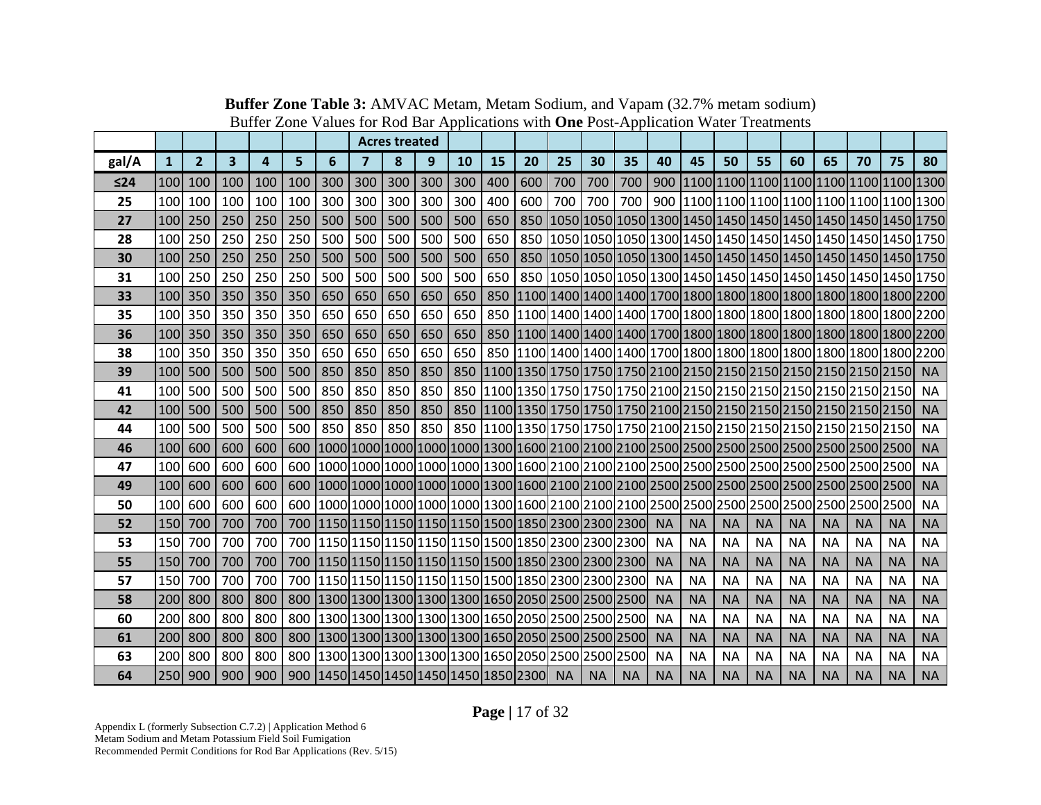**Buffer Zone Table 3:** AMVAC Metam, Metam Sodium, and Vapam (32.7% metam sodium)
Buffer Zone Values for Rod Bar Applications with **One** Post-Application Water Treatments

| | | | | | | | Acres treated | | | | | | | | | | | | | | | | | |
|---|---|---|---|---|---|---|---|---|---|---|---|---|---|---|---|---|---|---|---|---|---|---|---|---|
| gal/A | 1 | 2 | 3 | 4 | 5 | 6 | 7 | 8 | 9 | 10 | 15 | 20 | 25 | 30 | 35 | 40 | 45 | 50 | 55 | 60 | 65 | 70 | 75 | 80 |
| ≤24 | 100 | 100 | 100 | 100 | 100 | 300 | 300 | 300 | 300 | 300 | 400 | 600 | 700 | 700 | 700 | 900 | 1100 | 1100 | 1100 | 1100 | 1100 | 1100 | 1100 | 1300 |
| 25 | 100 | 100 | 100 | 100 | 100 | 300 | 300 | 300 | 300 | 300 | 400 | 600 | 700 | 700 | 700 | 900 | 1100 | 1100 | 1100 | 1100 | 1100 | 1100 | 1100 | 1300 |
| 27 | 100 | 250 | 250 | 250 | 250 | 500 | 500 | 500 | 500 | 500 | 650 | 850 | 1050 | 1050 | 1050 | 1300 | 1450 | 1450 | 1450 | 1450 | 1450 | 1450 | 1450 | 1750 |
| 28 | 100 | 250 | 250 | 250 | 250 | 500 | 500 | 500 | 500 | 500 | 650 | 850 | 1050 | 1050 | 1050 | 1300 | 1450 | 1450 | 1450 | 1450 | 1450 | 1450 | 1450 | 1750 |
| 30 | 100 | 250 | 250 | 250 | 250 | 500 | 500 | 500 | 500 | 500 | 650 | 850 | 1050 | 1050 | 1050 | 1300 | 1450 | 1450 | 1450 | 1450 | 1450 | 1450 | 1450 | 1750 |
| 31 | 100 | 250 | 250 | 250 | 250 | 500 | 500 | 500 | 500 | 500 | 650 | 850 | 1050 | 1050 | 1050 | 1300 | 1450 | 1450 | 1450 | 1450 | 1450 | 1450 | 1450 | 1750 |
| 33 | 100 | 350 | 350 | 350 | 350 | 650 | 650 | 650 | 650 | 650 | 850 | 1100 | 1400 | 1400 | 1400 | 1700 | 1800 | 1800 | 1800 | 1800 | 1800 | 1800 | 1800 | 2200 |
| 35 | 100 | 350 | 350 | 350 | 350 | 650 | 650 | 650 | 650 | 650 | 850 | 1100 | 1400 | 1400 | 1400 | 1700 | 1800 | 1800 | 1800 | 1800 | 1800 | 1800 | 1800 | 2200 |
| 36 | 100 | 350 | 350 | 350 | 350 | 650 | 650 | 650 | 650 | 650 | 850 | 1100 | 1400 | 1400 | 1400 | 1700 | 1800 | 1800 | 1800 | 1800 | 1800 | 1800 | 1800 | 2200 |
| 38 | 100 | 350 | 350 | 350 | 350 | 650 | 650 | 650 | 650 | 650 | 850 | 1100 | 1400 | 1400 | 1400 | 1700 | 1800 | 1800 | 1800 | 1800 | 1800 | 1800 | 1800 | 2200 |
| 39 | 100 | 500 | 500 | 500 | 500 | 850 | 850 | 850 | 850 | 850 | 1100 | 1350 | 1750 | 1750 | 1750 | 2100 | 2150 | 2150 | 2150 | 2150 | 2150 | 2150 | 2150 | NA |
| 41 | 100 | 500 | 500 | 500 | 500 | 850 | 850 | 850 | 850 | 850 | 1100 | 1350 | 1750 | 1750 | 1750 | 2100 | 2150 | 2150 | 2150 | 2150 | 2150 | 2150 | 2150 | NA |
| 42 | 100 | 500 | 500 | 500 | 500 | 850 | 850 | 850 | 850 | 850 | 1100 | 1350 | 1750 | 1750 | 1750 | 2100 | 2150 | 2150 | 2150 | 2150 | 2150 | 2150 | 2150 | NA |
| 44 | 100 | 500 | 500 | 500 | 500 | 850 | 850 | 850 | 850 | 850 | 1100 | 1350 | 1750 | 1750 | 1750 | 2100 | 2150 | 2150 | 2150 | 2150 | 2150 | 2150 | 2150 | NA |
| 46 | 100 | 600 | 600 | 600 | 600 | 1000 | 1000 | 1000 | 1000 | 1000 | 1300 | 1600 | 2100 | 2100 | 2100 | 2500 | 2500 | 2500 | 2500 | 2500 | 2500 | 2500 | 2500 | NA |
| 47 | 100 | 600 | 600 | 600 | 600 | 1000 | 1000 | 1000 | 1000 | 1000 | 1300 | 1600 | 2100 | 2100 | 2100 | 2500 | 2500 | 2500 | 2500 | 2500 | 2500 | 2500 | 2500 | NA |
| 49 | 100 | 600 | 600 | 600 | 600 | 1000 | 1000 | 1000 | 1000 | 1000 | 1300 | 1600 | 2100 | 2100 | 2100 | 2500 | 2500 | 2500 | 2500 | 2500 | 2500 | 2500 | 2500 | NA |
| 50 | 100 | 600 | 600 | 600 | 600 | 1000 | 1000 | 1000 | 1000 | 1000 | 1300 | 1600 | 2100 | 2100 | 2100 | 2500 | 2500 | 2500 | 2500 | 2500 | 2500 | 2500 | 2500 | NA |
| 52 | 150 | 700 | 700 | 700 | 700 | 1150 | 1150 | 1150 | 1150 | 1150 | 1500 | 1850 | 2300 | 2300 | 2300 | NA | NA | NA | NA | NA | NA | NA | NA | NA |
| 53 | 150 | 700 | 700 | 700 | 700 | 1150 | 1150 | 1150 | 1150 | 1150 | 1500 | 1850 | 2300 | 2300 | 2300 | NA | NA | NA | NA | NA | NA | NA | NA | NA |
| 55 | 150 | 700 | 700 | 700 | 700 | 1150 | 1150 | 1150 | 1150 | 1150 | 1500 | 1850 | 2300 | 2300 | 2300 | NA | NA | NA | NA | NA | NA | NA | NA | NA |
| 57 | 150 | 700 | 700 | 700 | 700 | 1150 | 1150 | 1150 | 1150 | 1150 | 1500 | 1850 | 2300 | 2300 | 2300 | NA | NA | NA | NA | NA | NA | NA | NA | NA |
| 58 | 200 | 800 | 800 | 800 | 800 | 1300 | 1300 | 1300 | 1300 | 1300 | 1650 | 2050 | 2500 | 2500 | 2500 | NA | NA | NA | NA | NA | NA | NA | NA | NA |
| 60 | 200 | 800 | 800 | 800 | 800 | 1300 | 1300 | 1300 | 1300 | 1300 | 1650 | 2050 | 2500 | 2500 | 2500 | NA | NA | NA | NA | NA | NA | NA | NA | NA |
| 61 | 200 | 800 | 800 | 800 | 800 | 1300 | 1300 | 1300 | 1300 | 1300 | 1650 | 2050 | 2500 | 2500 | 2500 | NA | NA | NA | NA | NA | NA | NA | NA | NA |
| 63 | 200 | 800 | 800 | 800 | 800 | 1300 | 1300 | 1300 | 1300 | 1300 | 1650 | 2050 | 2500 | 2500 | 2500 | NA | NA | NA | NA | NA | NA | NA | NA | NA |
| 64 | 250 | 900 | 900 | 900 | 900 | 1450 | 1450 | 1450 | 1450 | 1450 | 1850 | 2300 | NA | NA | NA | NA | NA | NA | NA | NA | NA | NA | NA | NA |

Appendix L (formerly Subsection C.7.2) | Application Method 6
Metam Sodium and Metam Potassium Field Soil Fumigation
Recommended Permit Conditions for Rod Bar Applications (Rev. 5/15)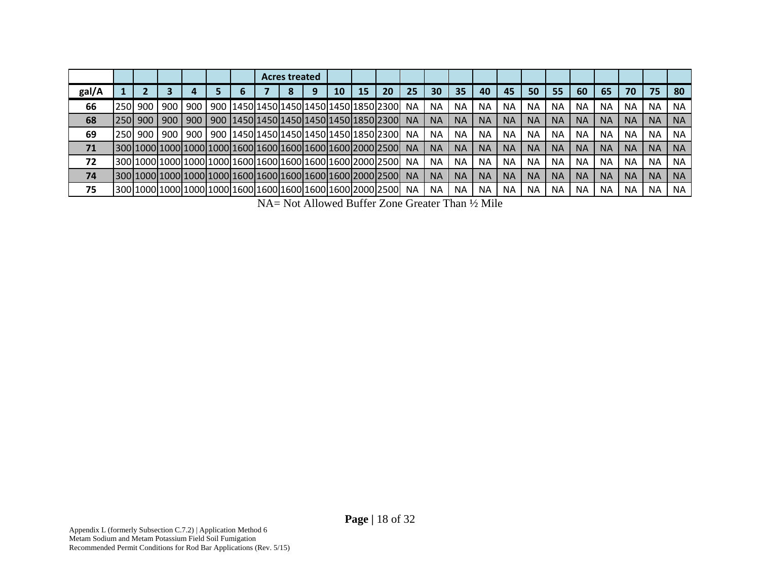| | | | | | | | Acres treated | | | | | | | | | | | | | | | | | |
|---|---|---|---|---|---|---|---|---|---|---|---|---|---|---|---|---|---|---|---|---|---|---|---|---|
| **gal/A** | **1** | **2** | **3** | **4** | **5** | **6** | **7** | **8** | **9** | **10** | **15** | **20** | **25** | **30** | **35** | **40** | **45** | **50** | **55** | **60** | **65** | **70** | **75** | **80** |
| **66** | 250 | 900 | 900 | 900 | 900 | 1450 | 1450 | 1450 | 1450 | 1450 | 1850 | 2300 | NA | NA | NA | NA | NA | NA | NA | NA | NA | NA | NA | NA |
| **68** | 250 | 900 | 900 | 900 | 900 | 1450 | 1450 | 1450 | 1450 | 1450 | 1850 | 2300 | NA | NA | NA | NA | NA | NA | NA | NA | NA | NA | NA | NA |
| **69** | 250 | 900 | 900 | 900 | 900 | 1450 | 1450 | 1450 | 1450 | 1450 | 1850 | 2300 | NA | NA | NA | NA | NA | NA | NA | NA | NA | NA | NA | NA |
| **71** | 300 | 1000 | 1000 | 1000 | 1000 | 1600 | 1600 | 1600 | 1600 | 1600 | 2000 | 2500 | NA | NA | NA | NA | NA | NA | NA | NA | NA | NA | NA | NA |
| **72** | 300 | 1000 | 1000 | 1000 | 1000 | 1600 | 1600 | 1600 | 1600 | 1600 | 2000 | 2500 | NA | NA | NA | NA | NA | NA | NA | NA | NA | NA | NA | NA |
| **74** | 300 | 1000 | 1000 | 1000 | 1000 | 1600 | 1600 | 1600 | 1600 | 1600 | 2000 | 2500 | NA | NA | NA | NA | NA | NA | NA | NA | NA | NA | NA | NA |
| **75** | 300 | 1000 | 1000 | 1000 | 1000 | 1600 | 1600 | 1600 | 1600 | 1600 | 2000 | 2500 | NA | NA | NA | NA | NA | NA | NA | NA | NA | NA | NA | NA |

NA= Not Allowed Buffer Zone Greater Than ½ Mile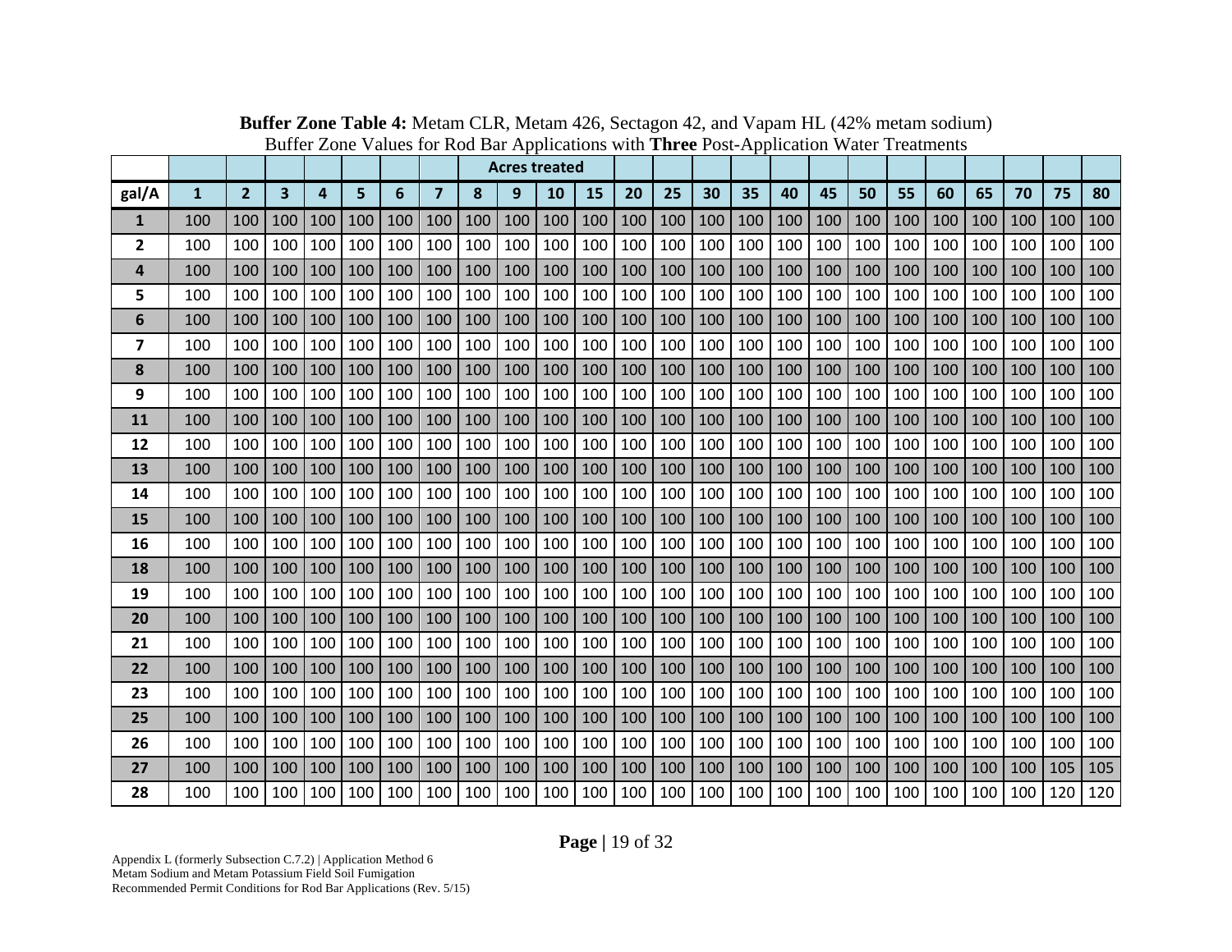**Buffer Zone Table 4:** Metam CLR, Metam 426, Sectagon 42, and Vapam HL (42% metam sodium)
Buffer Zone Values for Rod Bar Applications with **Three** Post-Application Water Treatments

| | Acres treated | | | | | | | | | | | | | | | | | | | | | | | |
|---|---|---|---|---|---|---|---|---|---|---|---|---|---|---|---|---|---|---|---|---|---|---|---|---|
| **gal/A** | **1** | **2** | **3** | **4** | **5** | **6** | **7** | **8** | **9** | **10** | **15** | **20** | **25** | **30** | **35** | **40** | **45** | **50** | **55** | **60** | **65** | **70** | **75** | **80** |
| **1** | 100 | 100 | 100 | 100 | 100 | 100 | 100 | 100 | 100 | 100 | 100 | 100 | 100 | 100 | 100 | 100 | 100 | 100 | 100 | 100 | 100 | 100 | 100 | 100 |
| **2** | 100 | 100 | 100 | 100 | 100 | 100 | 100 | 100 | 100 | 100 | 100 | 100 | 100 | 100 | 100 | 100 | 100 | 100 | 100 | 100 | 100 | 100 | 100 | 100 |
| **4** | 100 | 100 | 100 | 100 | 100 | 100 | 100 | 100 | 100 | 100 | 100 | 100 | 100 | 100 | 100 | 100 | 100 | 100 | 100 | 100 | 100 | 100 | 100 | 100 |
| **5** | 100 | 100 | 100 | 100 | 100 | 100 | 100 | 100 | 100 | 100 | 100 | 100 | 100 | 100 | 100 | 100 | 100 | 100 | 100 | 100 | 100 | 100 | 100 | 100 |
| **6** | 100 | 100 | 100 | 100 | 100 | 100 | 100 | 100 | 100 | 100 | 100 | 100 | 100 | 100 | 100 | 100 | 100 | 100 | 100 | 100 | 100 | 100 | 100 | 100 |
| **7** | 100 | 100 | 100 | 100 | 100 | 100 | 100 | 100 | 100 | 100 | 100 | 100 | 100 | 100 | 100 | 100 | 100 | 100 | 100 | 100 | 100 | 100 | 100 | 100 |
| **8** | 100 | 100 | 100 | 100 | 100 | 100 | 100 | 100 | 100 | 100 | 100 | 100 | 100 | 100 | 100 | 100 | 100 | 100 | 100 | 100 | 100 | 100 | 100 | 100 |
| **9** | 100 | 100 | 100 | 100 | 100 | 100 | 100 | 100 | 100 | 100 | 100 | 100 | 100 | 100 | 100 | 100 | 100 | 100 | 100 | 100 | 100 | 100 | 100 | 100 |
| **11** | 100 | 100 | 100 | 100 | 100 | 100 | 100 | 100 | 100 | 100 | 100 | 100 | 100 | 100 | 100 | 100 | 100 | 100 | 100 | 100 | 100 | 100 | 100 | 100 |
| **12** | 100 | 100 | 100 | 100 | 100 | 100 | 100 | 100 | 100 | 100 | 100 | 100 | 100 | 100 | 100 | 100 | 100 | 100 | 100 | 100 | 100 | 100 | 100 | 100 |
| **13** | 100 | 100 | 100 | 100 | 100 | 100 | 100 | 100 | 100 | 100 | 100 | 100 | 100 | 100 | 100 | 100 | 100 | 100 | 100 | 100 | 100 | 100 | 100 | 100 |
| **14** | 100 | 100 | 100 | 100 | 100 | 100 | 100 | 100 | 100 | 100 | 100 | 100 | 100 | 100 | 100 | 100 | 100 | 100 | 100 | 100 | 100 | 100 | 100 | 100 |
| **15** | 100 | 100 | 100 | 100 | 100 | 100 | 100 | 100 | 100 | 100 | 100 | 100 | 100 | 100 | 100 | 100 | 100 | 100 | 100 | 100 | 100 | 100 | 100 | 100 |
| **16** | 100 | 100 | 100 | 100 | 100 | 100 | 100 | 100 | 100 | 100 | 100 | 100 | 100 | 100 | 100 | 100 | 100 | 100 | 100 | 100 | 100 | 100 | 100 | 100 |
| **18** | 100 | 100 | 100 | 100 | 100 | 100 | 100 | 100 | 100 | 100 | 100 | 100 | 100 | 100 | 100 | 100 | 100 | 100 | 100 | 100 | 100 | 100 | 100 | 100 |
| **19** | 100 | 100 | 100 | 100 | 100 | 100 | 100 | 100 | 100 | 100 | 100 | 100 | 100 | 100 | 100 | 100 | 100 | 100 | 100 | 100 | 100 | 100 | 100 | 100 |
| **20** | 100 | 100 | 100 | 100 | 100 | 100 | 100 | 100 | 100 | 100 | 100 | 100 | 100 | 100 | 100 | 100 | 100 | 100 | 100 | 100 | 100 | 100 | 100 | 100 |
| **21** | 100 | 100 | 100 | 100 | 100 | 100 | 100 | 100 | 100 | 100 | 100 | 100 | 100 | 100 | 100 | 100 | 100 | 100 | 100 | 100 | 100 | 100 | 100 | 100 |
| **22** | 100 | 100 | 100 | 100 | 100 | 100 | 100 | 100 | 100 | 100 | 100 | 100 | 100 | 100 | 100 | 100 | 100 | 100 | 100 | 100 | 100 | 100 | 100 | 100 |
| **23** | 100 | 100 | 100 | 100 | 100 | 100 | 100 | 100 | 100 | 100 | 100 | 100 | 100 | 100 | 100 | 100 | 100 | 100 | 100 | 100 | 100 | 100 | 100 | 100 |
| **25** | 100 | 100 | 100 | 100 | 100 | 100 | 100 | 100 | 100 | 100 | 100 | 100 | 100 | 100 | 100 | 100 | 100 | 100 | 100 | 100 | 100 | 100 | 100 | 100 |
| **26** | 100 | 100 | 100 | 100 | 100 | 100 | 100 | 100 | 100 | 100 | 100 | 100 | 100 | 100 | 100 | 100 | 100 | 100 | 100 | 100 | 100 | 100 | 100 | 100 |
| **27** | 100 | 100 | 100 | 100 | 100 | 100 | 100 | 100 | 100 | 100 | 100 | 100 | 100 | 100 | 100 | 100 | 100 | 100 | 100 | 100 | 100 | 100 | 105 | 105 |
| **28** | 100 | 100 | 100 | 100 | 100 | 100 | 100 | 100 | 100 | 100 | 100 | 100 | 100 | 100 | 100 | 100 | 100 | 100 | 100 | 100 | 100 | 100 | 120 | 120 |

Appendix L (formerly Subsection C.7.2) | Application Method 6
Metam Sodium and Metam Potassium Field Soil Fumigation
Recommended Permit Conditions for Rod Bar Applications (Rev. 5/15)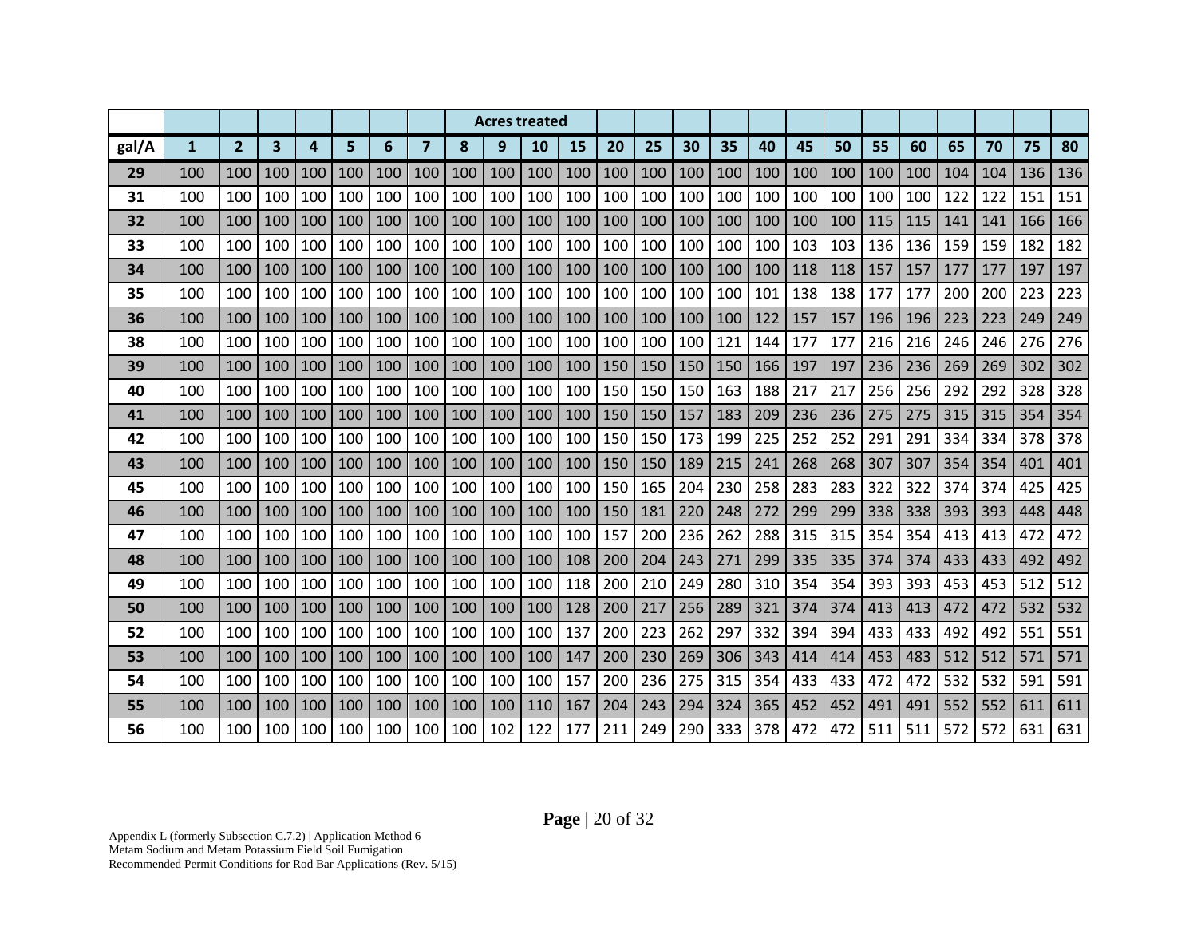| | | | | | | | | Acres treated | | | | | | | | | | | | | | | | |
|---|---|---|---|---|---|---|---|---|---|---|---|---|---|---|---|---|---|---|---|---|---|---|---|---|
| **gal/A** | **1** | **2** | **3** | **4** | **5** | **6** | **7** | **8** | **9** | **10** | **15** | **20** | **25** | **30** | **35** | **40** | **45** | **50** | **55** | **60** | **65** | **70** | **75** | **80** |
| **29** | 100 | 100 | 100 | 100 | 100 | 100 | 100 | 100 | 100 | 100 | 100 | 100 | 100 | 100 | 100 | 100 | 100 | 100 | 100 | 100 | 104 | 104 | 136 | 136 |
| **31** | 100 | 100 | 100 | 100 | 100 | 100 | 100 | 100 | 100 | 100 | 100 | 100 | 100 | 100 | 100 | 100 | 100 | 100 | 100 | 100 | 122 | 122 | 151 | 151 |
| **32** | 100 | 100 | 100 | 100 | 100 | 100 | 100 | 100 | 100 | 100 | 100 | 100 | 100 | 100 | 100 | 100 | 100 | 100 | 115 | 115 | 141 | 141 | 166 | 166 |
| **33** | 100 | 100 | 100 | 100 | 100 | 100 | 100 | 100 | 100 | 100 | 100 | 100 | 100 | 100 | 100 | 100 | 103 | 103 | 136 | 136 | 159 | 159 | 182 | 182 |
| **34** | 100 | 100 | 100 | 100 | 100 | 100 | 100 | 100 | 100 | 100 | 100 | 100 | 100 | 100 | 100 | 100 | 118 | 118 | 157 | 157 | 177 | 177 | 197 | 197 |
| **35** | 100 | 100 | 100 | 100 | 100 | 100 | 100 | 100 | 100 | 100 | 100 | 100 | 100 | 100 | 100 | 101 | 138 | 138 | 177 | 177 | 200 | 200 | 223 | 223 |
| **36** | 100 | 100 | 100 | 100 | 100 | 100 | 100 | 100 | 100 | 100 | 100 | 100 | 100 | 100 | 100 | 122 | 157 | 157 | 196 | 196 | 223 | 223 | 249 | 249 |
| **38** | 100 | 100 | 100 | 100 | 100 | 100 | 100 | 100 | 100 | 100 | 100 | 100 | 100 | 100 | 121 | 144 | 177 | 177 | 216 | 216 | 246 | 246 | 276 | 276 |
| **39** | 100 | 100 | 100 | 100 | 100 | 100 | 100 | 100 | 100 | 100 | 100 | 150 | 150 | 150 | 150 | 166 | 197 | 197 | 236 | 236 | 269 | 269 | 302 | 302 |
| **40** | 100 | 100 | 100 | 100 | 100 | 100 | 100 | 100 | 100 | 100 | 100 | 150 | 150 | 150 | 163 | 188 | 217 | 217 | 256 | 256 | 292 | 292 | 328 | 328 |
| **41** | 100 | 100 | 100 | 100 | 100 | 100 | 100 | 100 | 100 | 100 | 100 | 150 | 150 | 157 | 183 | 209 | 236 | 236 | 275 | 275 | 315 | 315 | 354 | 354 |
| **42** | 100 | 100 | 100 | 100 | 100 | 100 | 100 | 100 | 100 | 100 | 100 | 150 | 150 | 173 | 199 | 225 | 252 | 252 | 291 | 291 | 334 | 334 | 378 | 378 |
| **43** | 100 | 100 | 100 | 100 | 100 | 100 | 100 | 100 | 100 | 100 | 100 | 150 | 150 | 189 | 215 | 241 | 268 | 268 | 307 | 307 | 354 | 354 | 401 | 401 |
| **45** | 100 | 100 | 100 | 100 | 100 | 100 | 100 | 100 | 100 | 100 | 100 | 150 | 165 | 204 | 230 | 258 | 283 | 283 | 322 | 322 | 374 | 374 | 425 | 425 |
| **46** | 100 | 100 | 100 | 100 | 100 | 100 | 100 | 100 | 100 | 100 | 100 | 150 | 181 | 220 | 248 | 272 | 299 | 299 | 338 | 338 | 393 | 393 | 448 | 448 |
| **47** | 100 | 100 | 100 | 100 | 100 | 100 | 100 | 100 | 100 | 100 | 100 | 157 | 200 | 236 | 262 | 288 | 315 | 315 | 354 | 354 | 413 | 413 | 472 | 472 |
| **48** | 100 | 100 | 100 | 100 | 100 | 100 | 100 | 100 | 100 | 100 | 108 | 200 | 204 | 243 | 271 | 299 | 335 | 335 | 374 | 374 | 433 | 433 | 492 | 492 |
| **49** | 100 | 100 | 100 | 100 | 100 | 100 | 100 | 100 | 100 | 100 | 118 | 200 | 210 | 249 | 280 | 310 | 354 | 354 | 393 | 393 | 453 | 453 | 512 | 512 |
| **50** | 100 | 100 | 100 | 100 | 100 | 100 | 100 | 100 | 100 | 100 | 128 | 200 | 217 | 256 | 289 | 321 | 374 | 374 | 413 | 413 | 472 | 472 | 532 | 532 |
| **52** | 100 | 100 | 100 | 100 | 100 | 100 | 100 | 100 | 100 | 100 | 137 | 200 | 223 | 262 | 297 | 332 | 394 | 394 | 433 | 433 | 492 | 492 | 551 | 551 |
| **53** | 100 | 100 | 100 | 100 | 100 | 100 | 100 | 100 | 100 | 100 | 147 | 200 | 230 | 269 | 306 | 343 | 414 | 414 | 453 | 483 | 512 | 512 | 571 | 571 |
| **54** | 100 | 100 | 100 | 100 | 100 | 100 | 100 | 100 | 100 | 100 | 157 | 200 | 236 | 275 | 315 | 354 | 433 | 433 | 472 | 472 | 532 | 532 | 591 | 591 |
| **55** | 100 | 100 | 100 | 100 | 100 | 100 | 100 | 100 | 100 | 110 | 167 | 204 | 243 | 294 | 324 | 365 | 452 | 452 | 491 | 491 | 552 | 552 | 611 | 611 |
| **56** | 100 | 100 | 100 | 100 | 100 | 100 | 100 | 100 | 102 | 122 | 177 | 211 | 249 | 290 | 333 | 378 | 472 | 472 | 511 | 511 | 572 | 572 | 631 | 631 |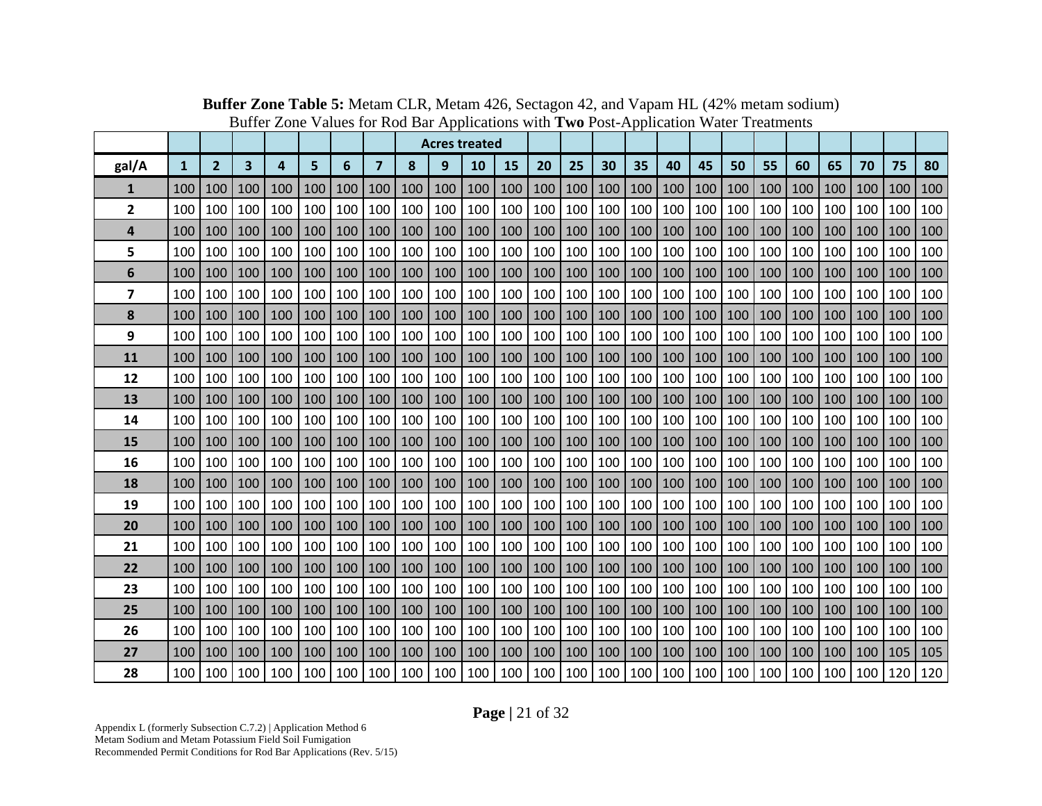**Buffer Zone Table 5:** Metam CLR, Metam 426, Sectagon 42, and Vapam HL (42% metam sodium)
Buffer Zone Values for Rod Bar Applications with **Two** Post-Application Water Treatments

| | Acres treated | | | | | | | | | | | | | | | | | | | | | | | |
|---|---|---|---|---|---|---|---|---|---|---|---|---|---|---|---|---|---|---|---|---|---|---|---|---|
| **gal/A** | **1** | **2** | **3** | **4** | **5** | **6** | **7** | **8** | **9** | **10** | **15** | **20** | **25** | **30** | **35** | **40** | **45** | **50** | **55** | **60** | **65** | **70** | **75** | **80** |
| **1** | 100 | 100 | 100 | 100 | 100 | 100 | 100 | 100 | 100 | 100 | 100 | 100 | 100 | 100 | 100 | 100 | 100 | 100 | 100 | 100 | 100 | 100 | 100 | 100 |
| **2** | 100 | 100 | 100 | 100 | 100 | 100 | 100 | 100 | 100 | 100 | 100 | 100 | 100 | 100 | 100 | 100 | 100 | 100 | 100 | 100 | 100 | 100 | 100 | 100 |
| **4** | 100 | 100 | 100 | 100 | 100 | 100 | 100 | 100 | 100 | 100 | 100 | 100 | 100 | 100 | 100 | 100 | 100 | 100 | 100 | 100 | 100 | 100 | 100 | 100 |
| **5** | 100 | 100 | 100 | 100 | 100 | 100 | 100 | 100 | 100 | 100 | 100 | 100 | 100 | 100 | 100 | 100 | 100 | 100 | 100 | 100 | 100 | 100 | 100 | 100 |
| **6** | 100 | 100 | 100 | 100 | 100 | 100 | 100 | 100 | 100 | 100 | 100 | 100 | 100 | 100 | 100 | 100 | 100 | 100 | 100 | 100 | 100 | 100 | 100 | 100 |
| **7** | 100 | 100 | 100 | 100 | 100 | 100 | 100 | 100 | 100 | 100 | 100 | 100 | 100 | 100 | 100 | 100 | 100 | 100 | 100 | 100 | 100 | 100 | 100 | 100 |
| **8** | 100 | 100 | 100 | 100 | 100 | 100 | 100 | 100 | 100 | 100 | 100 | 100 | 100 | 100 | 100 | 100 | 100 | 100 | 100 | 100 | 100 | 100 | 100 | 100 |
| **9** | 100 | 100 | 100 | 100 | 100 | 100 | 100 | 100 | 100 | 100 | 100 | 100 | 100 | 100 | 100 | 100 | 100 | 100 | 100 | 100 | 100 | 100 | 100 | 100 |
| **11** | 100 | 100 | 100 | 100 | 100 | 100 | 100 | 100 | 100 | 100 | 100 | 100 | 100 | 100 | 100 | 100 | 100 | 100 | 100 | 100 | 100 | 100 | 100 | 100 |
| **12** | 100 | 100 | 100 | 100 | 100 | 100 | 100 | 100 | 100 | 100 | 100 | 100 | 100 | 100 | 100 | 100 | 100 | 100 | 100 | 100 | 100 | 100 | 100 | 100 |
| **13** | 100 | 100 | 100 | 100 | 100 | 100 | 100 | 100 | 100 | 100 | 100 | 100 | 100 | 100 | 100 | 100 | 100 | 100 | 100 | 100 | 100 | 100 | 100 | 100 |
| **14** | 100 | 100 | 100 | 100 | 100 | 100 | 100 | 100 | 100 | 100 | 100 | 100 | 100 | 100 | 100 | 100 | 100 | 100 | 100 | 100 | 100 | 100 | 100 | 100 |
| **15** | 100 | 100 | 100 | 100 | 100 | 100 | 100 | 100 | 100 | 100 | 100 | 100 | 100 | 100 | 100 | 100 | 100 | 100 | 100 | 100 | 100 | 100 | 100 | 100 |
| **16** | 100 | 100 | 100 | 100 | 100 | 100 | 100 | 100 | 100 | 100 | 100 | 100 | 100 | 100 | 100 | 100 | 100 | 100 | 100 | 100 | 100 | 100 | 100 | 100 |
| **18** | 100 | 100 | 100 | 100 | 100 | 100 | 100 | 100 | 100 | 100 | 100 | 100 | 100 | 100 | 100 | 100 | 100 | 100 | 100 | 100 | 100 | 100 | 100 | 100 |
| **19** | 100 | 100 | 100 | 100 | 100 | 100 | 100 | 100 | 100 | 100 | 100 | 100 | 100 | 100 | 100 | 100 | 100 | 100 | 100 | 100 | 100 | 100 | 100 | 100 |
| **20** | 100 | 100 | 100 | 100 | 100 | 100 | 100 | 100 | 100 | 100 | 100 | 100 | 100 | 100 | 100 | 100 | 100 | 100 | 100 | 100 | 100 | 100 | 100 | 100 |
| **21** | 100 | 100 | 100 | 100 | 100 | 100 | 100 | 100 | 100 | 100 | 100 | 100 | 100 | 100 | 100 | 100 | 100 | 100 | 100 | 100 | 100 | 100 | 100 | 100 |
| **22** | 100 | 100 | 100 | 100 | 100 | 100 | 100 | 100 | 100 | 100 | 100 | 100 | 100 | 100 | 100 | 100 | 100 | 100 | 100 | 100 | 100 | 100 | 100 | 100 |
| **23** | 100 | 100 | 100 | 100 | 100 | 100 | 100 | 100 | 100 | 100 | 100 | 100 | 100 | 100 | 100 | 100 | 100 | 100 | 100 | 100 | 100 | 100 | 100 | 100 |
| **25** | 100 | 100 | 100 | 100 | 100 | 100 | 100 | 100 | 100 | 100 | 100 | 100 | 100 | 100 | 100 | 100 | 100 | 100 | 100 | 100 | 100 | 100 | 100 | 100 |
| **26** | 100 | 100 | 100 | 100 | 100 | 100 | 100 | 100 | 100 | 100 | 100 | 100 | 100 | 100 | 100 | 100 | 100 | 100 | 100 | 100 | 100 | 100 | 100 | 100 |
| **27** | 100 | 100 | 100 | 100 | 100 | 100 | 100 | 100 | 100 | 100 | 100 | 100 | 100 | 100 | 100 | 100 | 100 | 100 | 100 | 100 | 100 | 100 | 105 | 105 |
| **28** | 100 | 100 | 100 | 100 | 100 | 100 | 100 | 100 | 100 | 100 | 100 | 100 | 100 | 100 | 100 | 100 | 100 | 100 | 100 | 100 | 100 | 100 | 120 | 120 |

Appendix L (formerly Subsection C.7.2) | Application Method 6
Metam Sodium and Metam Potassium Field Soil Fumigation
Recommended Permit Conditions for Rod Bar Applications (Rev. 5/15)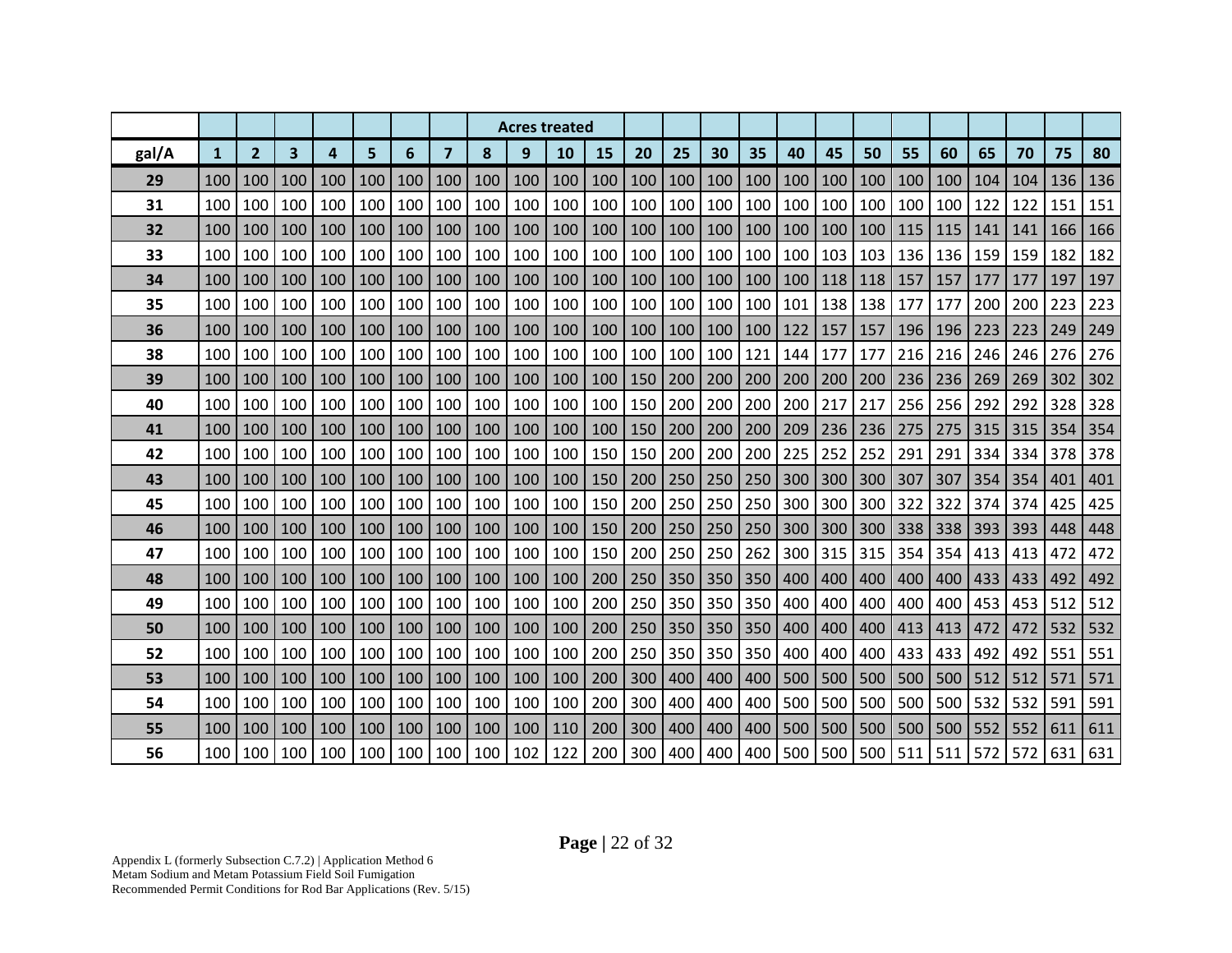| | | | | | | | | | Acres treated | | | | | | | | | | | | | | | |
|---|---|---|---|---|---|---|---|---|---|---|---|---|---|---|---|---|---|---|---|---|---|---|---|---|
| gal/A | 1 | 2 | 3 | 4 | 5 | 6 | 7 | 8 | 9 | 10 | 15 | 20 | 25 | 30 | 35 | 40 | 45 | 50 | 55 | 60 | 65 | 70 | 75 | 80 |
| 29 | 100 | 100 | 100 | 100 | 100 | 100 | 100 | 100 | 100 | 100 | 100 | 100 | 100 | 100 | 100 | 100 | 100 | 100 | 100 | 100 | 104 | 104 | 136 | 136 |
| 31 | 100 | 100 | 100 | 100 | 100 | 100 | 100 | 100 | 100 | 100 | 100 | 100 | 100 | 100 | 100 | 100 | 100 | 100 | 100 | 100 | 122 | 122 | 151 | 151 |
| 32 | 100 | 100 | 100 | 100 | 100 | 100 | 100 | 100 | 100 | 100 | 100 | 100 | 100 | 100 | 100 | 100 | 100 | 100 | 115 | 115 | 141 | 141 | 166 | 166 |
| 33 | 100 | 100 | 100 | 100 | 100 | 100 | 100 | 100 | 100 | 100 | 100 | 100 | 100 | 100 | 100 | 100 | 103 | 103 | 136 | 136 | 159 | 159 | 182 | 182 |
| 34 | 100 | 100 | 100 | 100 | 100 | 100 | 100 | 100 | 100 | 100 | 100 | 100 | 100 | 100 | 100 | 100 | 118 | 118 | 157 | 157 | 177 | 177 | 197 | 197 |
| 35 | 100 | 100 | 100 | 100 | 100 | 100 | 100 | 100 | 100 | 100 | 100 | 100 | 100 | 100 | 100 | 101 | 138 | 138 | 177 | 177 | 200 | 200 | 223 | 223 |
| 36 | 100 | 100 | 100 | 100 | 100 | 100 | 100 | 100 | 100 | 100 | 100 | 100 | 100 | 100 | 100 | 122 | 157 | 157 | 196 | 196 | 223 | 223 | 249 | 249 |
| 38 | 100 | 100 | 100 | 100 | 100 | 100 | 100 | 100 | 100 | 100 | 100 | 100 | 100 | 100 | 121 | 144 | 177 | 177 | 216 | 216 | 246 | 246 | 276 | 276 |
| 39 | 100 | 100 | 100 | 100 | 100 | 100 | 100 | 100 | 100 | 100 | 100 | 150 | 200 | 200 | 200 | 200 | 200 | 200 | 236 | 236 | 269 | 269 | 302 | 302 |
| 40 | 100 | 100 | 100 | 100 | 100 | 100 | 100 | 100 | 100 | 100 | 100 | 150 | 200 | 200 | 200 | 200 | 217 | 217 | 256 | 256 | 292 | 292 | 328 | 328 |
| 41 | 100 | 100 | 100 | 100 | 100 | 100 | 100 | 100 | 100 | 100 | 100 | 150 | 200 | 200 | 200 | 209 | 236 | 236 | 275 | 275 | 315 | 315 | 354 | 354 |
| 42 | 100 | 100 | 100 | 100 | 100 | 100 | 100 | 100 | 100 | 100 | 150 | 150 | 200 | 200 | 200 | 225 | 252 | 252 | 291 | 291 | 334 | 334 | 378 | 378 |
| 43 | 100 | 100 | 100 | 100 | 100 | 100 | 100 | 100 | 100 | 100 | 150 | 200 | 250 | 250 | 250 | 300 | 300 | 300 | 307 | 307 | 354 | 354 | 401 | 401 |
| 45 | 100 | 100 | 100 | 100 | 100 | 100 | 100 | 100 | 100 | 100 | 150 | 200 | 250 | 250 | 250 | 300 | 300 | 300 | 322 | 322 | 374 | 374 | 425 | 425 |
| 46 | 100 | 100 | 100 | 100 | 100 | 100 | 100 | 100 | 100 | 100 | 150 | 200 | 250 | 250 | 250 | 300 | 300 | 300 | 338 | 338 | 393 | 393 | 448 | 448 |
| 47 | 100 | 100 | 100 | 100 | 100 | 100 | 100 | 100 | 100 | 100 | 150 | 200 | 250 | 250 | 262 | 300 | 315 | 315 | 354 | 354 | 413 | 413 | 472 | 472 |
| 48 | 100 | 100 | 100 | 100 | 100 | 100 | 100 | 100 | 100 | 100 | 200 | 250 | 350 | 350 | 350 | 400 | 400 | 400 | 400 | 400 | 433 | 433 | 492 | 492 |
| 49 | 100 | 100 | 100 | 100 | 100 | 100 | 100 | 100 | 100 | 100 | 200 | 250 | 350 | 350 | 350 | 400 | 400 | 400 | 400 | 400 | 453 | 453 | 512 | 512 |
| 50 | 100 | 100 | 100 | 100 | 100 | 100 | 100 | 100 | 100 | 100 | 200 | 250 | 350 | 350 | 350 | 400 | 400 | 400 | 413 | 413 | 472 | 472 | 532 | 532 |
| 52 | 100 | 100 | 100 | 100 | 100 | 100 | 100 | 100 | 100 | 100 | 200 | 250 | 350 | 350 | 350 | 400 | 400 | 400 | 433 | 433 | 492 | 492 | 551 | 551 |
| 53 | 100 | 100 | 100 | 100 | 100 | 100 | 100 | 100 | 100 | 100 | 200 | 300 | 400 | 400 | 400 | 500 | 500 | 500 | 500 | 500 | 512 | 512 | 571 | 571 |
| 54 | 100 | 100 | 100 | 100 | 100 | 100 | 100 | 100 | 100 | 100 | 200 | 300 | 400 | 400 | 400 | 500 | 500 | 500 | 500 | 500 | 532 | 532 | 591 | 591 |
| 55 | 100 | 100 | 100 | 100 | 100 | 100 | 100 | 100 | 100 | 110 | 200 | 300 | 400 | 400 | 400 | 500 | 500 | 500 | 500 | 500 | 552 | 552 | 611 | 611 |
| 56 | 100 | 100 | 100 | 100 | 100 | 100 | 100 | 100 | 102 | 122 | 200 | 300 | 400 | 400 | 400 | 500 | 500 | 500 | 511 | 511 | 572 | 572 | 631 | 631 |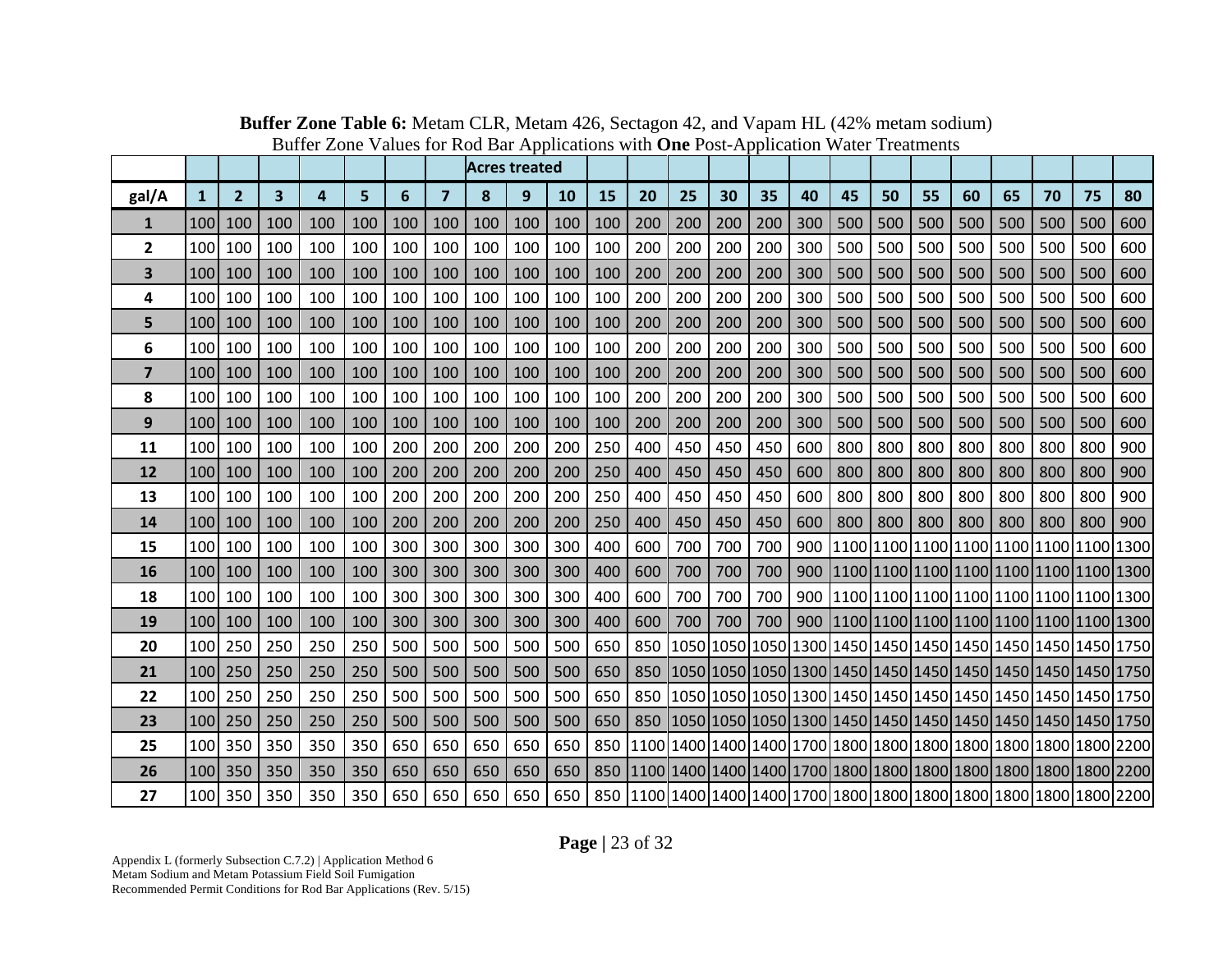**Buffer Zone Table 6:** Metam CLR, Metam 426, Sectagon 42, and Vapam HL (42% metam sodium)
Buffer Zone Values for Rod Bar Applications with **One** Post-Application Water Treatments

| | Acres treated | | | | | | | | | | | | | | | | | | | | | | |
|---|---|---|---|---|---|---|---|---|---|---|---|---|---|---|---|---|---|---|---|---|---|---|---|
| **gal/A** | **1** | **2** | **3** | **4** | **5** | **6** | **7** | **8** | **9** | **10** | **15** | **20** | **25** | **30** | **35** | **40** | **45** | **50** | **55** | **60** | **65** | **70** | **75** | **80** |
| **1** | 100 | 100 | 100 | 100 | 100 | 100 | 100 | 100 | 100 | 100 | 100 | 200 | 200 | 200 | 200 | 300 | 500 | 500 | 500 | 500 | 500 | 500 | 500 | 600 |
| **2** | 100 | 100 | 100 | 100 | 100 | 100 | 100 | 100 | 100 | 100 | 100 | 200 | 200 | 200 | 200 | 300 | 500 | 500 | 500 | 500 | 500 | 500 | 500 | 600 |
| **3** | 100 | 100 | 100 | 100 | 100 | 100 | 100 | 100 | 100 | 100 | 100 | 200 | 200 | 200 | 200 | 300 | 500 | 500 | 500 | 500 | 500 | 500 | 500 | 600 |
| **4** | 100 | 100 | 100 | 100 | 100 | 100 | 100 | 100 | 100 | 100 | 100 | 200 | 200 | 200 | 200 | 300 | 500 | 500 | 500 | 500 | 500 | 500 | 500 | 600 |
| **5** | 100 | 100 | 100 | 100 | 100 | 100 | 100 | 100 | 100 | 100 | 100 | 200 | 200 | 200 | 200 | 300 | 500 | 500 | 500 | 500 | 500 | 500 | 500 | 600 |
| **6** | 100 | 100 | 100 | 100 | 100 | 100 | 100 | 100 | 100 | 100 | 100 | 200 | 200 | 200 | 200 | 300 | 500 | 500 | 500 | 500 | 500 | 500 | 500 | 600 |
| **7** | 100 | 100 | 100 | 100 | 100 | 100 | 100 | 100 | 100 | 100 | 100 | 200 | 200 | 200 | 200 | 300 | 500 | 500 | 500 | 500 | 500 | 500 | 500 | 600 |
| **8** | 100 | 100 | 100 | 100 | 100 | 100 | 100 | 100 | 100 | 100 | 100 | 200 | 200 | 200 | 200 | 300 | 500 | 500 | 500 | 500 | 500 | 500 | 500 | 600 |
| **9** | 100 | 100 | 100 | 100 | 100 | 100 | 100 | 100 | 100 | 100 | 100 | 200 | 200 | 200 | 200 | 300 | 500 | 500 | 500 | 500 | 500 | 500 | 500 | 600 |
| **11** | 100 | 100 | 100 | 100 | 100 | 200 | 200 | 200 | 200 | 200 | 250 | 400 | 450 | 450 | 450 | 600 | 800 | 800 | 800 | 800 | 800 | 800 | 800 | 900 |
| **12** | 100 | 100 | 100 | 100 | 100 | 200 | 200 | 200 | 200 | 200 | 250 | 400 | 450 | 450 | 450 | 600 | 800 | 800 | 800 | 800 | 800 | 800 | 800 | 900 |
| **13** | 100 | 100 | 100 | 100 | 100 | 200 | 200 | 200 | 200 | 200 | 250 | 400 | 450 | 450 | 450 | 600 | 800 | 800 | 800 | 800 | 800 | 800 | 800 | 900 |
| **14** | 100 | 100 | 100 | 100 | 100 | 200 | 200 | 200 | 200 | 200 | 250 | 400 | 450 | 450 | 450 | 600 | 800 | 800 | 800 | 800 | 800 | 800 | 800 | 900 |
| **15** | 100 | 100 | 100 | 100 | 100 | 300 | 300 | 300 | 300 | 300 | 400 | 600 | 700 | 700 | 700 | 900 | 1100 | 1100 | 1100 | 1100 | 1100 | 1100 | 1100 | 1300 |
| **16** | 100 | 100 | 100 | 100 | 100 | 300 | 300 | 300 | 300 | 300 | 400 | 600 | 700 | 700 | 700 | 900 | 1100 | 1100 | 1100 | 1100 | 1100 | 1100 | 1100 | 1300 |
| **18** | 100 | 100 | 100 | 100 | 100 | 300 | 300 | 300 | 300 | 300 | 400 | 600 | 700 | 700 | 700 | 900 | 1100 | 1100 | 1100 | 1100 | 1100 | 1100 | 1100 | 1300 |
| **19** | 100 | 100 | 100 | 100 | 100 | 300 | 300 | 300 | 300 | 300 | 400 | 600 | 700 | 700 | 700 | 900 | 1100 | 1100 | 1100 | 1100 | 1100 | 1100 | 1100 | 1300 |
| **20** | 100 | 250 | 250 | 250 | 250 | 500 | 500 | 500 | 500 | 500 | 650 | 850 | 1050 | 1050 | 1050 | 1300 | 1450 | 1450 | 1450 | 1450 | 1450 | 1450 | 1450 | 1750 |
| **21** | 100 | 250 | 250 | 250 | 250 | 500 | 500 | 500 | 500 | 500 | 650 | 850 | 1050 | 1050 | 1050 | 1300 | 1450 | 1450 | 1450 | 1450 | 1450 | 1450 | 1450 | 1750 |
| **22** | 100 | 250 | 250 | 250 | 250 | 500 | 500 | 500 | 500 | 500 | 650 | 850 | 1050 | 1050 | 1050 | 1300 | 1450 | 1450 | 1450 | 1450 | 1450 | 1450 | 1450 | 1750 |
| **23** | 100 | 250 | 250 | 250 | 250 | 500 | 500 | 500 | 500 | 500 | 650 | 850 | 1050 | 1050 | 1050 | 1300 | 1450 | 1450 | 1450 | 1450 | 1450 | 1450 | 1450 | 1750 |
| **25** | 100 | 350 | 350 | 350 | 350 | 650 | 650 | 650 | 650 | 650 | 850 | 1100 | 1400 | 1400 | 1400 | 1700 | 1800 | 1800 | 1800 | 1800 | 1800 | 1800 | 1800 | 2200 |
| **26** | 100 | 350 | 350 | 350 | 350 | 650 | 650 | 650 | 650 | 650 | 850 | 1100 | 1400 | 1400 | 1400 | 1700 | 1800 | 1800 | 1800 | 1800 | 1800 | 1800 | 1800 | 2200 |
| **27** | 100 | 350 | 350 | 350 | 350 | 650 | 650 | 650 | 650 | 650 | 850 | 1100 | 1400 | 1400 | 1400 | 1700 | 1800 | 1800 | 1800 | 1800 | 1800 | 1800 | 1800 | 2200 |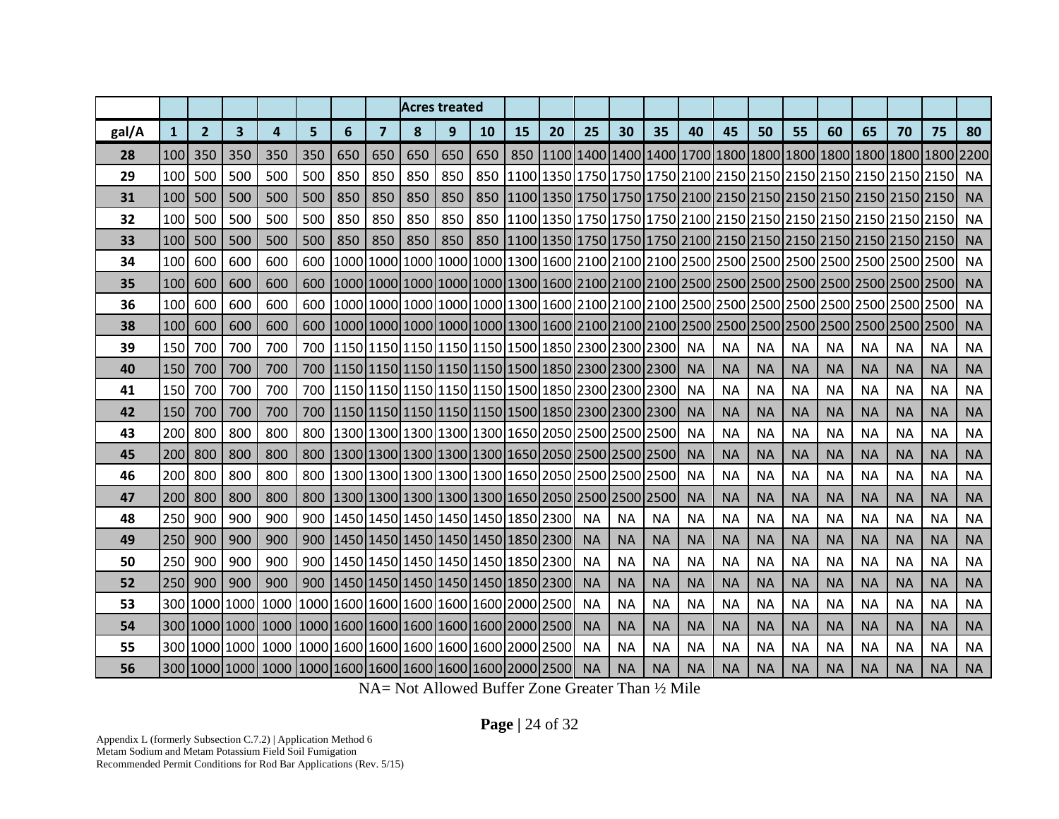| | Acres treated | | | | | | | | | | | | | | | | | | | | | | | |
|---|---|---|---|---|---|---|---|---|---|---|---|---|---|---|---|---|---|---|---|---|---|---|---|---|
| **gal/A** | **1** | **2** | **3** | **4** | **5** | **6** | **7** | **8** | **9** | **10** | **15** | **20** | **25** | **30** | **35** | **40** | **45** | **50** | **55** | **60** | **65** | **70** | **75** | **80** |
| **28** | 100 | 350 | 350 | 350 | 350 | 650 | 650 | 650 | 650 | 650 | 850 | 1100 | 1400 | 1400 | 1400 | 1700 | 1800 | 1800 | 1800 | 1800 | 1800 | 1800 | 1800 | 2200 |
| **29** | 100 | 500 | 500 | 500 | 500 | 850 | 850 | 850 | 850 | 850 | 1100 | 1350 | 1750 | 1750 | 1750 | 2100 | 2150 | 2150 | 2150 | 2150 | 2150 | 2150 | 2150 | NA |
| **31** | 100 | 500 | 500 | 500 | 500 | 850 | 850 | 850 | 850 | 850 | 1100 | 1350 | 1750 | 1750 | 1750 | 2100 | 2150 | 2150 | 2150 | 2150 | 2150 | 2150 | 2150 | NA |
| **32** | 100 | 500 | 500 | 500 | 500 | 850 | 850 | 850 | 850 | 850 | 1100 | 1350 | 1750 | 1750 | 1750 | 2100 | 2150 | 2150 | 2150 | 2150 | 2150 | 2150 | 2150 | NA |
| **33** | 100 | 500 | 500 | 500 | 500 | 850 | 850 | 850 | 850 | 850 | 1100 | 1350 | 1750 | 1750 | 1750 | 2100 | 2150 | 2150 | 2150 | 2150 | 2150 | 2150 | 2150 | NA |
| **34** | 100 | 600 | 600 | 600 | 600 | 1000 | 1000 | 1000 | 1000 | 1000 | 1300 | 1600 | 2100 | 2100 | 2100 | 2500 | 2500 | 2500 | 2500 | 2500 | 2500 | 2500 | 2500 | NA |
| **35** | 100 | 600 | 600 | 600 | 600 | 1000 | 1000 | 1000 | 1000 | 1000 | 1300 | 1600 | 2100 | 2100 | 2100 | 2500 | 2500 | 2500 | 2500 | 2500 | 2500 | 2500 | 2500 | NA |
| **36** | 100 | 600 | 600 | 600 | 600 | 1000 | 1000 | 1000 | 1000 | 1000 | 1300 | 1600 | 2100 | 2100 | 2100 | 2500 | 2500 | 2500 | 2500 | 2500 | 2500 | 2500 | 2500 | NA |
| **38** | 100 | 600 | 600 | 600 | 600 | 1000 | 1000 | 1000 | 1000 | 1000 | 1300 | 1600 | 2100 | 2100 | 2100 | 2500 | 2500 | 2500 | 2500 | 2500 | 2500 | 2500 | 2500 | NA |
| **39** | 150 | 700 | 700 | 700 | 700 | 1150 | 1150 | 1150 | 1150 | 1150 | 1500 | 1850 | 2300 | 2300 | 2300 | NA | NA | NA | NA | NA | NA | NA | NA | NA |
| **40** | 150 | 700 | 700 | 700 | 700 | 1150 | 1150 | 1150 | 1150 | 1150 | 1500 | 1850 | 2300 | 2300 | 2300 | NA | NA | NA | NA | NA | NA | NA | NA | NA |
| **41** | 150 | 700 | 700 | 700 | 700 | 1150 | 1150 | 1150 | 1150 | 1150 | 1500 | 1850 | 2300 | 2300 | 2300 | NA | NA | NA | NA | NA | NA | NA | NA | NA |
| **42** | 150 | 700 | 700 | 700 | 700 | 1150 | 1150 | 1150 | 1150 | 1150 | 1500 | 1850 | 2300 | 2300 | 2300 | NA | NA | NA | NA | NA | NA | NA | NA | NA |
| **43** | 200 | 800 | 800 | 800 | 800 | 1300 | 1300 | 1300 | 1300 | 1300 | 1650 | 2050 | 2500 | 2500 | 2500 | NA | NA | NA | NA | NA | NA | NA | NA | NA |
| **45** | 200 | 800 | 800 | 800 | 800 | 1300 | 1300 | 1300 | 1300 | 1300 | 1650 | 2050 | 2500 | 2500 | 2500 | NA | NA | NA | NA | NA | NA | NA | NA | NA |
| **46** | 200 | 800 | 800 | 800 | 800 | 1300 | 1300 | 1300 | 1300 | 1300 | 1650 | 2050 | 2500 | 2500 | 2500 | NA | NA | NA | NA | NA | NA | NA | NA | NA |
| **47** | 200 | 800 | 800 | 800 | 800 | 1300 | 1300 | 1300 | 1300 | 1300 | 1650 | 2050 | 2500 | 2500 | 2500 | NA | NA | NA | NA | NA | NA | NA | NA | NA |
| **48** | 250 | 900 | 900 | 900 | 900 | 1450 | 1450 | 1450 | 1450 | 1450 | 1850 | 2300 | NA | NA | NA | NA | NA | NA | NA | NA | NA | NA | NA | NA |
| **49** | 250 | 900 | 900 | 900 | 900 | 1450 | 1450 | 1450 | 1450 | 1450 | 1850 | 2300 | NA | NA | NA | NA | NA | NA | NA | NA | NA | NA | NA | NA |
| **50** | 250 | 900 | 900 | 900 | 900 | 1450 | 1450 | 1450 | 1450 | 1450 | 1850 | 2300 | NA | NA | NA | NA | NA | NA | NA | NA | NA | NA | NA | NA |
| **52** | 250 | 900 | 900 | 900 | 900 | 1450 | 1450 | 1450 | 1450 | 1450 | 1850 | 2300 | NA | NA | NA | NA | NA | NA | NA | NA | NA | NA | NA | NA |
| **53** | 300 | 1000 | 1000 | 1000 | 1000 | 1600 | 1600 | 1600 | 1600 | 1600 | 2000 | 2500 | NA | NA | NA | NA | NA | NA | NA | NA | NA | NA | NA | NA |
| **54** | 300 | 1000 | 1000 | 1000 | 1000 | 1600 | 1600 | 1600 | 1600 | 1600 | 2000 | 2500 | NA | NA | NA | NA | NA | NA | NA | NA | NA | NA | NA | NA |
| **55** | 300 | 1000 | 1000 | 1000 | 1000 | 1600 | 1600 | 1600 | 1600 | 1600 | 2000 | 2500 | NA | NA | NA | NA | NA | NA | NA | NA | NA | NA | NA | NA |
| **56** | 300 | 1000 | 1000 | 1000 | 1000 | 1600 | 1600 | 1600 | 1600 | 1600 | 2000 | 2500 | NA | NA | NA | NA | NA | NA | NA | NA | NA | NA | NA | NA |

NA= Not Allowed Buffer Zone Greater Than ½ Mile

Appendix L (formerly Subsection C.7.2) | Application Method 6
Metam Sodium and Metam Potassium Field Soil Fumigation
Recommended Permit Conditions for Rod Bar Applications (Rev. 5/15)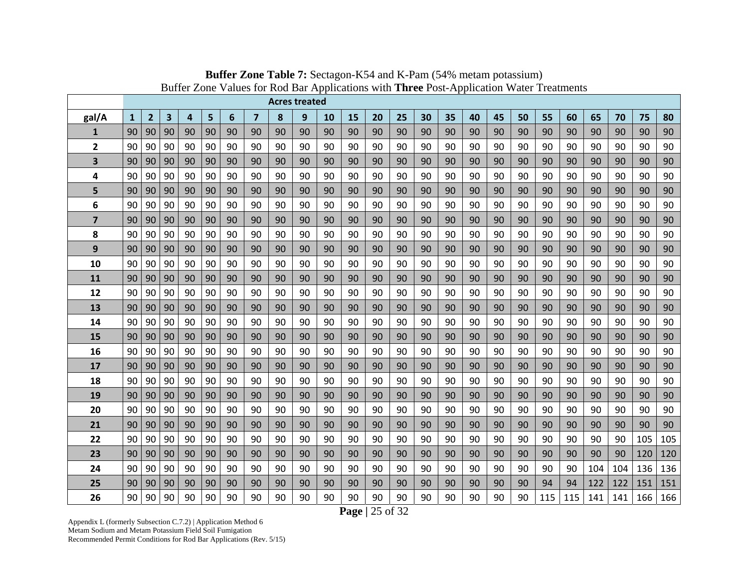**Buffer Zone Table 7:** Sectagon-K54 and K-Pam (54% metam potassium)
Buffer Zone Values for Rod Bar Applications with **Three** Post-Application Water Treatments

| | Acres treated | | | | | | | | | | | | | | | | | | | | | | | |
|---|---|---|---|---|---|---|---|---|---|---|---|---|---|---|---|---|---|---|---|---|---|---|---|---|
| **gal/A** | **1** | **2** | **3** | **4** | **5** | **6** | **7** | **8** | **9** | **10** | **15** | **20** | **25** | **30** | **35** | **40** | **45** | **50** | **55** | **60** | **65** | **70** | **75** | **80** |
| **1** | 90 | 90 | 90 | 90 | 90 | 90 | 90 | 90 | 90 | 90 | 90 | 90 | 90 | 90 | 90 | 90 | 90 | 90 | 90 | 90 | 90 | 90 | 90 | 90 |
| **2** | 90 | 90 | 90 | 90 | 90 | 90 | 90 | 90 | 90 | 90 | 90 | 90 | 90 | 90 | 90 | 90 | 90 | 90 | 90 | 90 | 90 | 90 | 90 | 90 |
| **3** | 90 | 90 | 90 | 90 | 90 | 90 | 90 | 90 | 90 | 90 | 90 | 90 | 90 | 90 | 90 | 90 | 90 | 90 | 90 | 90 | 90 | 90 | 90 | 90 |
| **4** | 90 | 90 | 90 | 90 | 90 | 90 | 90 | 90 | 90 | 90 | 90 | 90 | 90 | 90 | 90 | 90 | 90 | 90 | 90 | 90 | 90 | 90 | 90 | 90 |
| **5** | 90 | 90 | 90 | 90 | 90 | 90 | 90 | 90 | 90 | 90 | 90 | 90 | 90 | 90 | 90 | 90 | 90 | 90 | 90 | 90 | 90 | 90 | 90 | 90 |
| **6** | 90 | 90 | 90 | 90 | 90 | 90 | 90 | 90 | 90 | 90 | 90 | 90 | 90 | 90 | 90 | 90 | 90 | 90 | 90 | 90 | 90 | 90 | 90 | 90 |
| **7** | 90 | 90 | 90 | 90 | 90 | 90 | 90 | 90 | 90 | 90 | 90 | 90 | 90 | 90 | 90 | 90 | 90 | 90 | 90 | 90 | 90 | 90 | 90 | 90 |
| **8** | 90 | 90 | 90 | 90 | 90 | 90 | 90 | 90 | 90 | 90 | 90 | 90 | 90 | 90 | 90 | 90 | 90 | 90 | 90 | 90 | 90 | 90 | 90 | 90 |
| **9** | 90 | 90 | 90 | 90 | 90 | 90 | 90 | 90 | 90 | 90 | 90 | 90 | 90 | 90 | 90 | 90 | 90 | 90 | 90 | 90 | 90 | 90 | 90 | 90 |
| **10** | 90 | 90 | 90 | 90 | 90 | 90 | 90 | 90 | 90 | 90 | 90 | 90 | 90 | 90 | 90 | 90 | 90 | 90 | 90 | 90 | 90 | 90 | 90 | 90 |
| **11** | 90 | 90 | 90 | 90 | 90 | 90 | 90 | 90 | 90 | 90 | 90 | 90 | 90 | 90 | 90 | 90 | 90 | 90 | 90 | 90 | 90 | 90 | 90 | 90 |
| **12** | 90 | 90 | 90 | 90 | 90 | 90 | 90 | 90 | 90 | 90 | 90 | 90 | 90 | 90 | 90 | 90 | 90 | 90 | 90 | 90 | 90 | 90 | 90 | 90 |
| **13** | 90 | 90 | 90 | 90 | 90 | 90 | 90 | 90 | 90 | 90 | 90 | 90 | 90 | 90 | 90 | 90 | 90 | 90 | 90 | 90 | 90 | 90 | 90 | 90 |
| **14** | 90 | 90 | 90 | 90 | 90 | 90 | 90 | 90 | 90 | 90 | 90 | 90 | 90 | 90 | 90 | 90 | 90 | 90 | 90 | 90 | 90 | 90 | 90 | 90 |
| **15** | 90 | 90 | 90 | 90 | 90 | 90 | 90 | 90 | 90 | 90 | 90 | 90 | 90 | 90 | 90 | 90 | 90 | 90 | 90 | 90 | 90 | 90 | 90 | 90 |
| **16** | 90 | 90 | 90 | 90 | 90 | 90 | 90 | 90 | 90 | 90 | 90 | 90 | 90 | 90 | 90 | 90 | 90 | 90 | 90 | 90 | 90 | 90 | 90 | 90 |
| **17** | 90 | 90 | 90 | 90 | 90 | 90 | 90 | 90 | 90 | 90 | 90 | 90 | 90 | 90 | 90 | 90 | 90 | 90 | 90 | 90 | 90 | 90 | 90 | 90 |
| **18** | 90 | 90 | 90 | 90 | 90 | 90 | 90 | 90 | 90 | 90 | 90 | 90 | 90 | 90 | 90 | 90 | 90 | 90 | 90 | 90 | 90 | 90 | 90 | 90 |
| **19** | 90 | 90 | 90 | 90 | 90 | 90 | 90 | 90 | 90 | 90 | 90 | 90 | 90 | 90 | 90 | 90 | 90 | 90 | 90 | 90 | 90 | 90 | 90 | 90 |
| **20** | 90 | 90 | 90 | 90 | 90 | 90 | 90 | 90 | 90 | 90 | 90 | 90 | 90 | 90 | 90 | 90 | 90 | 90 | 90 | 90 | 90 | 90 | 90 | 90 |
| **21** | 90 | 90 | 90 | 90 | 90 | 90 | 90 | 90 | 90 | 90 | 90 | 90 | 90 | 90 | 90 | 90 | 90 | 90 | 90 | 90 | 90 | 90 | 90 | 90 |
| **22** | 90 | 90 | 90 | 90 | 90 | 90 | 90 | 90 | 90 | 90 | 90 | 90 | 90 | 90 | 90 | 90 | 90 | 90 | 90 | 90 | 90 | 90 | 105 | 105 |
| **23** | 90 | 90 | 90 | 90 | 90 | 90 | 90 | 90 | 90 | 90 | 90 | 90 | 90 | 90 | 90 | 90 | 90 | 90 | 90 | 90 | 90 | 90 | 120 | 120 |
| **24** | 90 | 90 | 90 | 90 | 90 | 90 | 90 | 90 | 90 | 90 | 90 | 90 | 90 | 90 | 90 | 90 | 90 | 90 | 90 | 90 | 104 | 104 | 136 | 136 |
| **25** | 90 | 90 | 90 | 90 | 90 | 90 | 90 | 90 | 90 | 90 | 90 | 90 | 90 | 90 | 90 | 90 | 90 | 90 | 94 | 94 | 122 | 122 | 151 | 151 |
| **26** | 90 | 90 | 90 | 90 | 90 | 90 | 90 | 90 | 90 | 90 | 90 | 90 | 90 | 90 | 90 | 90 | 90 | 90 | 115 | 115 | 141 | 141 | 166 | 166 |

Appendix L (formerly Subsection C.7.2) | Application Method 6
Metam Sodium and Metam Potassium Field Soil Fumigation
Recommended Permit Conditions for Rod Bar Applications (Rev. 5/15)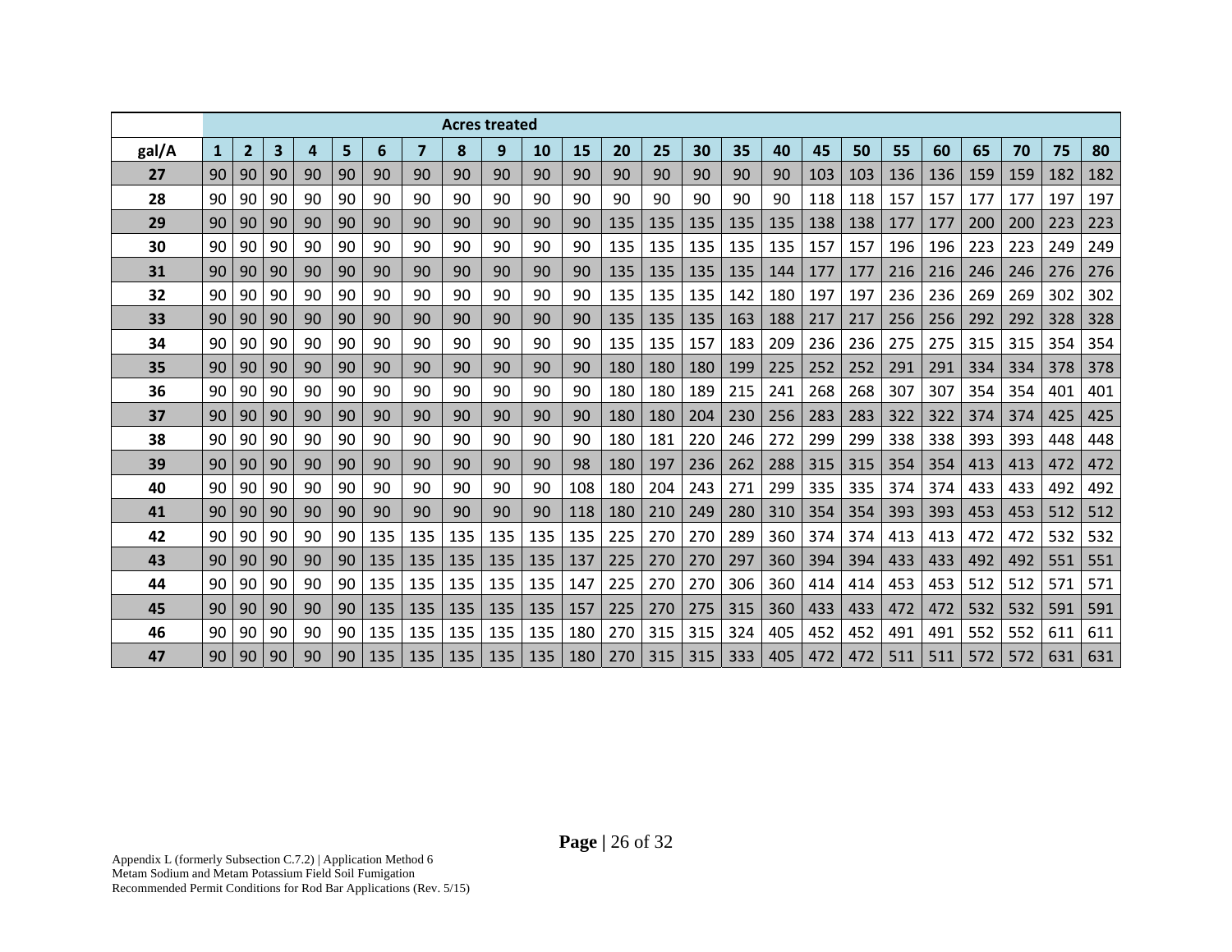| | Acres treated | | | | | | | | | | | | | | | | | | | | | | | |
|---|---|---|---|---|---|---|---|---|---|---|---|---|---|---|---|---|---|---|---|---|---|---|---|---|
| gal/A | 1 | 2 | 3 | 4 | 5 | 6 | 7 | 8 | 9 | 10 | 15 | 20 | 25 | 30 | 35 | 40 | 45 | 50 | 55 | 60 | 65 | 70 | 75 | 80 |
| 27 | 90 | 90 | 90 | 90 | 90 | 90 | 90 | 90 | 90 | 90 | 90 | 90 | 90 | 90 | 90 | 90 | 103 | 103 | 136 | 136 | 159 | 159 | 182 | 182 |
| 28 | 90 | 90 | 90 | 90 | 90 | 90 | 90 | 90 | 90 | 90 | 90 | 90 | 90 | 90 | 90 | 90 | 118 | 118 | 157 | 157 | 177 | 177 | 197 | 197 |
| 29 | 90 | 90 | 90 | 90 | 90 | 90 | 90 | 90 | 90 | 90 | 90 | 135 | 135 | 135 | 135 | 135 | 138 | 138 | 177 | 177 | 200 | 200 | 223 | 223 |
| 30 | 90 | 90 | 90 | 90 | 90 | 90 | 90 | 90 | 90 | 90 | 90 | 135 | 135 | 135 | 135 | 135 | 157 | 157 | 196 | 196 | 223 | 223 | 249 | 249 |
| 31 | 90 | 90 | 90 | 90 | 90 | 90 | 90 | 90 | 90 | 90 | 90 | 135 | 135 | 135 | 135 | 144 | 177 | 177 | 216 | 216 | 246 | 246 | 276 | 276 |
| 32 | 90 | 90 | 90 | 90 | 90 | 90 | 90 | 90 | 90 | 90 | 90 | 135 | 135 | 135 | 142 | 180 | 197 | 197 | 236 | 236 | 269 | 269 | 302 | 302 |
| 33 | 90 | 90 | 90 | 90 | 90 | 90 | 90 | 90 | 90 | 90 | 90 | 135 | 135 | 135 | 163 | 188 | 217 | 217 | 256 | 256 | 292 | 292 | 328 | 328 |
| 34 | 90 | 90 | 90 | 90 | 90 | 90 | 90 | 90 | 90 | 90 | 90 | 135 | 135 | 157 | 183 | 209 | 236 | 236 | 275 | 275 | 315 | 315 | 354 | 354 |
| 35 | 90 | 90 | 90 | 90 | 90 | 90 | 90 | 90 | 90 | 90 | 90 | 180 | 180 | 180 | 199 | 225 | 252 | 252 | 291 | 291 | 334 | 334 | 378 | 378 |
| 36 | 90 | 90 | 90 | 90 | 90 | 90 | 90 | 90 | 90 | 90 | 90 | 180 | 180 | 189 | 215 | 241 | 268 | 268 | 307 | 307 | 354 | 354 | 401 | 401 |
| 37 | 90 | 90 | 90 | 90 | 90 | 90 | 90 | 90 | 90 | 90 | 90 | 180 | 180 | 204 | 230 | 256 | 283 | 283 | 322 | 322 | 374 | 374 | 425 | 425 |
| 38 | 90 | 90 | 90 | 90 | 90 | 90 | 90 | 90 | 90 | 90 | 90 | 180 | 181 | 220 | 246 | 272 | 299 | 299 | 338 | 338 | 393 | 393 | 448 | 448 |
| 39 | 90 | 90 | 90 | 90 | 90 | 90 | 90 | 90 | 90 | 90 | 98 | 180 | 197 | 236 | 262 | 288 | 315 | 315 | 354 | 354 | 413 | 413 | 472 | 472 |
| 40 | 90 | 90 | 90 | 90 | 90 | 90 | 90 | 90 | 90 | 90 | 108 | 180 | 204 | 243 | 271 | 299 | 335 | 335 | 374 | 374 | 433 | 433 | 492 | 492 |
| 41 | 90 | 90 | 90 | 90 | 90 | 90 | 90 | 90 | 90 | 90 | 118 | 180 | 210 | 249 | 280 | 310 | 354 | 354 | 393 | 393 | 453 | 453 | 512 | 512 |
| 42 | 90 | 90 | 90 | 90 | 90 | 135 | 135 | 135 | 135 | 135 | 135 | 225 | 270 | 270 | 289 | 360 | 374 | 374 | 413 | 413 | 472 | 472 | 532 | 532 |
| 43 | 90 | 90 | 90 | 90 | 90 | 135 | 135 | 135 | 135 | 135 | 137 | 225 | 270 | 270 | 297 | 360 | 394 | 394 | 433 | 433 | 492 | 492 | 551 | 551 |
| 44 | 90 | 90 | 90 | 90 | 90 | 135 | 135 | 135 | 135 | 135 | 147 | 225 | 270 | 270 | 306 | 360 | 414 | 414 | 453 | 453 | 512 | 512 | 571 | 571 |
| 45 | 90 | 90 | 90 | 90 | 90 | 135 | 135 | 135 | 135 | 135 | 157 | 225 | 270 | 275 | 315 | 360 | 433 | 433 | 472 | 472 | 532 | 532 | 591 | 591 |
| 46 | 90 | 90 | 90 | 90 | 90 | 135 | 135 | 135 | 135 | 135 | 180 | 270 | 315 | 315 | 324 | 405 | 452 | 452 | 491 | 491 | 552 | 552 | 611 | 611 |
| 47 | 90 | 90 | 90 | 90 | 90 | 135 | 135 | 135 | 135 | 135 | 180 | 270 | 315 | 315 | 333 | 405 | 472 | 472 | 511 | 511 | 572 | 572 | 631 | 631 |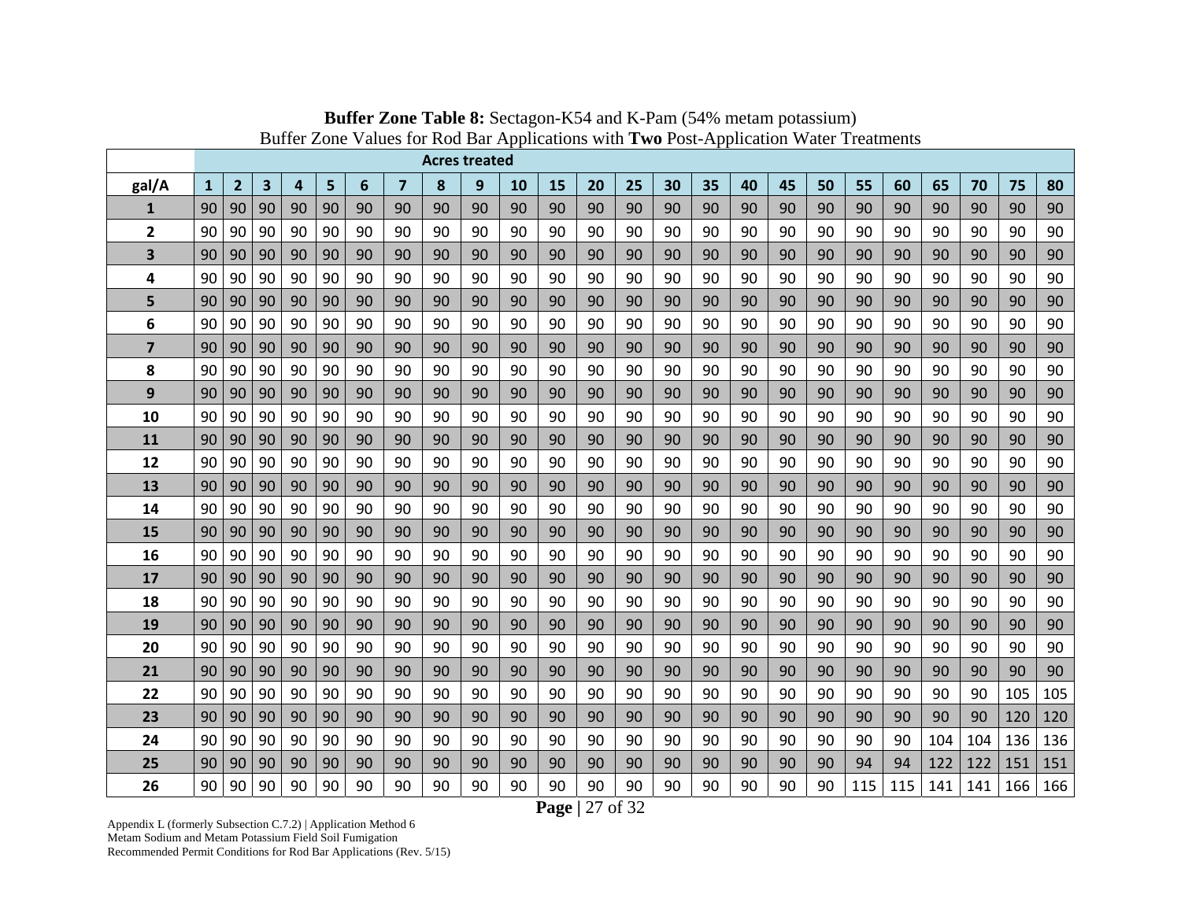**Buffer Zone Table 8:** Sectagon-K54 and K-Pam (54% metam potassium)
Buffer Zone Values for Rod Bar Applications with **Two** Post-Application Water Treatments

| | Acres treated | | | | | | | | | | | | | | | | | | | | | | | |
|---|---|---|---|---|---|---|---|---|---|---|---|---|---|---|---|---|---|---|---|---|---|---|---|---|
| **gal/A** | **1** | **2** | **3** | **4** | **5** | **6** | **7** | **8** | **9** | **10** | **15** | **20** | **25** | **30** | **35** | **40** | **45** | **50** | **55** | **60** | **65** | **70** | **75** | **80** |
| **1** | 90 | 90 | 90 | 90 | 90 | 90 | 90 | 90 | 90 | 90 | 90 | 90 | 90 | 90 | 90 | 90 | 90 | 90 | 90 | 90 | 90 | 90 | 90 | 90 |
| **2** | 90 | 90 | 90 | 90 | 90 | 90 | 90 | 90 | 90 | 90 | 90 | 90 | 90 | 90 | 90 | 90 | 90 | 90 | 90 | 90 | 90 | 90 | 90 | 90 |
| **3** | 90 | 90 | 90 | 90 | 90 | 90 | 90 | 90 | 90 | 90 | 90 | 90 | 90 | 90 | 90 | 90 | 90 | 90 | 90 | 90 | 90 | 90 | 90 | 90 |
| **4** | 90 | 90 | 90 | 90 | 90 | 90 | 90 | 90 | 90 | 90 | 90 | 90 | 90 | 90 | 90 | 90 | 90 | 90 | 90 | 90 | 90 | 90 | 90 | 90 |
| **5** | 90 | 90 | 90 | 90 | 90 | 90 | 90 | 90 | 90 | 90 | 90 | 90 | 90 | 90 | 90 | 90 | 90 | 90 | 90 | 90 | 90 | 90 | 90 | 90 |
| **6** | 90 | 90 | 90 | 90 | 90 | 90 | 90 | 90 | 90 | 90 | 90 | 90 | 90 | 90 | 90 | 90 | 90 | 90 | 90 | 90 | 90 | 90 | 90 | 90 |
| **7** | 90 | 90 | 90 | 90 | 90 | 90 | 90 | 90 | 90 | 90 | 90 | 90 | 90 | 90 | 90 | 90 | 90 | 90 | 90 | 90 | 90 | 90 | 90 | 90 |
| **8** | 90 | 90 | 90 | 90 | 90 | 90 | 90 | 90 | 90 | 90 | 90 | 90 | 90 | 90 | 90 | 90 | 90 | 90 | 90 | 90 | 90 | 90 | 90 | 90 |
| **9** | 90 | 90 | 90 | 90 | 90 | 90 | 90 | 90 | 90 | 90 | 90 | 90 | 90 | 90 | 90 | 90 | 90 | 90 | 90 | 90 | 90 | 90 | 90 | 90 |
| **10** | 90 | 90 | 90 | 90 | 90 | 90 | 90 | 90 | 90 | 90 | 90 | 90 | 90 | 90 | 90 | 90 | 90 | 90 | 90 | 90 | 90 | 90 | 90 | 90 |
| **11** | 90 | 90 | 90 | 90 | 90 | 90 | 90 | 90 | 90 | 90 | 90 | 90 | 90 | 90 | 90 | 90 | 90 | 90 | 90 | 90 | 90 | 90 | 90 | 90 |
| **12** | 90 | 90 | 90 | 90 | 90 | 90 | 90 | 90 | 90 | 90 | 90 | 90 | 90 | 90 | 90 | 90 | 90 | 90 | 90 | 90 | 90 | 90 | 90 | 90 |
| **13** | 90 | 90 | 90 | 90 | 90 | 90 | 90 | 90 | 90 | 90 | 90 | 90 | 90 | 90 | 90 | 90 | 90 | 90 | 90 | 90 | 90 | 90 | 90 | 90 |
| **14** | 90 | 90 | 90 | 90 | 90 | 90 | 90 | 90 | 90 | 90 | 90 | 90 | 90 | 90 | 90 | 90 | 90 | 90 | 90 | 90 | 90 | 90 | 90 | 90 |
| **15** | 90 | 90 | 90 | 90 | 90 | 90 | 90 | 90 | 90 | 90 | 90 | 90 | 90 | 90 | 90 | 90 | 90 | 90 | 90 | 90 | 90 | 90 | 90 | 90 |
| **16** | 90 | 90 | 90 | 90 | 90 | 90 | 90 | 90 | 90 | 90 | 90 | 90 | 90 | 90 | 90 | 90 | 90 | 90 | 90 | 90 | 90 | 90 | 90 | 90 |
| **17** | 90 | 90 | 90 | 90 | 90 | 90 | 90 | 90 | 90 | 90 | 90 | 90 | 90 | 90 | 90 | 90 | 90 | 90 | 90 | 90 | 90 | 90 | 90 | 90 |
| **18** | 90 | 90 | 90 | 90 | 90 | 90 | 90 | 90 | 90 | 90 | 90 | 90 | 90 | 90 | 90 | 90 | 90 | 90 | 90 | 90 | 90 | 90 | 90 | 90 |
| **19** | 90 | 90 | 90 | 90 | 90 | 90 | 90 | 90 | 90 | 90 | 90 | 90 | 90 | 90 | 90 | 90 | 90 | 90 | 90 | 90 | 90 | 90 | 90 | 90 |
| **20** | 90 | 90 | 90 | 90 | 90 | 90 | 90 | 90 | 90 | 90 | 90 | 90 | 90 | 90 | 90 | 90 | 90 | 90 | 90 | 90 | 90 | 90 | 90 | 90 |
| **21** | 90 | 90 | 90 | 90 | 90 | 90 | 90 | 90 | 90 | 90 | 90 | 90 | 90 | 90 | 90 | 90 | 90 | 90 | 90 | 90 | 90 | 90 | 90 | 90 |
| **22** | 90 | 90 | 90 | 90 | 90 | 90 | 90 | 90 | 90 | 90 | 90 | 90 | 90 | 90 | 90 | 90 | 90 | 90 | 90 | 90 | 90 | 90 | 105 | 105 |
| **23** | 90 | 90 | 90 | 90 | 90 | 90 | 90 | 90 | 90 | 90 | 90 | 90 | 90 | 90 | 90 | 90 | 90 | 90 | 90 | 90 | 90 | 90 | 120 | 120 |
| **24** | 90 | 90 | 90 | 90 | 90 | 90 | 90 | 90 | 90 | 90 | 90 | 90 | 90 | 90 | 90 | 90 | 90 | 90 | 90 | 90 | 104 | 104 | 136 | 136 |
| **25** | 90 | 90 | 90 | 90 | 90 | 90 | 90 | 90 | 90 | 90 | 90 | 90 | 90 | 90 | 90 | 90 | 90 | 90 | 94 | 94 | 122 | 122 | 151 | 151 |
| **26** | 90 | 90 | 90 | 90 | 90 | 90 | 90 | 90 | 90 | 90 | 90 | 90 | 90 | 90 | 90 | 90 | 90 | 90 | 115 | 115 | 141 | 141 | 166 | 166 |

Appendix L (formerly Subsection C.7.2) | Application Method 6
Metam Sodium and Metam Potassium Field Soil Fumigation
Recommended Permit Conditions for Rod Bar Applications (Rev. 5/15)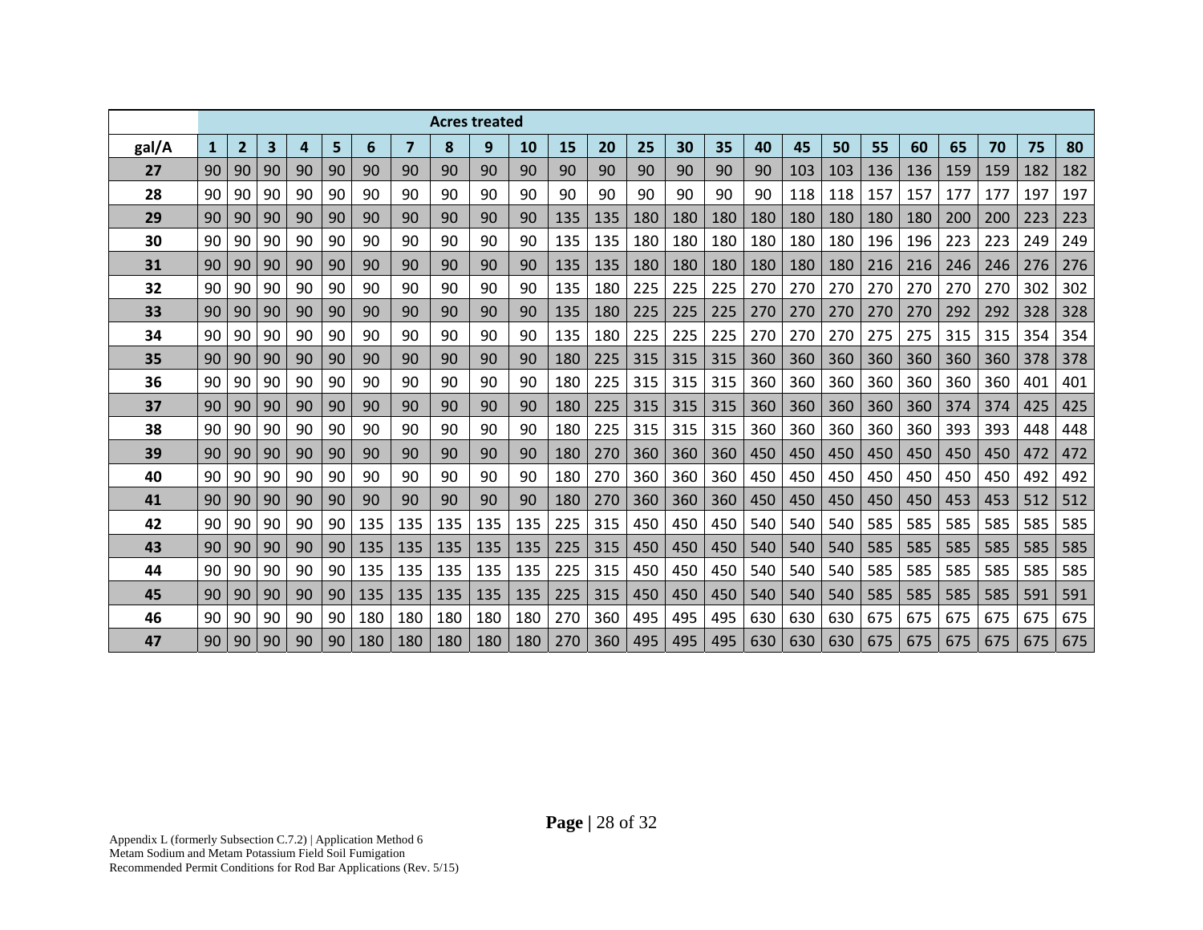| | Acres treated | | | | | | | | | | | | | | | | | | | | | | | |
|---|---|---|---|---|---|---|---|---|---|---|---|---|---|---|---|---|---|---|---|---|---|---|---|---|
| **gal/A** | **1** | **2** | **3** | **4** | **5** | **6** | **7** | **8** | **9** | **10** | **15** | **20** | **25** | **30** | **35** | **40** | **45** | **50** | **55** | **60** | **65** | **70** | **75** | **80** |
| **27** | 90 | 90 | 90 | 90 | 90 | 90 | 90 | 90 | 90 | 90 | 90 | 90 | 90 | 90 | 90 | 90 | 103 | 103 | 136 | 136 | 159 | 159 | 182 | 182 |
| **28** | 90 | 90 | 90 | 90 | 90 | 90 | 90 | 90 | 90 | 90 | 90 | 90 | 90 | 90 | 90 | 90 | 118 | 118 | 157 | 157 | 177 | 177 | 197 | 197 |
| **29** | 90 | 90 | 90 | 90 | 90 | 90 | 90 | 90 | 90 | 90 | 135 | 135 | 180 | 180 | 180 | 180 | 180 | 180 | 180 | 180 | 200 | 200 | 223 | 223 |
| **30** | 90 | 90 | 90 | 90 | 90 | 90 | 90 | 90 | 90 | 90 | 135 | 135 | 180 | 180 | 180 | 180 | 180 | 180 | 196 | 196 | 223 | 223 | 249 | 249 |
| **31** | 90 | 90 | 90 | 90 | 90 | 90 | 90 | 90 | 90 | 90 | 135 | 135 | 180 | 180 | 180 | 180 | 180 | 180 | 216 | 216 | 246 | 246 | 276 | 276 |
| **32** | 90 | 90 | 90 | 90 | 90 | 90 | 90 | 90 | 90 | 90 | 135 | 180 | 225 | 225 | 225 | 270 | 270 | 270 | 270 | 270 | 270 | 270 | 302 | 302 |
| **33** | 90 | 90 | 90 | 90 | 90 | 90 | 90 | 90 | 90 | 90 | 135 | 180 | 225 | 225 | 225 | 270 | 270 | 270 | 270 | 270 | 292 | 292 | 328 | 328 |
| **34** | 90 | 90 | 90 | 90 | 90 | 90 | 90 | 90 | 90 | 90 | 135 | 180 | 225 | 225 | 225 | 270 | 270 | 270 | 275 | 275 | 315 | 315 | 354 | 354 |
| **35** | 90 | 90 | 90 | 90 | 90 | 90 | 90 | 90 | 90 | 90 | 180 | 225 | 315 | 315 | 315 | 360 | 360 | 360 | 360 | 360 | 360 | 360 | 378 | 378 |
| **36** | 90 | 90 | 90 | 90 | 90 | 90 | 90 | 90 | 90 | 90 | 180 | 225 | 315 | 315 | 315 | 360 | 360 | 360 | 360 | 360 | 360 | 360 | 401 | 401 |
| **37** | 90 | 90 | 90 | 90 | 90 | 90 | 90 | 90 | 90 | 90 | 180 | 225 | 315 | 315 | 315 | 360 | 360 | 360 | 360 | 360 | 374 | 374 | 425 | 425 |
| **38** | 90 | 90 | 90 | 90 | 90 | 90 | 90 | 90 | 90 | 90 | 180 | 225 | 315 | 315 | 315 | 360 | 360 | 360 | 360 | 360 | 393 | 393 | 448 | 448 |
| **39** | 90 | 90 | 90 | 90 | 90 | 90 | 90 | 90 | 90 | 90 | 180 | 270 | 360 | 360 | 360 | 450 | 450 | 450 | 450 | 450 | 450 | 450 | 472 | 472 |
| **40** | 90 | 90 | 90 | 90 | 90 | 90 | 90 | 90 | 90 | 90 | 180 | 270 | 360 | 360 | 360 | 450 | 450 | 450 | 450 | 450 | 450 | 450 | 492 | 492 |
| **41** | 90 | 90 | 90 | 90 | 90 | 90 | 90 | 90 | 90 | 90 | 180 | 270 | 360 | 360 | 360 | 450 | 450 | 450 | 450 | 450 | 453 | 453 | 512 | 512 |
| **42** | 90 | 90 | 90 | 90 | 90 | 135 | 135 | 135 | 135 | 135 | 225 | 315 | 450 | 450 | 450 | 540 | 540 | 540 | 585 | 585 | 585 | 585 | 585 | 585 |
| **43** | 90 | 90 | 90 | 90 | 90 | 135 | 135 | 135 | 135 | 135 | 225 | 315 | 450 | 450 | 450 | 540 | 540 | 540 | 585 | 585 | 585 | 585 | 585 | 585 |
| **44** | 90 | 90 | 90 | 90 | 90 | 135 | 135 | 135 | 135 | 135 | 225 | 315 | 450 | 450 | 450 | 540 | 540 | 540 | 585 | 585 | 585 | 585 | 585 | 585 |
| **45** | 90 | 90 | 90 | 90 | 90 | 135 | 135 | 135 | 135 | 135 | 225 | 315 | 450 | 450 | 450 | 540 | 540 | 540 | 585 | 585 | 585 | 585 | 591 | 591 |
| **46** | 90 | 90 | 90 | 90 | 90 | 180 | 180 | 180 | 180 | 180 | 270 | 360 | 495 | 495 | 495 | 630 | 630 | 630 | 675 | 675 | 675 | 675 | 675 | 675 |
| **47** | 90 | 90 | 90 | 90 | 90 | 180 | 180 | 180 | 180 | 180 | 270 | 360 | 495 | 495 | 495 | 630 | 630 | 630 | 675 | 675 | 675 | 675 | 675 | 675 |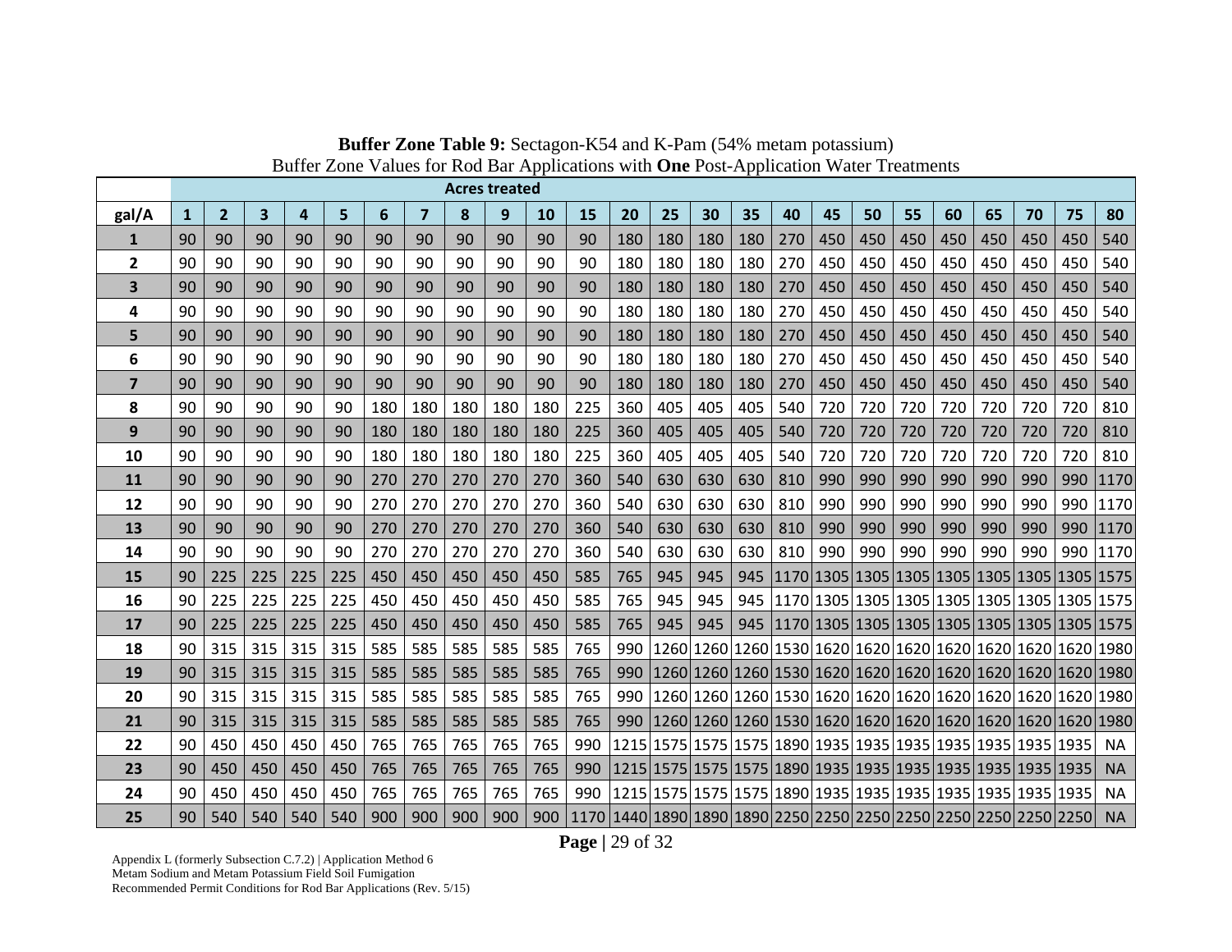**Buffer Zone Table 9:** Sectagon-K54 and K-Pam (54% metam potassium)
Buffer Zone Values for Rod Bar Applications with **One** Post-Application Water Treatments

| | Acres treated | | | | | | | | | | | | | | | | | | | | | | | |
|---|---|---|---|---|---|---|---|---|---|---|---|---|---|---|---|---|---|---|---|---|---|---|---|---|
| **gal/A** | **1** | **2** | **3** | **4** | **5** | **6** | **7** | **8** | **9** | **10** | **15** | **20** | **25** | **30** | **35** | **40** | **45** | **50** | **55** | **60** | **65** | **70** | **75** | **80** |
| **1** | 90 | 90 | 90 | 90 | 90 | 90 | 90 | 90 | 90 | 90 | 90 | 180 | 180 | 180 | 180 | 270 | 450 | 450 | 450 | 450 | 450 | 450 | 450 | 540 |
| **2** | 90 | 90 | 90 | 90 | 90 | 90 | 90 | 90 | 90 | 90 | 90 | 180 | 180 | 180 | 180 | 270 | 450 | 450 | 450 | 450 | 450 | 450 | 450 | 540 |
| **3** | 90 | 90 | 90 | 90 | 90 | 90 | 90 | 90 | 90 | 90 | 90 | 180 | 180 | 180 | 180 | 270 | 450 | 450 | 450 | 450 | 450 | 450 | 450 | 540 |
| **4** | 90 | 90 | 90 | 90 | 90 | 90 | 90 | 90 | 90 | 90 | 90 | 180 | 180 | 180 | 180 | 270 | 450 | 450 | 450 | 450 | 450 | 450 | 450 | 540 |
| **5** | 90 | 90 | 90 | 90 | 90 | 90 | 90 | 90 | 90 | 90 | 90 | 180 | 180 | 180 | 180 | 270 | 450 | 450 | 450 | 450 | 450 | 450 | 450 | 540 |
| **6** | 90 | 90 | 90 | 90 | 90 | 90 | 90 | 90 | 90 | 90 | 90 | 180 | 180 | 180 | 180 | 270 | 450 | 450 | 450 | 450 | 450 | 450 | 450 | 540 |
| **7** | 90 | 90 | 90 | 90 | 90 | 90 | 90 | 90 | 90 | 90 | 90 | 180 | 180 | 180 | 180 | 270 | 450 | 450 | 450 | 450 | 450 | 450 | 450 | 540 |
| **8** | 90 | 90 | 90 | 90 | 90 | 180 | 180 | 180 | 180 | 180 | 225 | 360 | 405 | 405 | 405 | 540 | 720 | 720 | 720 | 720 | 720 | 720 | 720 | 810 |
| **9** | 90 | 90 | 90 | 90 | 90 | 180 | 180 | 180 | 180 | 180 | 225 | 360 | 405 | 405 | 405 | 540 | 720 | 720 | 720 | 720 | 720 | 720 | 720 | 810 |
| **10** | 90 | 90 | 90 | 90 | 90 | 180 | 180 | 180 | 180 | 180 | 225 | 360 | 405 | 405 | 405 | 540 | 720 | 720 | 720 | 720 | 720 | 720 | 720 | 810 |
| **11** | 90 | 90 | 90 | 90 | 90 | 270 | 270 | 270 | 270 | 270 | 360 | 540 | 630 | 630 | 630 | 810 | 990 | 990 | 990 | 990 | 990 | 990 | 990 | 1170 |
| **12** | 90 | 90 | 90 | 90 | 90 | 270 | 270 | 270 | 270 | 270 | 360 | 540 | 630 | 630 | 630 | 810 | 990 | 990 | 990 | 990 | 990 | 990 | 990 | 1170 |
| **13** | 90 | 90 | 90 | 90 | 90 | 270 | 270 | 270 | 270 | 270 | 360 | 540 | 630 | 630 | 630 | 810 | 990 | 990 | 990 | 990 | 990 | 990 | 990 | 1170 |
| **14** | 90 | 90 | 90 | 90 | 90 | 270 | 270 | 270 | 270 | 270 | 360 | 540 | 630 | 630 | 630 | 810 | 990 | 990 | 990 | 990 | 990 | 990 | 990 | 1170 |
| **15** | 90 | 225 | 225 | 225 | 225 | 450 | 450 | 450 | 450 | 450 | 585 | 765 | 945 | 945 | 945 | 1170 | 1305 | 1305 | 1305 | 1305 | 1305 | 1305 | 1305 | 1575 |
| **16** | 90 | 225 | 225 | 225 | 225 | 450 | 450 | 450 | 450 | 450 | 585 | 765 | 945 | 945 | 945 | 1170 | 1305 | 1305 | 1305 | 1305 | 1305 | 1305 | 1305 | 1575 |
| **17** | 90 | 225 | 225 | 225 | 225 | 450 | 450 | 450 | 450 | 450 | 585 | 765 | 945 | 945 | 945 | 1170 | 1305 | 1305 | 1305 | 1305 | 1305 | 1305 | 1305 | 1575 |
| **18** | 90 | 315 | 315 | 315 | 315 | 585 | 585 | 585 | 585 | 585 | 765 | 990 | 1260 | 1260 | 1260 | 1530 | 1620 | 1620 | 1620 | 1620 | 1620 | 1620 | 1620 | 1980 |
| **19** | 90 | 315 | 315 | 315 | 315 | 585 | 585 | 585 | 585 | 585 | 765 | 990 | 1260 | 1260 | 1260 | 1530 | 1620 | 1620 | 1620 | 1620 | 1620 | 1620 | 1620 | 1980 |
| **20** | 90 | 315 | 315 | 315 | 315 | 585 | 585 | 585 | 585 | 585 | 765 | 990 | 1260 | 1260 | 1260 | 1530 | 1620 | 1620 | 1620 | 1620 | 1620 | 1620 | 1620 | 1980 |
| **21** | 90 | 315 | 315 | 315 | 315 | 585 | 585 | 585 | 585 | 585 | 765 | 990 | 1260 | 1260 | 1260 | 1530 | 1620 | 1620 | 1620 | 1620 | 1620 | 1620 | 1620 | 1980 |
| **22** | 90 | 450 | 450 | 450 | 450 | 765 | 765 | 765 | 765 | 765 | 990 | 1215 | 1575 | 1575 | 1575 | 1890 | 1935 | 1935 | 1935 | 1935 | 1935 | 1935 | 1935 | NA |
| **23** | 90 | 450 | 450 | 450 | 450 | 765 | 765 | 765 | 765 | 765 | 990 | 1215 | 1575 | 1575 | 1575 | 1890 | 1935 | 1935 | 1935 | 1935 | 1935 | 1935 | 1935 | NA |
| **24** | 90 | 450 | 450 | 450 | 450 | 765 | 765 | 765 | 765 | 765 | 990 | 1215 | 1575 | 1575 | 1575 | 1890 | 1935 | 1935 | 1935 | 1935 | 1935 | 1935 | 1935 | NA |
| **25** | 90 | 540 | 540 | 540 | 540 | 900 | 900 | 900 | 900 | 900 | 1170 | 1440 | 1890 | 1890 | 1890 | 2250 | 2250 | 2250 | 2250 | 2250 | 2250 | 2250 | 2250 | NA |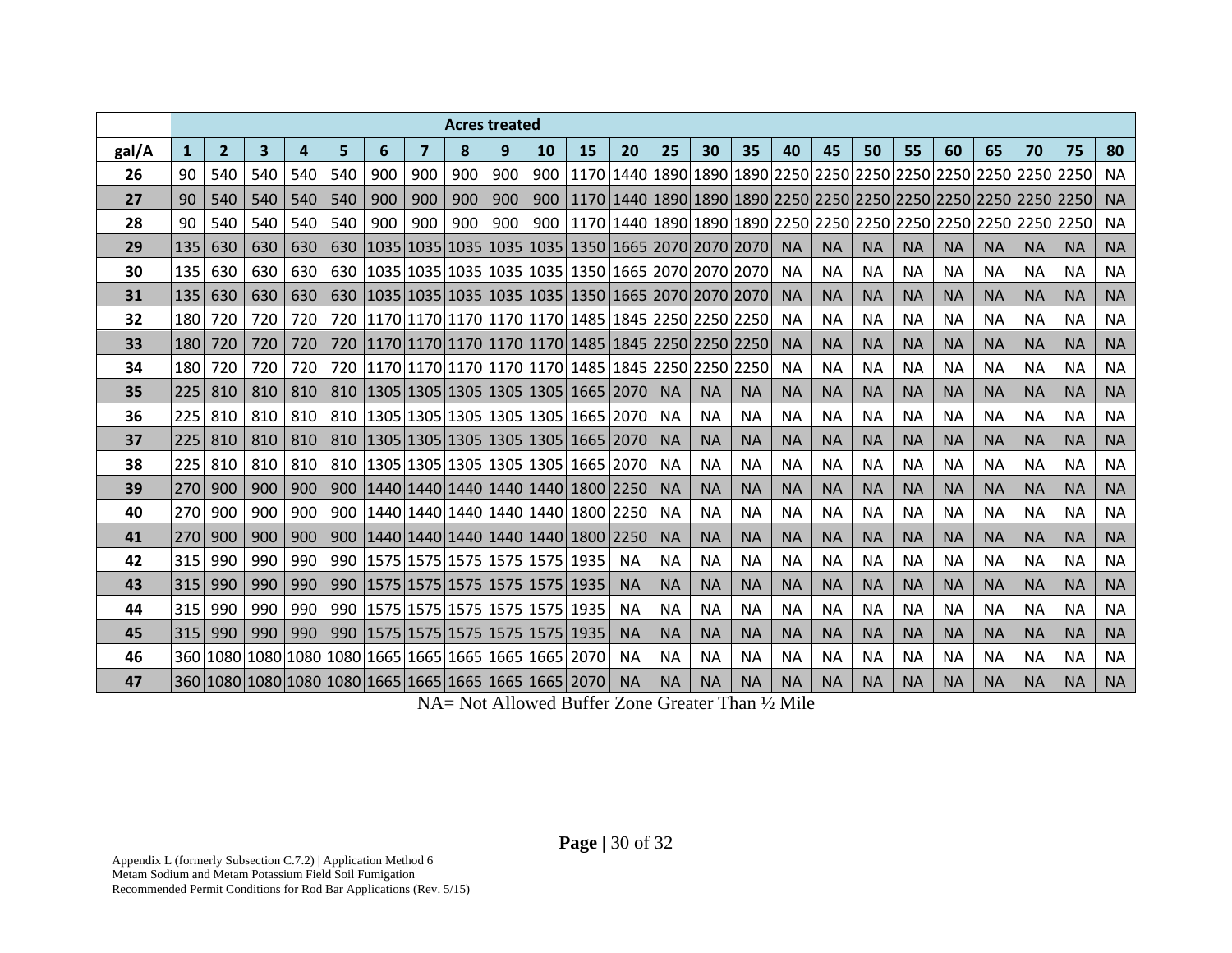| gal/A | Acres treated | | | | | | | | | | | | | | | | | | | | | | | |
|---|---|---|---|---|---|---|---|---|---|---|---|---|---|---|---|---|---|---|---|---|---|---|---|---|
| | 1 | 2 | 3 | 4 | 5 | 6 | 7 | 8 | 9 | 10 | 15 | 20 | 25 | 30 | 35 | 40 | 45 | 50 | 55 | 60 | 65 | 70 | 75 | 80 |
| 26 | 90 | 540 | 540 | 540 | 540 | 900 | 900 | 900 | 900 | 900 | 1170 | 1440 | 1890 | 1890 | 1890 | 2250 | 2250 | 2250 | 2250 | 2250 | 2250 | 2250 | 2250 | NA |
| 27 | 90 | 540 | 540 | 540 | 540 | 900 | 900 | 900 | 900 | 900 | 1170 | 1440 | 1890 | 1890 | 1890 | 2250 | 2250 | 2250 | 2250 | 2250 | 2250 | 2250 | 2250 | NA |
| 28 | 90 | 540 | 540 | 540 | 540 | 900 | 900 | 900 | 900 | 900 | 1170 | 1440 | 1890 | 1890 | 1890 | 2250 | 2250 | 2250 | 2250 | 2250 | 2250 | 2250 | 2250 | NA |
| 29 | 135 | 630 | 630 | 630 | 630 | 1035 | 1035 | 1035 | 1035 | 1035 | 1350 | 1665 | 2070 | 2070 | 2070 | NA | NA | NA | NA | NA | NA | NA | NA | NA |
| 30 | 135 | 630 | 630 | 630 | 630 | 1035 | 1035 | 1035 | 1035 | 1035 | 1350 | 1665 | 2070 | 2070 | 2070 | NA | NA | NA | NA | NA | NA | NA | NA | NA |
| 31 | 135 | 630 | 630 | 630 | 630 | 1035 | 1035 | 1035 | 1035 | 1035 | 1350 | 1665 | 2070 | 2070 | 2070 | NA | NA | NA | NA | NA | NA | NA | NA | NA |
| 32 | 180 | 720 | 720 | 720 | 720 | 1170 | 1170 | 1170 | 1170 | 1170 | 1485 | 1845 | 2250 | 2250 | 2250 | NA | NA | NA | NA | NA | NA | NA | NA | NA |
| 33 | 180 | 720 | 720 | 720 | 720 | 1170 | 1170 | 1170 | 1170 | 1170 | 1485 | 1845 | 2250 | 2250 | 2250 | NA | NA | NA | NA | NA | NA | NA | NA | NA |
| 34 | 180 | 720 | 720 | 720 | 720 | 1170 | 1170 | 1170 | 1170 | 1170 | 1485 | 1845 | 2250 | 2250 | 2250 | NA | NA | NA | NA | NA | NA | NA | NA | NA |
| 35 | 225 | 810 | 810 | 810 | 810 | 1305 | 1305 | 1305 | 1305 | 1305 | 1665 | 2070 | NA | NA | NA | NA | NA | NA | NA | NA | NA | NA | NA | NA |
| 36 | 225 | 810 | 810 | 810 | 810 | 1305 | 1305 | 1305 | 1305 | 1305 | 1665 | 2070 | NA | NA | NA | NA | NA | NA | NA | NA | NA | NA | NA | NA |
| 37 | 225 | 810 | 810 | 810 | 810 | 1305 | 1305 | 1305 | 1305 | 1305 | 1665 | 2070 | NA | NA | NA | NA | NA | NA | NA | NA | NA | NA | NA | NA |
| 38 | 225 | 810 | 810 | 810 | 810 | 1305 | 1305 | 1305 | 1305 | 1305 | 1665 | 2070 | NA | NA | NA | NA | NA | NA | NA | NA | NA | NA | NA | NA |
| 39 | 270 | 900 | 900 | 900 | 900 | 1440 | 1440 | 1440 | 1440 | 1440 | 1800 | 2250 | NA | NA | NA | NA | NA | NA | NA | NA | NA | NA | NA | NA |
| 40 | 270 | 900 | 900 | 900 | 900 | 1440 | 1440 | 1440 | 1440 | 1440 | 1800 | 2250 | NA | NA | NA | NA | NA | NA | NA | NA | NA | NA | NA | NA |
| 41 | 270 | 900 | 900 | 900 | 900 | 1440 | 1440 | 1440 | 1440 | 1440 | 1800 | 2250 | NA | NA | NA | NA | NA | NA | NA | NA | NA | NA | NA | NA |
| 42 | 315 | 990 | 990 | 990 | 990 | 1575 | 1575 | 1575 | 1575 | 1575 | 1935 | NA | NA | NA | NA | NA | NA | NA | NA | NA | NA | NA | NA | NA |
| 43 | 315 | 990 | 990 | 990 | 990 | 1575 | 1575 | 1575 | 1575 | 1575 | 1935 | NA | NA | NA | NA | NA | NA | NA | NA | NA | NA | NA | NA | NA |
| 44 | 315 | 990 | 990 | 990 | 990 | 1575 | 1575 | 1575 | 1575 | 1575 | 1935 | NA | NA | NA | NA | NA | NA | NA | NA | NA | NA | NA | NA | NA |
| 45 | 315 | 990 | 990 | 990 | 990 | 1575 | 1575 | 1575 | 1575 | 1575 | 1935 | NA | NA | NA | NA | NA | NA | NA | NA | NA | NA | NA | NA | NA |
| 46 | 360 | 1080 | 1080 | 1080 | 1080 | 1665 | 1665 | 1665 | 1665 | 1665 | 2070 | NA | NA | NA | NA | NA | NA | NA | NA | NA | NA | NA | NA | NA |
| 47 | 360 | 1080 | 1080 | 1080 | 1080 | 1665 | 1665 | 1665 | 1665 | 1665 | 2070 | NA | NA | NA | NA | NA | NA | NA | NA | NA | NA | NA | NA | NA |

NA= Not Allowed Buffer Zone Greater Than ½ Mile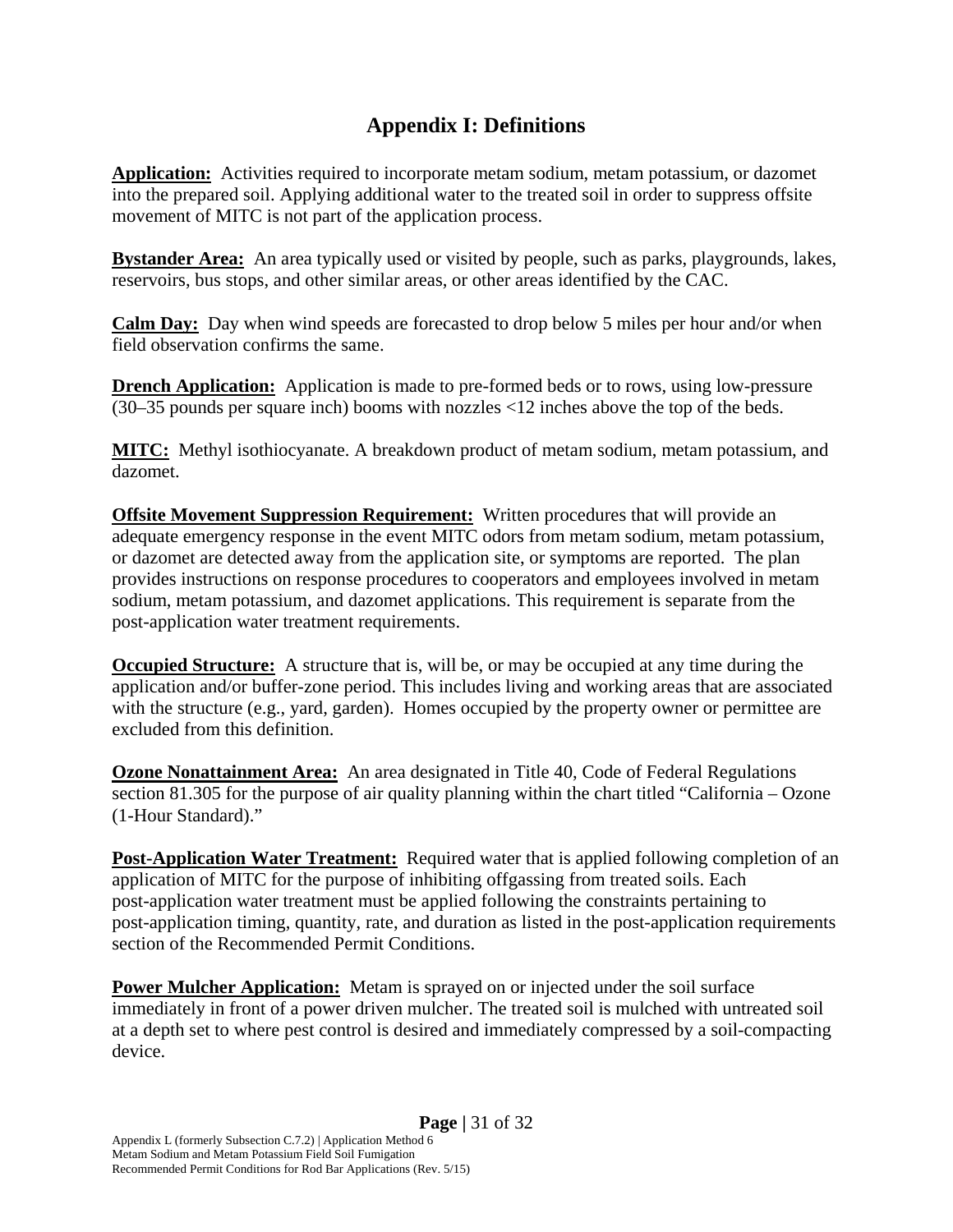# Appendix I: Definitions

**Application:** Activities required to incorporate metam sodium, metam potassium, or dazomet into the prepared soil. Applying additional water to the treated soil in order to suppress offsite movement of MITC is not part of the application process.

**Bystander Area:** An area typically used or visited by people, such as parks, playgrounds, lakes, reservoirs, bus stops, and other similar areas, or other areas identified by the CAC.

**Calm Day:** Day when wind speeds are forecasted to drop below 5 miles per hour and/or when field observation confirms the same.

**Drench Application:** Application is made to pre-formed beds or to rows, using low-pressure (30–35 pounds per square inch) booms with nozzles <12 inches above the top of the beds.

**MITC:** Methyl isothiocyanate. A breakdown product of metam sodium, metam potassium, and dazomet.

**Offsite Movement Suppression Requirement:** Written procedures that will provide an adequate emergency response in the event MITC odors from metam sodium, metam potassium, or dazomet are detected away from the application site, or symptoms are reported. The plan provides instructions on response procedures to cooperators and employees involved in metam sodium, metam potassium, and dazomet applications. This requirement is separate from the post-application water treatment requirements.

**Occupied Structure:** A structure that is, will be, or may be occupied at any time during the application and/or buffer-zone period. This includes living and working areas that are associated with the structure (e.g., yard, garden). Homes occupied by the property owner or permittee are excluded from this definition.

**Ozone Nonattainment Area:** An area designated in Title 40, Code of Federal Regulations section 81.305 for the purpose of air quality planning within the chart titled "California – Ozone (1-Hour Standard)."

**Post-Application Water Treatment:** Required water that is applied following completion of an application of MITC for the purpose of inhibiting offgassing from treated soils. Each post-application water treatment must be applied following the constraints pertaining to post-application timing, quantity, rate, and duration as listed in the post-application requirements section of the Recommended Permit Conditions.

**Power Mulcher Application:** Metam is sprayed on or injected under the soil surface immediately in front of a power driven mulcher. The treated soil is mulched with untreated soil at a depth set to where pest control is desired and immediately compressed by a soil-compacting device.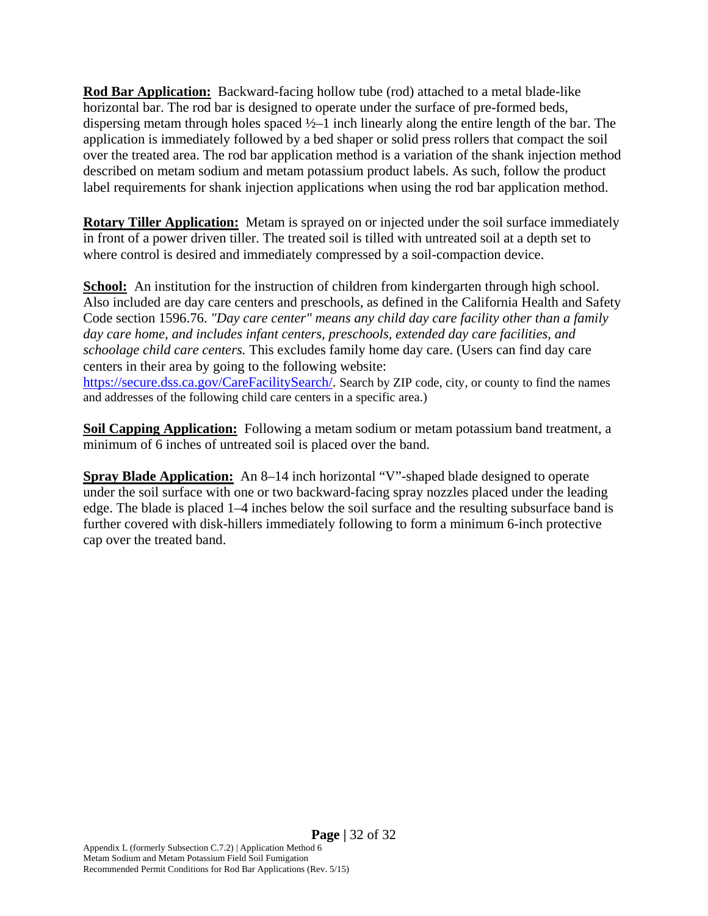**Rod Bar Application:** Backward-facing hollow tube (rod) attached to a metal blade-like horizontal bar. The rod bar is designed to operate under the surface of pre-formed beds, dispersing metam through holes spaced ½–1 inch linearly along the entire length of the bar. The application is immediately followed by a bed shaper or solid press rollers that compact the soil over the treated area. The rod bar application method is a variation of the shank injection method described on metam sodium and metam potassium product labels. As such, follow the product label requirements for shank injection applications when using the rod bar application method.

**Rotary Tiller Application:** Metam is sprayed on or injected under the soil surface immediately in front of a power driven tiller. The treated soil is tilled with untreated soil at a depth set to where control is desired and immediately compressed by a soil-compaction device.

**School:** An institution for the instruction of children from kindergarten through high school. Also included are day care centers and preschools, as defined in the California Health and Safety Code section 1596.76. *"Day care center" means any child day care facility other than a family day care home, and includes infant centers, preschools, extended day care facilities, and schoolage child care centers.* This excludes family home day care. (Users can find day care centers in their area by going to the following website: https://secure.dss.ca.gov/CareFacilitySearch/. Search by ZIP code, city, or county to find the names and addresses of the following child care centers in a specific area.)

**Soil Capping Application:** Following a metam sodium or metam potassium band treatment, a minimum of 6 inches of untreated soil is placed over the band.

**Spray Blade Application:** An 8–14 inch horizontal "V"-shaped blade designed to operate under the soil surface with one or two backward-facing spray nozzles placed under the leading edge. The blade is placed 1–4 inches below the soil surface and the resulting subsurface band is further covered with disk-hillers immediately following to form a minimum 6-inch protective cap over the treated band.